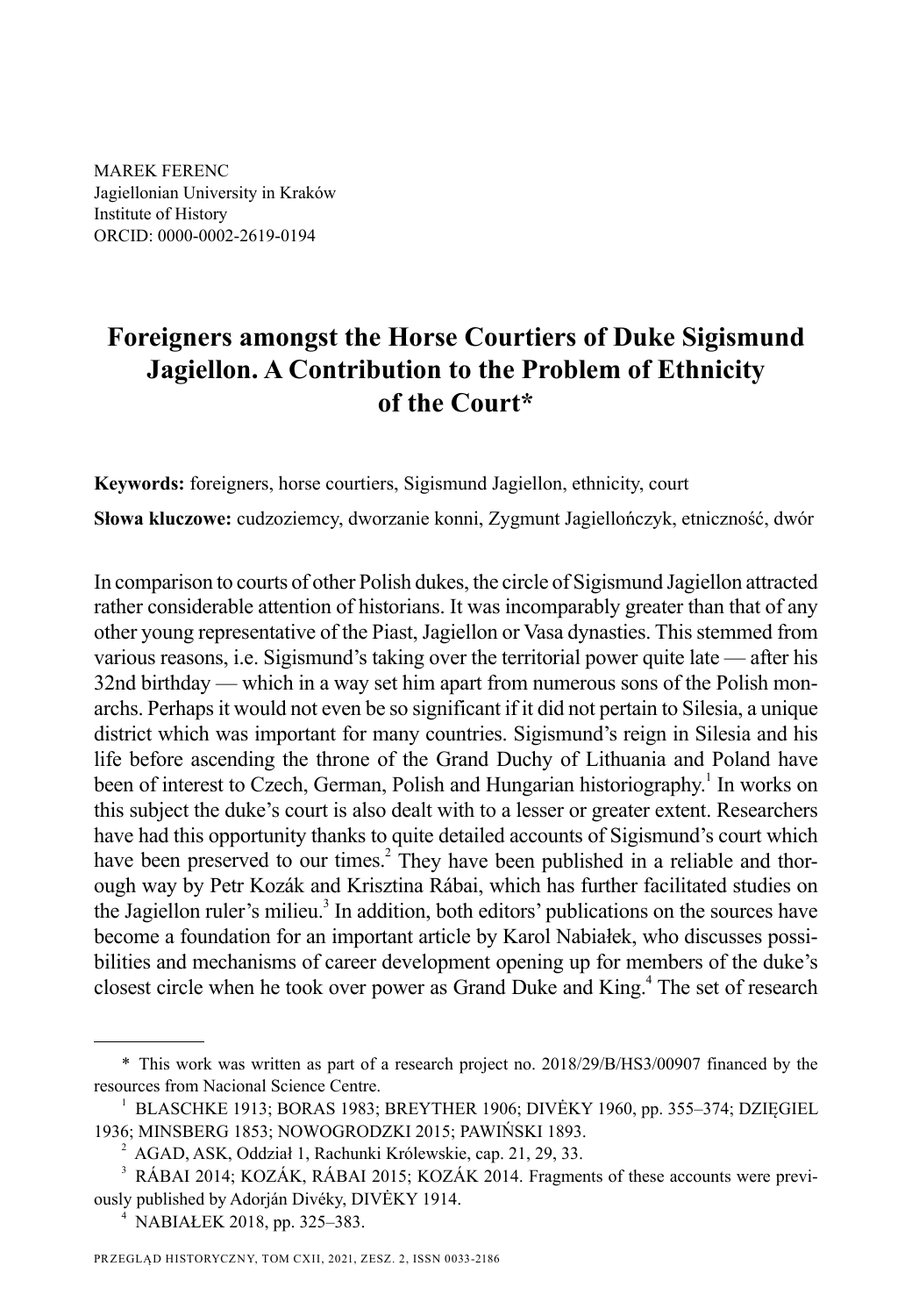MAREK FERENC
Jagiellonian University in Kraków
Institute of History
ORCID: 0000-0002-2619-0194

# Foreigners amongst the Horse Courtiers of Duke Sigismund Jagiellon. A Contribution to the Problem of Ethnicity of the Court*

**Keywords:** foreigners, horse courtiers, Sigismund Jagiellon, ethnicity, court

**Słowa kluczowe:** cudzoziemcy, dworzanie konni, Zygmunt Jagiellończyk, etniczność, dwór

In comparison to courts of other Polish dukes, the circle of Sigismund Jagiellon attracted rather considerable attention of historians. It was incomparably greater than that of any other young representative of the Piast, Jagiellon or Vasa dynasties. This stemmed from various reasons, i.e. Sigismund's taking over the territorial power quite late — after his 32nd birthday — which in a way set him apart from numerous sons of the Polish monarchs. Perhaps it would not even be so significant if it did not pertain to Silesia, a unique district which was important for many countries. Sigismund's reign in Silesia and his life before ascending the throne of the Grand Duchy of Lithuania and Poland have been of interest to Czech, German, Polish and Hungarian historiography.[1] In works on this subject the duke's court is also dealt with to a lesser or greater extent. Researchers have had this opportunity thanks to quite detailed accounts of Sigismund's court which have been preserved to our times.[2] They have been published in a reliable and thorough way by Petr Kozák and Krisztina Rábai, which has further facilitated studies on the Jagiellon ruler's milieu.[3] In addition, both editors' publications on the sources have become a foundation for an important article by Karol Nabiałek, who discusses possibilities and mechanisms of career development opening up for members of the duke's closest circle when he took over power as Grand Duke and King.[4] The set of research

\* This work was written as part of a research project no. 2018/29/B/HS3/00907 financed by the resources from Nacional Science Centre.

[1] BLASCHKE 1913; BORAS 1983; BREYTHER 1906; DIVÉKY 1960, pp. 355–374; DZIĘGIEL 1936; MINSBERG 1853; NOWOGRODZKI 2015; PAWIŃSKI 1893.

[2] AGAD, ASK, Oddział 1, Rachunki Królewskie, cap. 21, 29, 33.

[3] RÁBAI 2014; KOZÁK, RÁBAI 2015; KOZÁK 2014. Fragments of these accounts were previously published by Adorján Divéky, DIVÉKY 1914.

[4] NABIAŁEK 2018, pp. 325–383.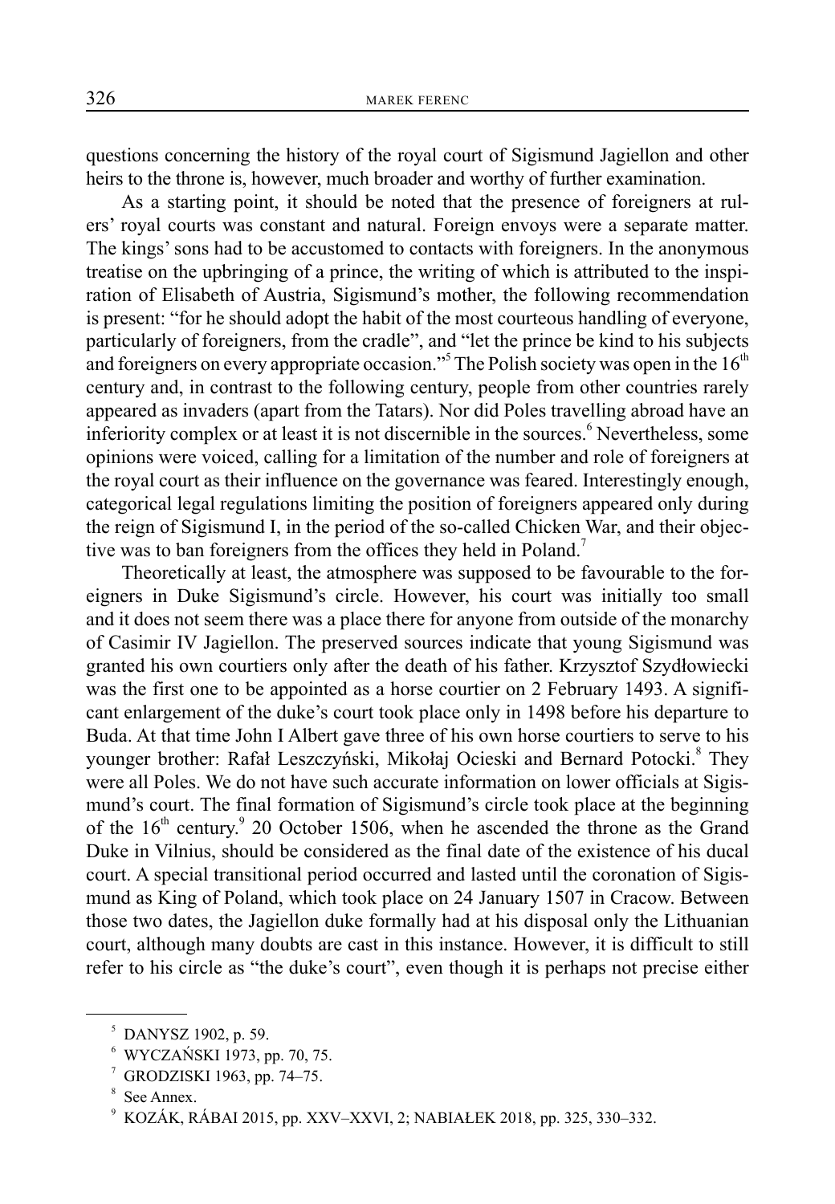questions concerning the history of the royal court of Sigismund Jagiellon and other heirs to the throne is, however, much broader and worthy of further examination.

As a starting point, it should be noted that the presence of foreigners at rulers' royal courts was constant and natural. Foreign envoys were a separate matter. The kings' sons had to be accustomed to contacts with foreigners. In the anonymous treatise on the upbringing of a prince, the writing of which is attributed to the inspiration of Elisabeth of Austria, Sigismund's mother, the following recommendation is present: "for he should adopt the habit of the most courteous handling of everyone, particularly of foreigners, from the cradle", and "let the prince be kind to his subjects and foreigners on every appropriate occasion."[5] The Polish society was open in the 16th century and, in contrast to the following century, people from other countries rarely appeared as invaders (apart from the Tatars). Nor did Poles travelling abroad have an inferiority complex or at least it is not discernible in the sources.[6] Nevertheless, some opinions were voiced, calling for a limitation of the number and role of foreigners at the royal court as their influence on the governance was feared. Interestingly enough, categorical legal regulations limiting the position of foreigners appeared only during the reign of Sigismund I, in the period of the so-called Chicken War, and their objective was to ban foreigners from the offices they held in Poland.[7]

Theoretically at least, the atmosphere was supposed to be favourable to the foreigners in Duke Sigismund's circle. However, his court was initially too small and it does not seem there was a place there for anyone from outside of the monarchy of Casimir IV Jagiellon. The preserved sources indicate that young Sigismund was granted his own courtiers only after the death of his father. Krzysztof Szydłowiecki was the first one to be appointed as a horse courtier on 2 February 1493. A significant enlargement of the duke's court took place only in 1498 before his departure to Buda. At that time John I Albert gave three of his own horse courtiers to serve to his younger brother: Rafał Leszczyński, Mikołaj Ocieski and Bernard Potocki.[8] They were all Poles. We do not have such accurate information on lower officials at Sigismund's court. The final formation of Sigismund's circle took place at the beginning of the 16th century.[9] 20 October 1506, when he ascended the throne as the Grand Duke in Vilnius, should be considered as the final date of the existence of his ducal court. A special transitional period occurred and lasted until the coronation of Sigismund as King of Poland, which took place on 24 January 1507 in Cracow. Between those two dates, the Jagiellon duke formally had at his disposal only the Lithuanian court, although many doubts are cast in this instance. However, it is difficult to still refer to his circle as "the duke's court", even though it is perhaps not precise either

---

[5] DANYSZ 1902, p. 59.

[6] WYCZAŃSKI 1973, pp. 70, 75.

[7] GRODZISKI 1963, pp. 74–75.

[8] See Annex.

[9] KOZÁK, RÁBAI 2015, pp. XXV–XXVI, 2; NABIAŁEK 2018, pp. 325, 330–332.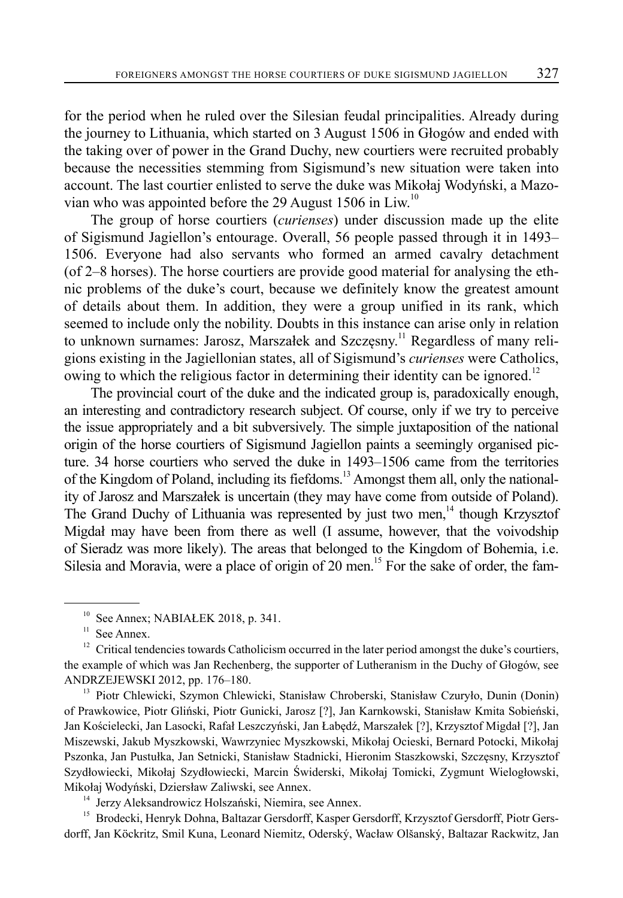for the period when he ruled over the Silesian feudal principalities. Already during the journey to Lithuania, which started on 3 August 1506 in Głogów and ended with the taking over of power in the Grand Duchy, new courtiers were recruited probably because the necessities stemming from Sigismund's new situation were taken into account. The last courtier enlisted to serve the duke was Mikołaj Wodyński, a Mazovian who was appointed before the 29 August 1506 in Liw.[10]

The group of horse courtiers (*curienses*) under discussion made up the elite of Sigismund Jagiellon's entourage. Overall, 56 people passed through it in 1493–1506. Everyone had also servants who formed an armed cavalry detachment (of 2–8 horses). The horse courtiers are provide good material for analysing the ethnic problems of the duke's court, because we definitely know the greatest amount of details about them. In addition, they were a group unified in its rank, which seemed to include only the nobility. Doubts in this instance can arise only in relation to unknown surnames: Jarosz, Marszałek and Szczęsny.[11] Regardless of many religions existing in the Jagiellonian states, all of Sigismund's *curienses* were Catholics, owing to which the religious factor in determining their identity can be ignored.[12]

The provincial court of the duke and the indicated group is, paradoxically enough, an interesting and contradictory research subject. Of course, only if we try to perceive the issue appropriately and a bit subversively. The simple juxtaposition of the national origin of the horse courtiers of Sigismund Jagiellon paints a seemingly organised picture. 34 horse courtiers who served the duke in 1493–1506 came from the territories of the Kingdom of Poland, including its fiefdoms.[13] Amongst them all, only the nationality of Jarosz and Marszałek is uncertain (they may have come from outside of Poland). The Grand Duchy of Lithuania was represented by just two men,[14] though Krzysztof Migdał may have been from there as well (I assume, however, that the voivodship of Sieradz was more likely). The areas that belonged to the Kingdom of Bohemia, i.e. Silesia and Moravia, were a place of origin of 20 men.[15] For the sake of order, the fam-

---

[10] See Annex; NABIAŁEK 2018, p. 341.

[11] See Annex.

[12] Critical tendencies towards Catholicism occurred in the later period amongst the duke's courtiers, the example of which was Jan Rechenberg, the supporter of Lutheranism in the Duchy of Głogów, see ANDRZEJEWSKI 2012, pp. 176–180.

[13] Piotr Chlewicki, Szymon Chlewicki, Stanisław Chroberski, Stanisław Czuryło, Dunin (Donin) of Prawkowice, Piotr Gliński, Piotr Gunicki, Jarosz [?], Jan Karnkowski, Stanisław Kmita Sobieński, Jan Kościelecki, Jan Lasocki, Rafał Leszczyński, Jan Łabędź, Marszałek [?], Krzysztof Migdał [?], Jan Miszewski, Jakub Myszkowski, Wawrzyniec Myszkowski, Mikołaj Ocieski, Bernard Potocki, Mikołaj Pszonka, Jan Pustułka, Jan Setnicki, Stanisław Stadnicki, Hieronim Staszkowski, Szczęsny, Krzysztof Szydłowiecki, Mikołaj Szydłowiecki, Marcin Świderski, Mikołaj Tomicki, Zygmunt Wielogłowski, Mikołaj Wodyński, Dziersław Zaliwski, see Annex.

[14] Jerzy Aleksandrowicz Holszański, Niemira, see Annex.

[15] Brodecki, Henryk Dohna, Baltazar Gersdorff, Kasper Gersdorff, Krzysztof Gersdorff, Piotr Gersdorff, Jan Köckritz, Smil Kuna, Leonard Niemitz, Oderský, Wacław Olšanský, Baltazar Rackwitz, Jan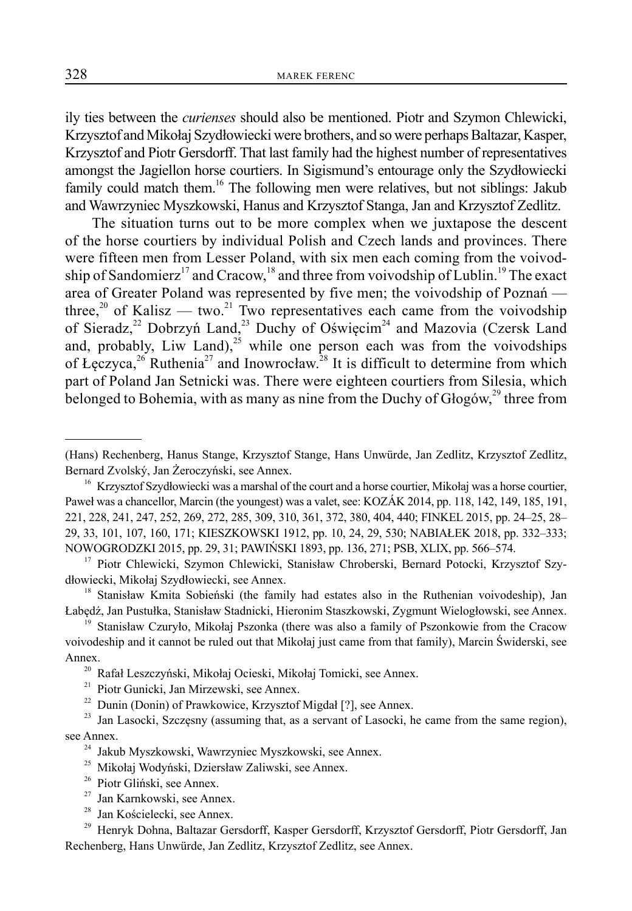ily ties between the *curienses* should also be mentioned. Piotr and Szymon Chlewicki, Krzysztof and Mikołaj Szydłowiecki were brothers, and so were perhaps Baltazar, Kasper, Krzysztof and Piotr Gersdorff. That last family had the highest number of representatives amongst the Jagiellon horse courtiers. In Sigismund's entourage only the Szydłowiecki family could match them.[16] The following men were relatives, but not siblings: Jakub and Wawrzyniec Myszkowski, Hanus and Krzysztof Stanga, Jan and Krzysztof Zedlitz.

The situation turns out to be more complex when we juxtapose the descent of the horse courtiers by individual Polish and Czech lands and provinces. There were fifteen men from Lesser Poland, with six men each coming from the voivodship of Sandomierz[17] and Cracow,[18] and three from voivodship of Lublin.[19] The exact area of Greater Poland was represented by five men; the voivodship of Poznań — three,[20] of Kalisz — two.[21] Two representatives each came from the voivodship of Sieradz,[22] Dobrzyń Land,[23] Duchy of Oświęcim[24] and Mazovia (Czersk Land and, probably, Liw Land),[25] while one person each was from the voivodships of Łęczyca,[26] Ruthenia[27] and Inowrocław.[28] It is difficult to determine from which part of Poland Jan Setnicki was. There were eighteen courtiers from Silesia, which belonged to Bohemia, with as many as nine from the Duchy of Głogów,[29] three from

---

(Hans) Rechenberg, Hanus Stange, Krzysztof Stange, Hans Unwürde, Jan Zedlitz, Krzysztof Zedlitz, Bernard Zvolský, Jan Żeroczyński, see Annex.

[16] Krzysztof Szydłowiecki was a marshal of the court and a horse courtier, Mikołaj was a horse courtier, Paweł was a chancellor, Marcin (the youngest) was a valet, see: KOZÁK 2014, pp. 118, 142, 149, 185, 191, 221, 228, 241, 247, 252, 269, 272, 285, 309, 310, 361, 372, 380, 404, 440; FINKEL 2015, pp. 24–25, 28–29, 33, 101, 107, 160, 171; KIESZKOWSKI 1912, pp. 10, 24, 29, 530; NABIAŁEK 2018, pp. 332–333; NOWOGRODZKI 2015, pp. 29, 31; PAWIŃSKI 1893, pp. 136, 271; PSB, XLIX, pp. 566–574.

[17] Piotr Chlewicki, Szymon Chlewicki, Stanisław Chroberski, Bernard Potocki, Krzysztof Szydłowiecki, Mikołaj Szydłowiecki, see Annex.

[18] Stanisław Kmita Sobieński (the family had estates also in the Ruthenian voivodeship), Jan Łabędź, Jan Pustułka, Stanisław Stadnicki, Hieronim Staszkowski, Zygmunt Wielogłowski, see Annex.

[19] Stanisław Czuryło, Mikołaj Pszonka (there was also a family of Pszonkowie from the Cracow voivodeship and it cannot be ruled out that Mikołaj just came from that family), Marcin Świderski, see Annex.

[20] Rafał Leszczyński, Mikołaj Ocieski, Mikołaj Tomicki, see Annex.

[21] Piotr Gunicki, Jan Mirzewski, see Annex.

[22] Dunin (Donin) of Prawkowice, Krzysztof Migdał [?], see Annex.

[23] Jan Lasocki, Szczęsny (assuming that, as a servant of Lasocki, he came from the same region), see Annex.

[24] Jakub Myszkowski, Wawrzyniec Myszkowski, see Annex.

[25] Mikołaj Wodyński, Dziersław Zaliwski, see Annex.

[26] Piotr Gliński, see Annex.

[27] Jan Karnkowski, see Annex.

[28] Jan Kościelecki, see Annex.

[29] Henryk Dohna, Baltazar Gersdorff, Kasper Gersdorff, Krzysztof Gersdorff, Piotr Gersdorff, Jan Rechenberg, Hans Unwürde, Jan Zedlitz, Krzysztof Zedlitz, see Annex.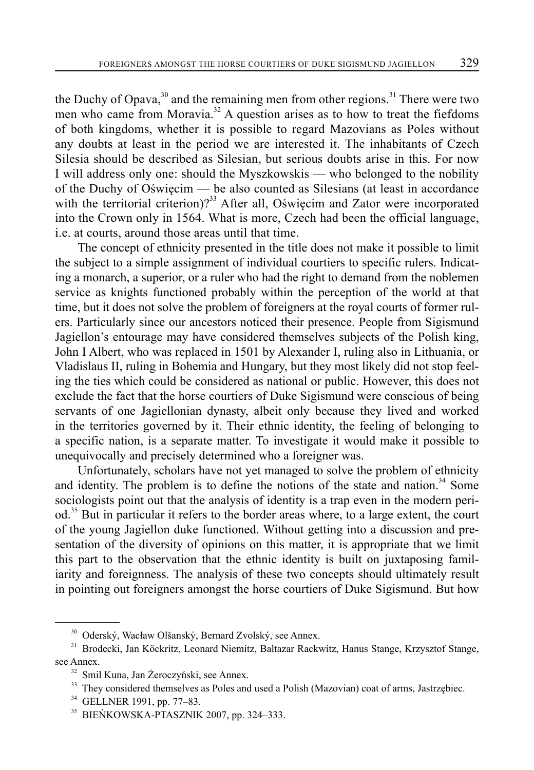the Duchy of Opava,[30] and the remaining men from other regions.[31] There were two men who came from Moravia.[32] A question arises as to how to treat the fiefdoms of both kingdoms, whether it is possible to regard Mazovians as Poles without any doubts at least in the period we are interested it. The inhabitants of Czech Silesia should be described as Silesian, but serious doubts arise in this. For now I will address only one: should the Myszkowskis — who belonged to the nobility of the Duchy of Oświęcim — be also counted as Silesians (at least in accordance with the territorial criterion)?[33] After all, Oświęcim and Zator were incorporated into the Crown only in 1564. What is more, Czech had been the official language, i.e. at courts, around those areas until that time.

The concept of ethnicity presented in the title does not make it possible to limit the subject to a simple assignment of individual courtiers to specific rulers. Indicating a monarch, a superior, or a ruler who had the right to demand from the noblemen service as knights functioned probably within the perception of the world at that time, but it does not solve the problem of foreigners at the royal courts of former rulers. Particularly since our ancestors noticed their presence. People from Sigismund Jagiellon's entourage may have considered themselves subjects of the Polish king, John I Albert, who was replaced in 1501 by Alexander I, ruling also in Lithuania, or Vladislaus II, ruling in Bohemia and Hungary, but they most likely did not stop feeling the ties which could be considered as national or public. However, this does not exclude the fact that the horse courtiers of Duke Sigismund were conscious of being servants of one Jagiellonian dynasty, albeit only because they lived and worked in the territories governed by it. Their ethnic identity, the feeling of belonging to a specific nation, is a separate matter. To investigate it would make it possible to unequivocally and precisely determined who a foreigner was.

Unfortunately, scholars have not yet managed to solve the problem of ethnicity and identity. The problem is to define the notions of the state and nation.[34] Some sociologists point out that the analysis of identity is a trap even in the modern period.[35] But in particular it refers to the border areas where, to a large extent, the court of the young Jagiellon duke functioned. Without getting into a discussion and presentation of the diversity of opinions on this matter, it is appropriate that we limit this part to the observation that the ethnic identity is built on juxtaposing familiarity and foreignness. The analysis of these two concepts should ultimately result in pointing out foreigners amongst the horse courtiers of Duke Sigismund. But how

---

[30] Oderský, Wacław Olšanský, Bernard Zvolský, see Annex.

[31] Brodecki, Jan Köckritz, Leonard Niemitz, Baltazar Rackwitz, Hanus Stange, Krzysztof Stange, see Annex.

[32] Smil Kuna, Jan Żeroczyński, see Annex.

[33] They considered themselves as Poles and used a Polish (Mazovian) coat of arms, Jastrzębiec.

[34] GELLNER 1991, pp. 77–83.

[35] BIEŃKOWSKA-PTASZNIK 2007, pp. 324–333.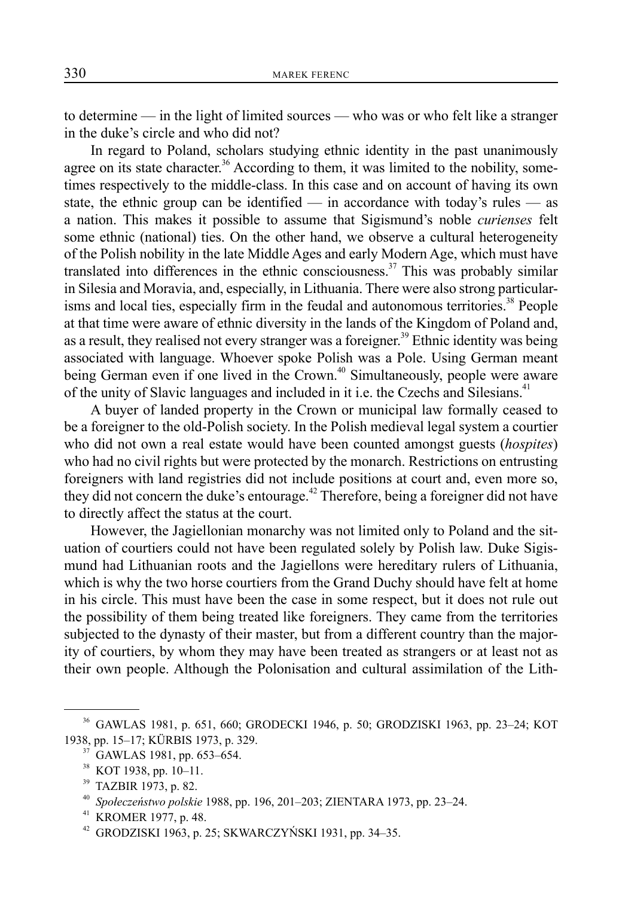to determine — in the light of limited sources — who was or who felt like a stranger in the duke's circle and who did not?

In regard to Poland, scholars studying ethnic identity in the past unanimously agree on its state character.[36] According to them, it was limited to the nobility, sometimes respectively to the middle-class. In this case and on account of having its own state, the ethnic group can be identified — in accordance with today's rules — as a nation. This makes it possible to assume that Sigismund's noble *curienses* felt some ethnic (national) ties. On the other hand, we observe a cultural heterogeneity of the Polish nobility in the late Middle Ages and early Modern Age, which must have translated into differences in the ethnic consciousness.[37] This was probably similar in Silesia and Moravia, and, especially, in Lithuania. There were also strong particularisms and local ties, especially firm in the feudal and autonomous territories.[38] People at that time were aware of ethnic diversity in the lands of the Kingdom of Poland and, as a result, they realised not every stranger was a foreigner.[39] Ethnic identity was being associated with language. Whoever spoke Polish was a Pole. Using German meant being German even if one lived in the Crown.[40] Simultaneously, people were aware of the unity of Slavic languages and included in it i.e. the Czechs and Silesians.[41]

A buyer of landed property in the Crown or municipal law formally ceased to be a foreigner to the old-Polish society. In the Polish medieval legal system a courtier who did not own a real estate would have been counted amongst guests (*hospites*) who had no civil rights but were protected by the monarch. Restrictions on entrusting foreigners with land registries did not include positions at court and, even more so, they did not concern the duke's entourage.[42] Therefore, being a foreigner did not have to directly affect the status at the court.

However, the Jagiellonian monarchy was not limited only to Poland and the situation of courtiers could not have been regulated solely by Polish law. Duke Sigismund had Lithuanian roots and the Jagiellons were hereditary rulers of Lithuania, which is why the two horse courtiers from the Grand Duchy should have felt at home in his circle. This must have been the case in some respect, but it does not rule out the possibility of them being treated like foreigners. They came from the territories subjected to the dynasty of their master, but from a different country than the majority of courtiers, by whom they may have been treated as strangers or at least not as their own people. Although the Polonisation and cultural assimilation of the Lith-

---

[36] GAWLAS 1981, p. 651, 660; GRODECKI 1946, p. 50; GRODZISKI 1963, pp. 23–24; KOT 1938, pp. 15–17; KÜRBIS 1973, p. 329.

[37] GAWLAS 1981, pp. 653–654.

[38] KOT 1938, pp. 10–11.

[39] TAZBIR 1973, p. 82.

[40] *Społeczeństwo polskie* 1988, pp. 196, 201–203; ZIENTARA 1973, pp. 23–24.

[41] KROMER 1977, p. 48.

[42] GRODZISKI 1963, p. 25; SKWARCZYŃSKI 1931, pp. 34–35.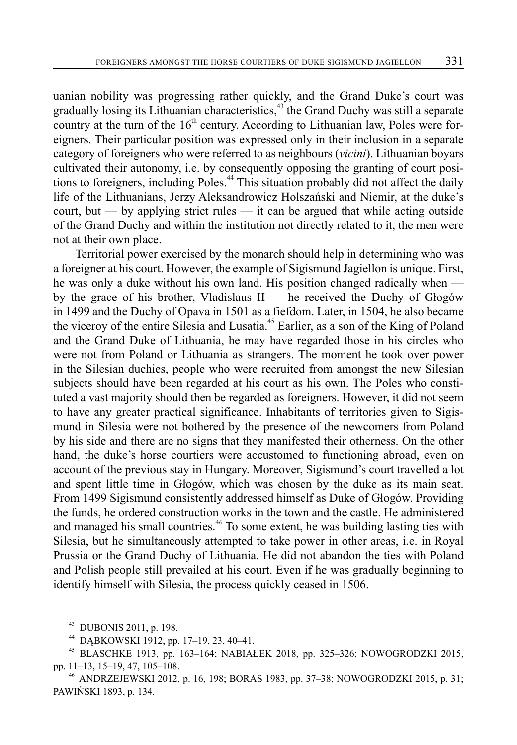uanian nobility was progressing rather quickly, and the Grand Duke's court was gradually losing its Lithuanian characteristics,[43] the Grand Duchy was still a separate country at the turn of the 16th century. According to Lithuanian law, Poles were foreigners. Their particular position was expressed only in their inclusion in a separate category of foreigners who were referred to as neighbours (*vicini*). Lithuanian boyars cultivated their autonomy, i.e. by consequently opposing the granting of court positions to foreigners, including Poles.[44] This situation probably did not affect the daily life of the Lithuanians, Jerzy Aleksandrowicz Holszański and Niemir, at the duke's court, but — by applying strict rules — it can be argued that while acting outside of the Grand Duchy and within the institution not directly related to it, the men were not at their own place.

Territorial power exercised by the monarch should help in determining who was a foreigner at his court. However, the example of Sigismund Jagiellon is unique. First, he was only a duke without his own land. His position changed radically when — by the grace of his brother, Vladislaus II — he received the Duchy of Głogów in 1499 and the Duchy of Opava in 1501 as a fiefdom. Later, in 1504, he also became the viceroy of the entire Silesia and Lusatia.[45] Earlier, as a son of the King of Poland and the Grand Duke of Lithuania, he may have regarded those in his circles who were not from Poland or Lithuania as strangers. The moment he took over power in the Silesian duchies, people who were recruited from amongst the new Silesian subjects should have been regarded at his court as his own. The Poles who constituted a vast majority should then be regarded as foreigners. However, it did not seem to have any greater practical significance. Inhabitants of territories given to Sigismund in Silesia were not bothered by the presence of the newcomers from Poland by his side and there are no signs that they manifested their otherness. On the other hand, the duke's horse courtiers were accustomed to functioning abroad, even on account of the previous stay in Hungary. Moreover, Sigismund's court travelled a lot and spent little time in Głogów, which was chosen by the duke as its main seat. From 1499 Sigismund consistently addressed himself as Duke of Głogów. Providing the funds, he ordered construction works in the town and the castle. He administered and managed his small countries.[46] To some extent, he was building lasting ties with Silesia, but he simultaneously attempted to take power in other areas, i.e. in Royal Prussia or the Grand Duchy of Lithuania. He did not abandon the ties with Poland and Polish people still prevailed at his court. Even if he was gradually beginning to identify himself with Silesia, the process quickly ceased in 1506.

---

[43] DUBONIS 2011, p. 198.

[44] DĄBKOWSKI 1912, pp. 17–19, 23, 40–41.

[45] BLASCHKE 1913, pp. 163–164; NABIAŁEK 2018, pp. 325–326; NOWOGRODZKI 2015, pp. 11–13, 15–19, 47, 105–108.

[46] ANDRZEJEWSKI 2012, p. 16, 198; BORAS 1983, pp. 37–38; NOWOGRODZKI 2015, p. 31; PAWIŃSKI 1893, p. 134.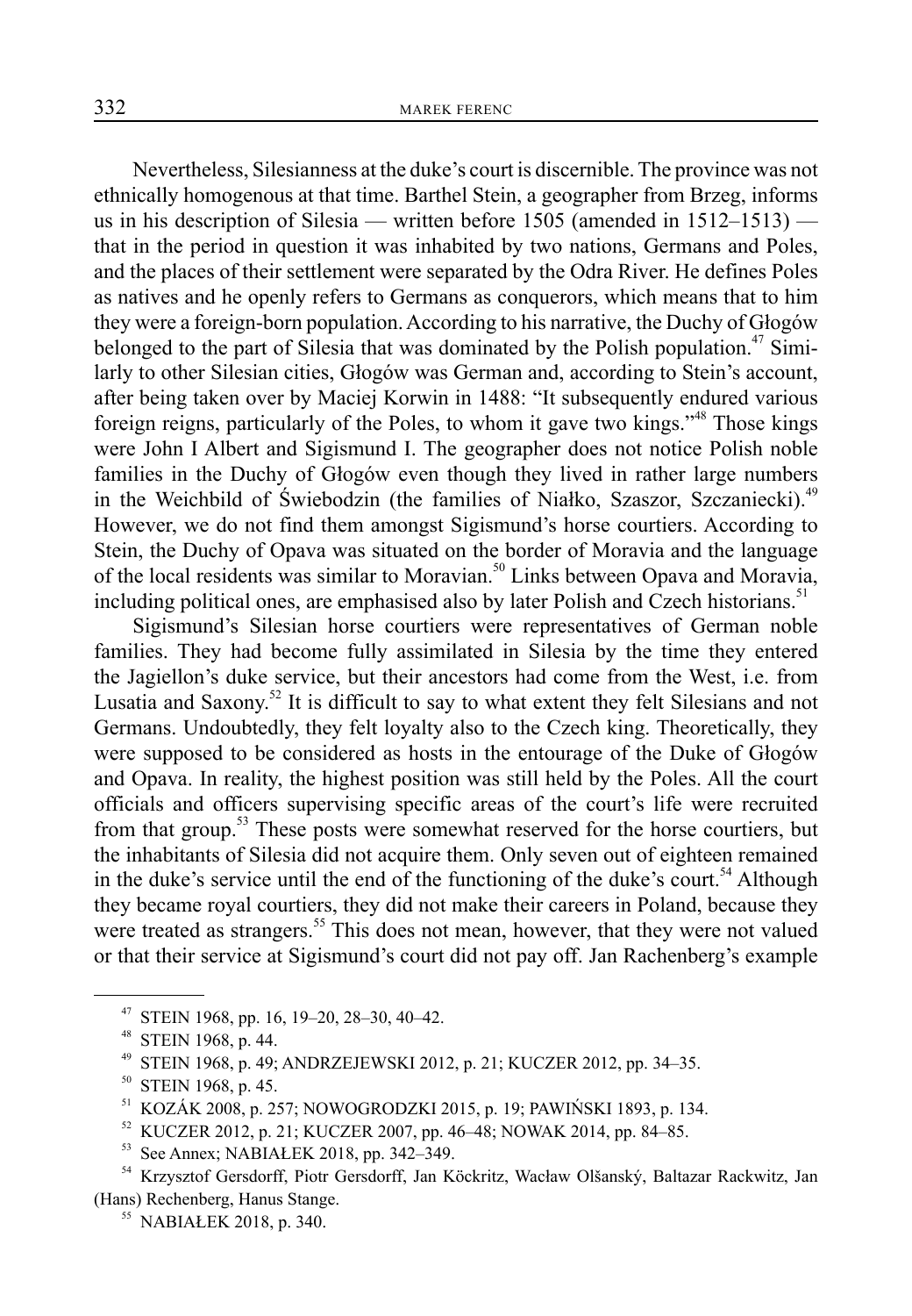Nevertheless, Silesianness at the duke's court is discernible. The province was not ethnically homogenous at that time. Barthel Stein, a geographer from Brzeg, informs us in his description of Silesia — written before 1505 (amended in 1512–1513) — that in the period in question it was inhabited by two nations, Germans and Poles, and the places of their settlement were separated by the Odra River. He defines Poles as natives and he openly refers to Germans as conquerors, which means that to him they were a foreign-born population. According to his narrative, the Duchy of Głogów belonged to the part of Silesia that was dominated by the Polish population.[47] Similarly to other Silesian cities, Głogów was German and, according to Stein's account, after being taken over by Maciej Korwin in 1488: "It subsequently endured various foreign reigns, particularly of the Poles, to whom it gave two kings."[48] Those kings were John I Albert and Sigismund I. The geographer does not notice Polish noble families in the Duchy of Głogów even though they lived in rather large numbers in the Weichbild of Świebodzin (the families of Niałko, Szaszor, Szczaniecki).[49] However, we do not find them amongst Sigismund's horse courtiers. According to Stein, the Duchy of Opava was situated on the border of Moravia and the language of the local residents was similar to Moravian.[50] Links between Opava and Moravia, including political ones, are emphasised also by later Polish and Czech historians.[51]

Sigismund's Silesian horse courtiers were representatives of German noble families. They had become fully assimilated in Silesia by the time they entered the Jagiellon's duke service, but their ancestors had come from the West, i.e. from Lusatia and Saxony.[52] It is difficult to say to what extent they felt Silesians and not Germans. Undoubtedly, they felt loyalty also to the Czech king. Theoretically, they were supposed to be considered as hosts in the entourage of the Duke of Głogów and Opava. In reality, the highest position was still held by the Poles. All the court officials and officers supervising specific areas of the court's life were recruited from that group.[53] These posts were somewhat reserved for the horse courtiers, but the inhabitants of Silesia did not acquire them. Only seven out of eighteen remained in the duke's service until the end of the functioning of the duke's court.[54] Although they became royal courtiers, they did not make their careers in Poland, because they were treated as strangers.[55] This does not mean, however, that they were not valued or that their service at Sigismund's court did not pay off. Jan Rachenberg's example

---

[47] STEIN 1968, pp. 16, 19–20, 28–30, 40–42.

[48] STEIN 1968, p. 44.

[49] STEIN 1968, p. 49; ANDRZEJEWSKI 2012, p. 21; KUCZER 2012, pp. 34–35.

[50] STEIN 1968, p. 45.

[51] KOZÁK 2008, p. 257; NOWOGRODZKI 2015, p. 19; PAWIŃSKI 1893, p. 134.

[52] KUCZER 2012, p. 21; KUCZER 2007, pp. 46–48; NOWAK 2014, pp. 84–85.

[53] See Annex; NABIAŁEK 2018, pp. 342–349.

[54] Krzysztof Gersdorff, Piotr Gersdorff, Jan Köckritz, Wacław Olšanský, Baltazar Rackwitz, Jan (Hans) Rechenberg, Hanus Stange.

[55] NABIAŁEK 2018, p. 340.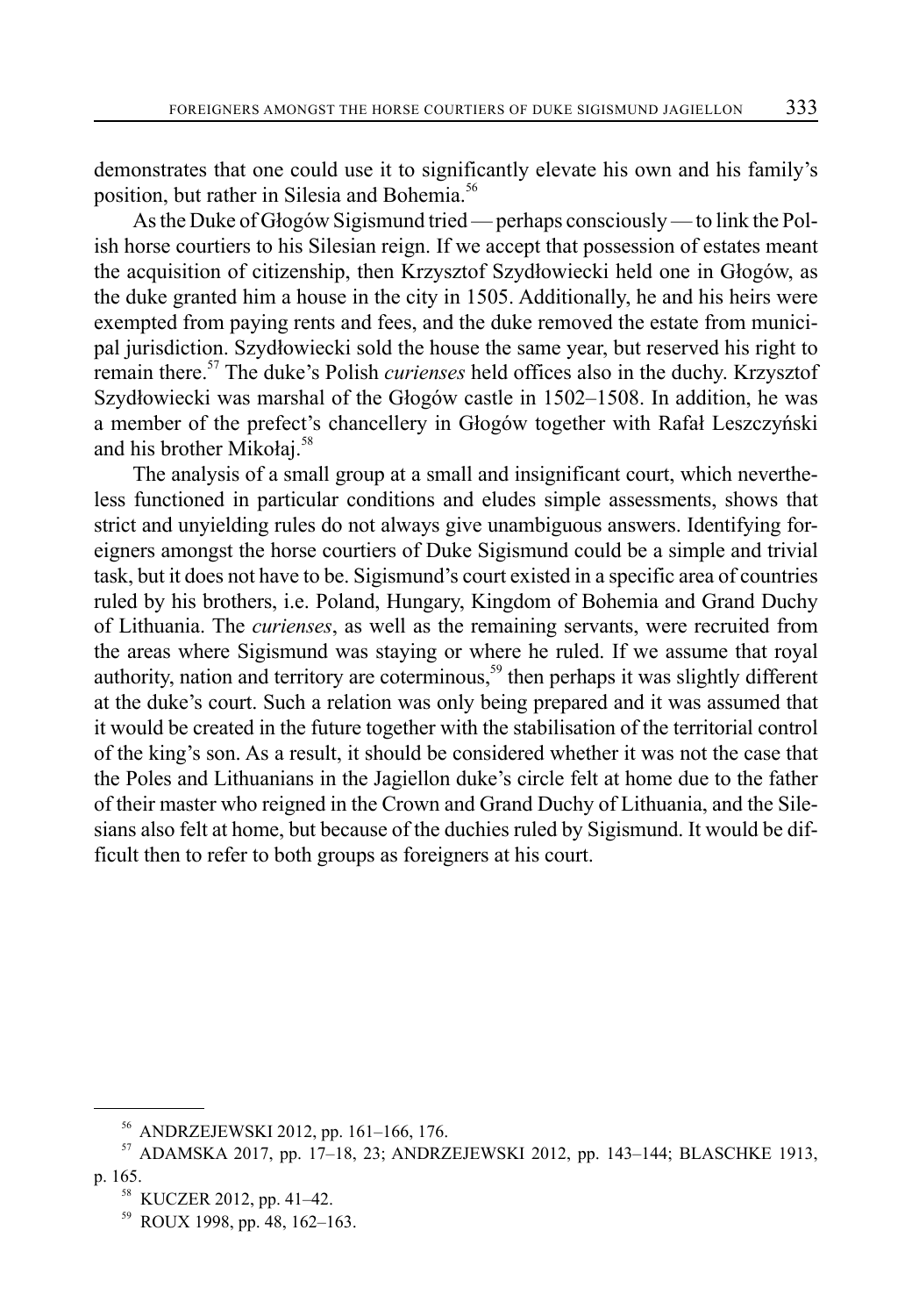demonstrates that one could use it to significantly elevate his own and his family's position, but rather in Silesia and Bohemia.[56]

As the Duke of Głogów Sigismund tried — perhaps consciously — to link the Polish horse courtiers to his Silesian reign. If we accept that possession of estates meant the acquisition of citizenship, then Krzysztof Szydłowiecki held one in Głogów, as the duke granted him a house in the city in 1505. Additionally, he and his heirs were exempted from paying rents and fees, and the duke removed the estate from municipal jurisdiction. Szydłowiecki sold the house the same year, but reserved his right to remain there.[57] The duke's Polish *curienses* held offices also in the duchy. Krzysztof Szydłowiecki was marshal of the Głogów castle in 1502–1508. In addition, he was a member of the prefect's chancellery in Głogów together with Rafał Leszczyński and his brother Mikołaj.[58]

The analysis of a small group at a small and insignificant court, which nevertheless functioned in particular conditions and eludes simple assessments, shows that strict and unyielding rules do not always give unambiguous answers. Identifying foreigners amongst the horse courtiers of Duke Sigismund could be a simple and trivial task, but it does not have to be. Sigismund's court existed in a specific area of countries ruled by his brothers, i.e. Poland, Hungary, Kingdom of Bohemia and Grand Duchy of Lithuania. The *curienses*, as well as the remaining servants, were recruited from the areas where Sigismund was staying or where he ruled. If we assume that royal authority, nation and territory are coterminous,[59] then perhaps it was slightly different at the duke's court. Such a relation was only being prepared and it was assumed that it would be created in the future together with the stabilisation of the territorial control of the king's son. As a result, it should be considered whether it was not the case that the Poles and Lithuanians in the Jagiellon duke's circle felt at home due to the father of their master who reigned in the Crown and Grand Duchy of Lithuania, and the Silesians also felt at home, but because of the duchies ruled by Sigismund. It would be difficult then to refer to both groups as foreigners at his court.

---

[56] ANDRZEJEWSKI 2012, pp. 161–166, 176.

[57] ADAMSKA 2017, pp. 17–18, 23; ANDRZEJEWSKI 2012, pp. 143–144; BLASCHKE 1913, p. 165.

[58] KUCZER 2012, pp. 41–42.

[59] ROUX 1998, pp. 48, 162–163.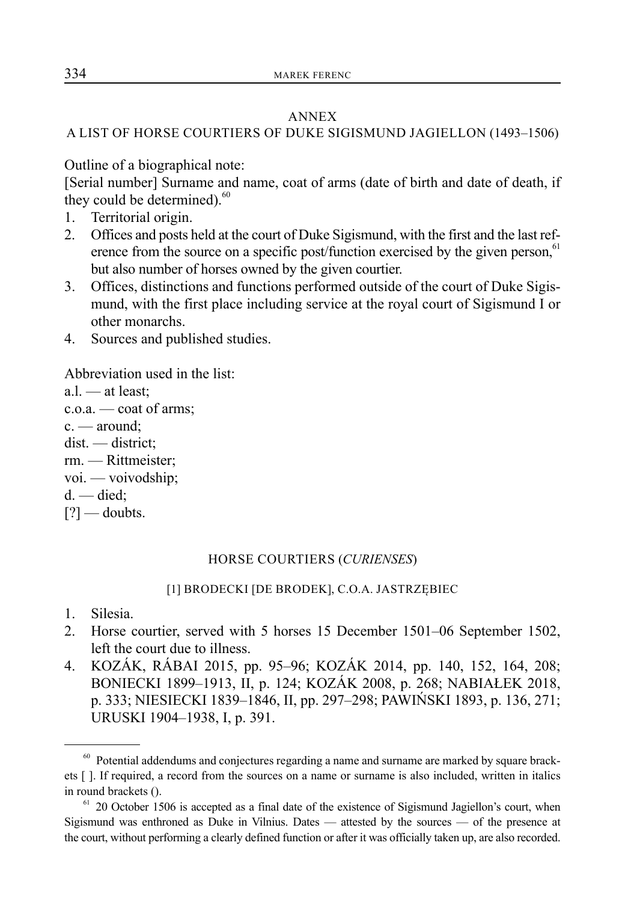## ANNEX

### A LIST OF HORSE COURTIERS OF DUKE SIGISMUND JAGIELLON (1493–1506)

Outline of a biographical note:
[Serial number] Surname and name, coat of arms (date of birth and date of death, if they could be determined).[60]

1. Territorial origin.
2. Offices and posts held at the court of Duke Sigismund, with the first and the last reference from the source on a specific post/function exercised by the given person,[61] but also number of horses owned by the given courtier.
3. Offices, distinctions and functions performed outside of the court of Duke Sigismund, with the first place including service at the royal court of Sigismund I or other monarchs.
4. Sources and published studies.

Abbreviation used in the list:
a.l. — at least;
c.o.a. — coat of arms;
c. — around;
dist. — district;
rm. — Rittmeister;
voi. — voivodship;
d. — died;
[?] — doubts.

### HORSE COURTIERS (*CURIENSES*)

#### [1] BRODECKI [DE BRODEK], C.O.A. JASTRZĘBIEC

1. Silesia.
2. Horse courtier, served with 5 horses 15 December 1501–06 September 1502, left the court due to illness.
4. KOZÁK, RÁBAI 2015, pp. 95–96; KOZÁK 2014, pp. 140, 152, 164, 208; BONIECKI 1899–1913, II, p. 124; KOZÁK 2008, p. 268; NABIAŁEK 2018, p. 333; NIESIECKI 1839–1846, II, pp. 297–298; PAWIŃSKI 1893, p. 136, 271; URUSKI 1904–1938, I, p. 391.

---

[60] Potential addendums and conjectures regarding a name and surname are marked by square brackets [ ]. If required, a record from the sources on a name or surname is also included, written in italics in round brackets ().

[61] 20 October 1506 is accepted as a final date of the existence of Sigismund Jagiellon's court, when Sigismund was enthroned as Duke in Vilnius. Dates — attested by the sources — of the presence at the court, without performing a clearly defined function or after it was officially taken up, are also recorded.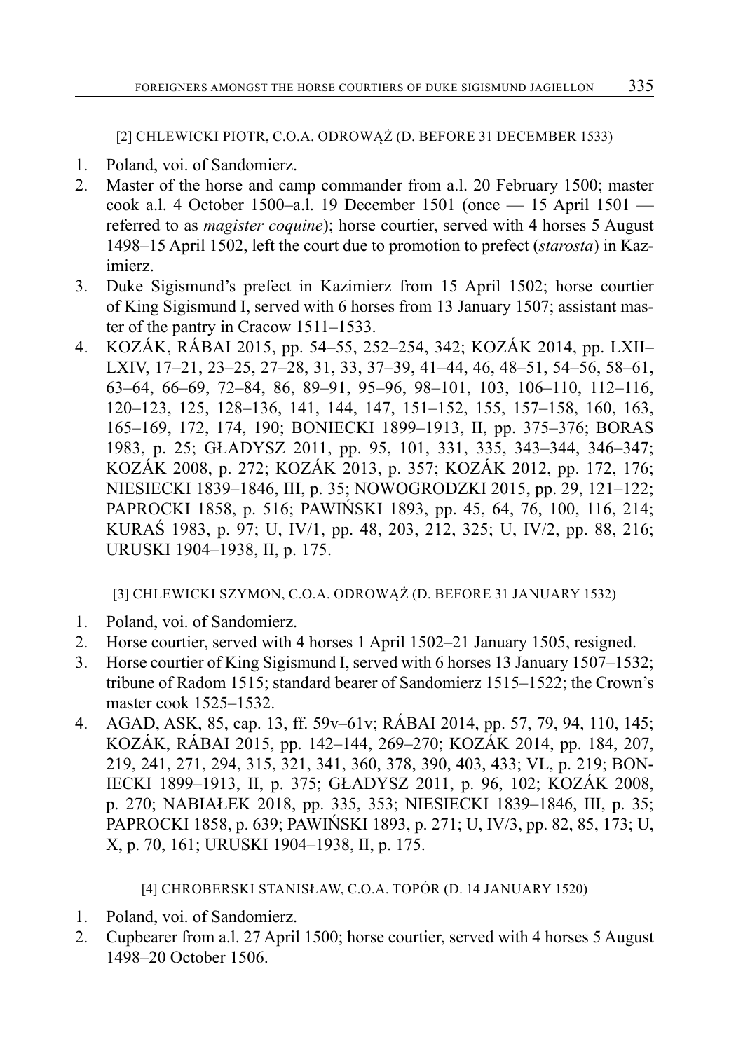[2] CHLEWICKI PIOTR, C.O.A. ODROWĄŻ (D. BEFORE 31 DECEMBER 1533)

1. Poland, voi. of Sandomierz.
2. Master of the horse and camp commander from a.l. 20 February 1500; master cook a.l. 4 October 1500–a.l. 19 December 1501 (once — 15 April 1501 — referred to as *magister coquine*); horse courtier, served with 4 horses 5 August 1498–15 April 1502, left the court due to promotion to prefect (*starosta*) in Kazimierz.
3. Duke Sigismund's prefect in Kazimierz from 15 April 1502; horse courtier of King Sigismund I, served with 6 horses from 13 January 1507; assistant master of the pantry in Cracow 1511–1533.
4. KOZÁK, RÁBAI 2015, pp. 54–55, 252–254, 342; KOZÁK 2014, pp. LXII–LXIV, 17–21, 23–25, 27–28, 31, 33, 37–39, 41–44, 46, 48–51, 54–56, 58–61, 63–64, 66–69, 72–84, 86, 89–91, 95–96, 98–101, 103, 106–110, 112–116, 120–123, 125, 128–136, 141, 144, 147, 151–152, 155, 157–158, 160, 163, 165–169, 172, 174, 190; BONIECKI 1899–1913, II, pp. 375–376; BORAS 1983, p. 25; GŁADYSZ 2011, pp. 95, 101, 331, 335, 343–344, 346–347; KOZÁK 2008, p. 272; KOZÁK 2013, p. 357; KOZÁK 2012, pp. 172, 176; NIESIECKI 1839–1846, III, p. 35; NOWOGRODZKI 2015, pp. 29, 121–122; PAPROCKI 1858, p. 516; PAWIŃSKI 1893, pp. 45, 64, 76, 100, 116, 214; KURAŚ 1983, p. 97; U, IV/1, pp. 48, 203, 212, 325; U, IV/2, pp. 88, 216; URUSKI 1904–1938, II, p. 175.

[3] CHLEWICKI SZYMON, C.O.A. ODROWĄŻ (D. BEFORE 31 JANUARY 1532)

1. Poland, voi. of Sandomierz.
2. Horse courtier, served with 4 horses 1 April 1502–21 January 1505, resigned.
3. Horse courtier of King Sigismund I, served with 6 horses 13 January 1507–1532; tribune of Radom 1515; standard bearer of Sandomierz 1515–1522; the Crown's master cook 1525–1532.
4. AGAD, ASK, 85, cap. 13, ff. 59v–61v; RÁBAI 2014, pp. 57, 79, 94, 110, 145; KOZÁK, RÁBAI 2015, pp. 142–144, 269–270; KOZÁK 2014, pp. 184, 207, 219, 241, 271, 294, 315, 321, 341, 360, 378, 390, 403, 433; VL, p. 219; BONIECKI 1899–1913, II, p. 375; GŁADYSZ 2011, p. 96, 102; KOZÁK 2008, p. 270; NABIAŁEK 2018, pp. 335, 353; NIESIECKI 1839–1846, III, p. 35; PAPROCKI 1858, p. 639; PAWIŃSKI 1893, p. 271; U, IV/3, pp. 82, 85, 173; U, X, p. 70, 161; URUSKI 1904–1938, II, p. 175.

[4] CHROBERSKI STANISŁAW, C.O.A. TOPÓR (D. 14 JANUARY 1520)

1. Poland, voi. of Sandomierz.
2. Cupbearer from a.l. 27 April 1500; horse courtier, served with 4 horses 5 August 1498–20 October 1506.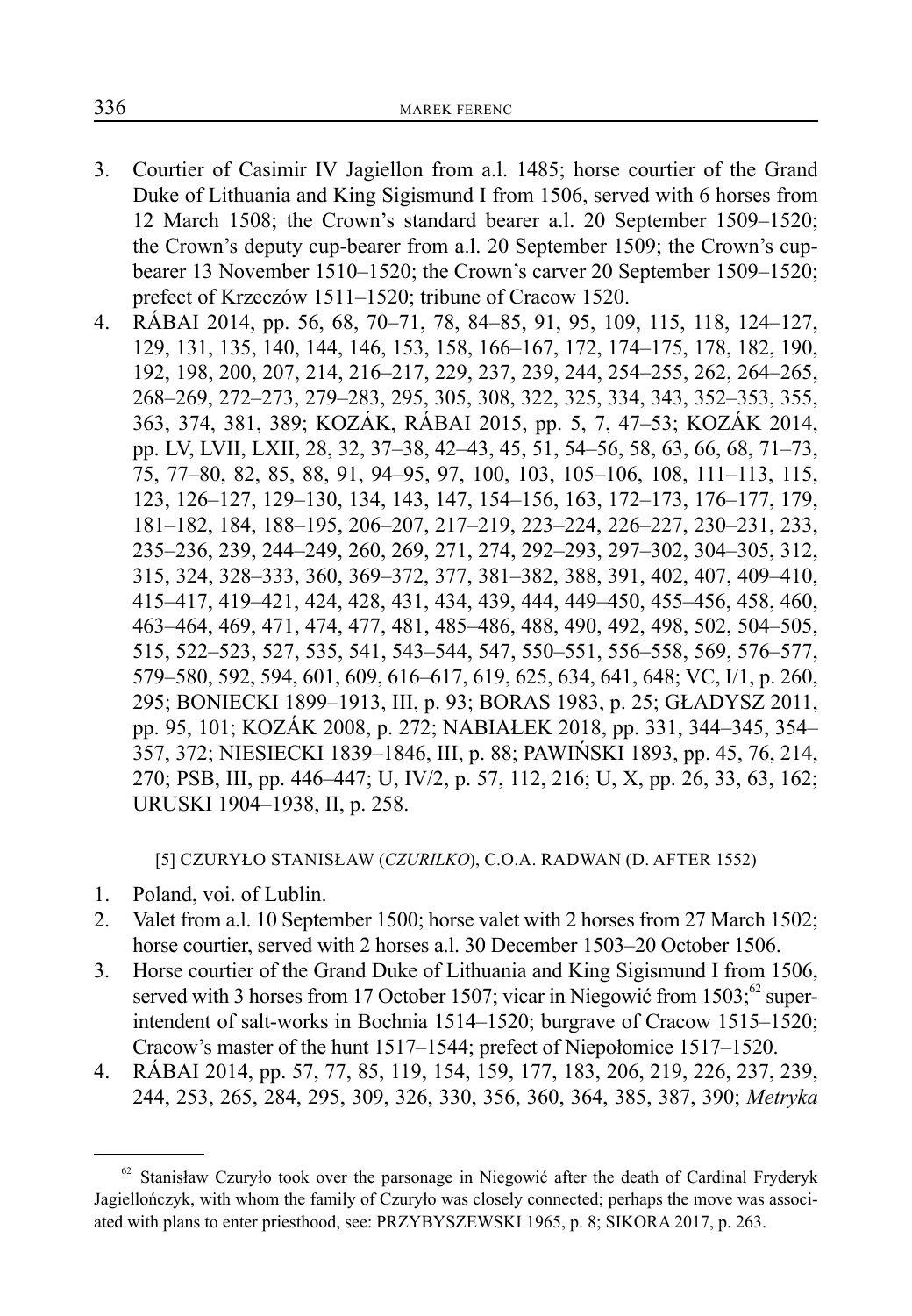3. Courtier of Casimir IV Jagiellon from a.l. 1485; horse courtier of the Grand Duke of Lithuania and King Sigismund I from 1506, served with 6 horses from 12 March 1508; the Crown's standard bearer a.l. 20 September 1509–1520; the Crown's deputy cup-bearer from a.l. 20 September 1509; the Crown's cup-bearer 13 November 1510–1520; the Crown's carver 20 September 1509–1520; prefect of Krzeczów 1511–1520; tribune of Cracow 1520.
4. RÁBAI 2014, pp. 56, 68, 70–71, 78, 84–85, 91, 95, 109, 115, 118, 124–127, 129, 131, 135, 140, 144, 146, 153, 158, 166–167, 172, 174–175, 178, 182, 190, 192, 198, 200, 207, 214, 216–217, 229, 237, 239, 244, 254–255, 262, 264–265, 268–269, 272–273, 279–283, 295, 305, 308, 322, 325, 334, 343, 352–353, 355, 363, 374, 381, 389; KOZÁK, RÁBAI 2015, pp. 5, 7, 47–53; KOZÁK 2014, pp. LV, LVII, LXII, 28, 32, 37–38, 42–43, 45, 51, 54–56, 58, 63, 66, 68, 71–73, 75, 77–80, 82, 85, 88, 91, 94–95, 97, 100, 103, 105–106, 108, 111–113, 115, 123, 126–127, 129–130, 134, 143, 147, 154–156, 163, 172–173, 176–177, 179, 181–182, 184, 188–195, 206–207, 217–219, 223–224, 226–227, 230–231, 233, 235–236, 239, 244–249, 260, 269, 271, 274, 292–293, 297–302, 304–305, 312, 315, 324, 328–333, 360, 369–372, 377, 381–382, 388, 391, 402, 407, 409–410, 415–417, 419–421, 424, 428, 431, 434, 439, 444, 449–450, 455–456, 458, 460, 463–464, 469, 471, 474, 477, 481, 485–486, 488, 490, 492, 498, 502, 504–505, 515, 522–523, 527, 535, 541, 543–544, 547, 550–551, 556–558, 569, 576–577, 579–580, 592, 594, 601, 609, 616–617, 619, 625, 634, 641, 648; VC, I/1, p. 260, 295; BONIECKI 1899–1913, III, p. 93; BORAS 1983, p. 25; GŁADYSZ 2011, pp. 95, 101; KOZÁK 2008, p. 272; NABIAŁEK 2018, pp. 331, 344–345, 354–357, 372; NIESIECKI 1839–1846, III, p. 88; PAWIŃSKI 1893, pp. 45, 76, 214, 270; PSB, III, pp. 446–447; U, IV/2, p. 57, 112, 216; U, X, pp. 26, 33, 63, 162; URUSKI 1904–1938, II, p. 258.

[5] CZURYŁO STANISŁAW (*CZURILKO*), C.O.A. RADWAN (D. AFTER 1552)

1. Poland, voi. of Lublin.
2. Valet from a.l. 10 September 1500; horse valet with 2 horses from 27 March 1502; horse courtier, served with 2 horses a.l. 30 December 1503–20 October 1506.
3. Horse courtier of the Grand Duke of Lithuania and King Sigismund I from 1506, served with 3 horses from 17 October 1507; vicar in Niegowić from 1503;[62] superintendent of salt-works in Bochnia 1514–1520; burgrave of Cracow 1515–1520; Cracow's master of the hunt 1517–1544; prefect of Niepołomice 1517–1520.
4. RÁBAI 2014, pp. 57, 77, 85, 119, 154, 159, 177, 183, 206, 219, 226, 237, 239, 244, 253, 265, 284, 295, 309, 326, 330, 356, 360, 364, 385, 387, 390; *Metryka*

[62] Stanisław Czuryło took over the parsonage in Niegowić after the death of Cardinal Fryderyk Jagiellończyk, with whom the family of Czuryło was closely connected; perhaps the move was associated with plans to enter priesthood, see: PRZYBYSZEWSKI 1965, p. 8; SIKORA 2017, p. 263.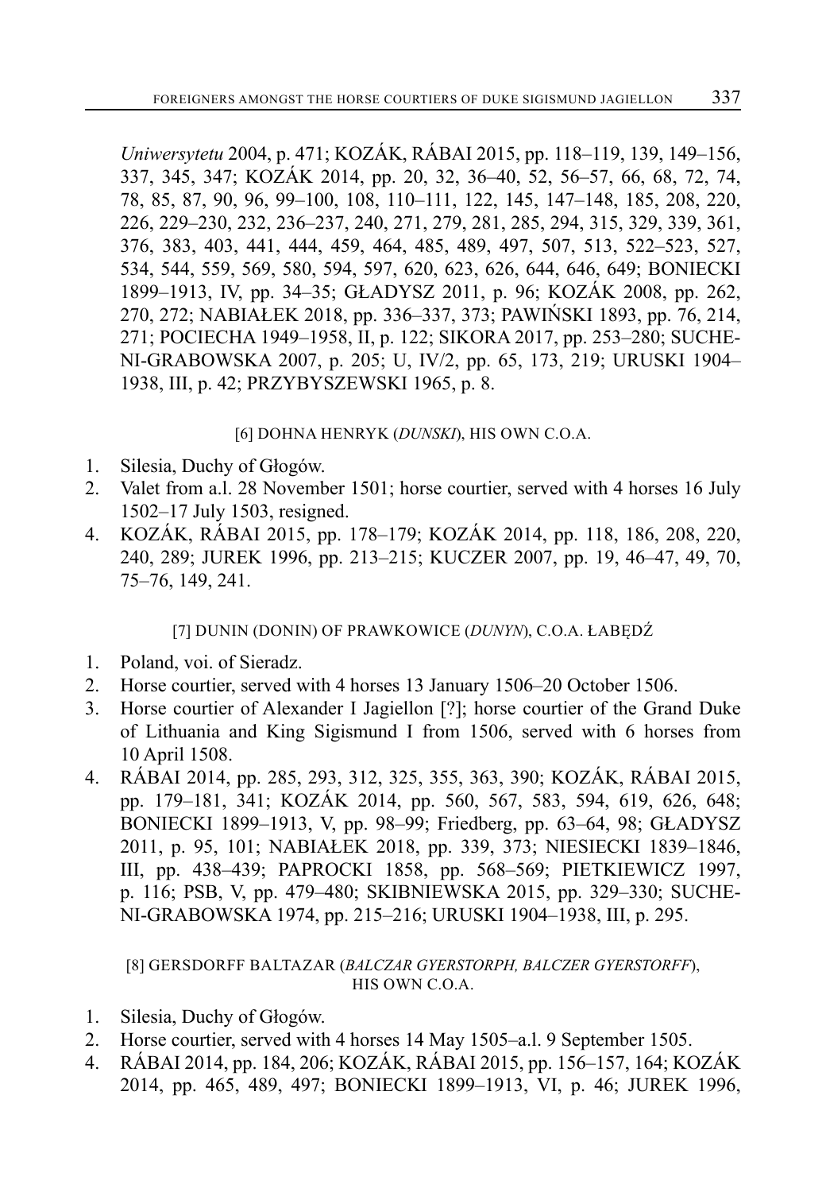*Uniwersytetu* 2004, p. 471; KOZÁK, RÁBAI 2015, pp. 118–119, 139, 149–156, 337, 345, 347; KOZÁK 2014, pp. 20, 32, 36–40, 52, 56–57, 66, 68, 72, 74, 78, 85, 87, 90, 96, 99–100, 108, 110–111, 122, 145, 147–148, 185, 208, 220, 226, 229–230, 232, 236–237, 240, 271, 279, 281, 285, 294, 315, 329, 339, 361, 376, 383, 403, 441, 444, 459, 464, 485, 489, 497, 507, 513, 522–523, 527, 534, 544, 559, 569, 580, 594, 597, 620, 623, 626, 644, 646, 649; BONIECKI 1899–1913, IV, pp. 34–35; GŁADYSZ 2011, p. 96; KOZÁK 2008, pp. 262, 270, 272; NABIAŁEK 2018, pp. 336–337, 373; PAWIŃSKI 1893, pp. 76, 214, 271; POCIECHA 1949–1958, II, p. 122; SIKORA 2017, pp. 253–280; SUCHENI-GRABOWSKA 2007, p. 205; U, IV/2, pp. 65, 173, 219; URUSKI 1904–1938, III, p. 42; PRZYBYSZEWSKI 1965, p. 8.

### [6] DOHNA HENRYK (*DUNSKI*), HIS OWN C.O.A.

1. Silesia, Duchy of Głogów.
2. Valet from a.l. 28 November 1501; horse courtier, served with 4 horses 16 July 1502–17 July 1503, resigned.
4. KOZÁK, RÁBAI 2015, pp. 178–179; KOZÁK 2014, pp. 118, 186, 208, 220, 240, 289; JUREK 1996, pp. 213–215; KUCZER 2007, pp. 19, 46–47, 49, 70, 75–76, 149, 241.

### [7] DUNIN (DONIN) OF PRAWKOWICE (*DUNYN*), C.O.A. ŁABĘDŹ

1. Poland, voi. of Sieradz.
2. Horse courtier, served with 4 horses 13 January 1506–20 October 1506.
3. Horse courtier of Alexander I Jagiellon [?]; horse courtier of the Grand Duke of Lithuania and King Sigismund I from 1506, served with 6 horses from 10 April 1508.
4. RÁBAI 2014, pp. 285, 293, 312, 325, 355, 363, 390; KOZÁK, RÁBAI 2015, pp. 179–181, 341; KOZÁK 2014, pp. 560, 567, 583, 594, 619, 626, 648; BONIECKI 1899–1913, V, pp. 98–99; Friedberg, pp. 63–64, 98; GŁADYSZ 2011, p. 95, 101; NABIAŁEK 2018, pp. 339, 373; NIESIECKI 1839–1846, III, pp. 438–439; PAPROCKI 1858, pp. 568–569; PIETKIEWICZ 1997, p. 116; PSB, V, pp. 479–480; SKIBNIEWSKA 2015, pp. 329–330; SUCHENI-GRABOWSKA 1974, pp. 215–216; URUSKI 1904–1938, III, p. 295.

### [8] GERSDORFF BALTAZAR (*BALCZAR GYERSTORPH, BALCZER GYERSTORFF*), HIS OWN C.O.A.

1. Silesia, Duchy of Głogów.
2. Horse courtier, served with 4 horses 14 May 1505–a.l. 9 September 1505.
4. RÁBAI 2014, pp. 184, 206; KOZÁK, RÁBAI 2015, pp. 156–157, 164; KOZÁK 2014, pp. 465, 489, 497; BONIECKI 1899–1913, VI, p. 46; JUREK 1996,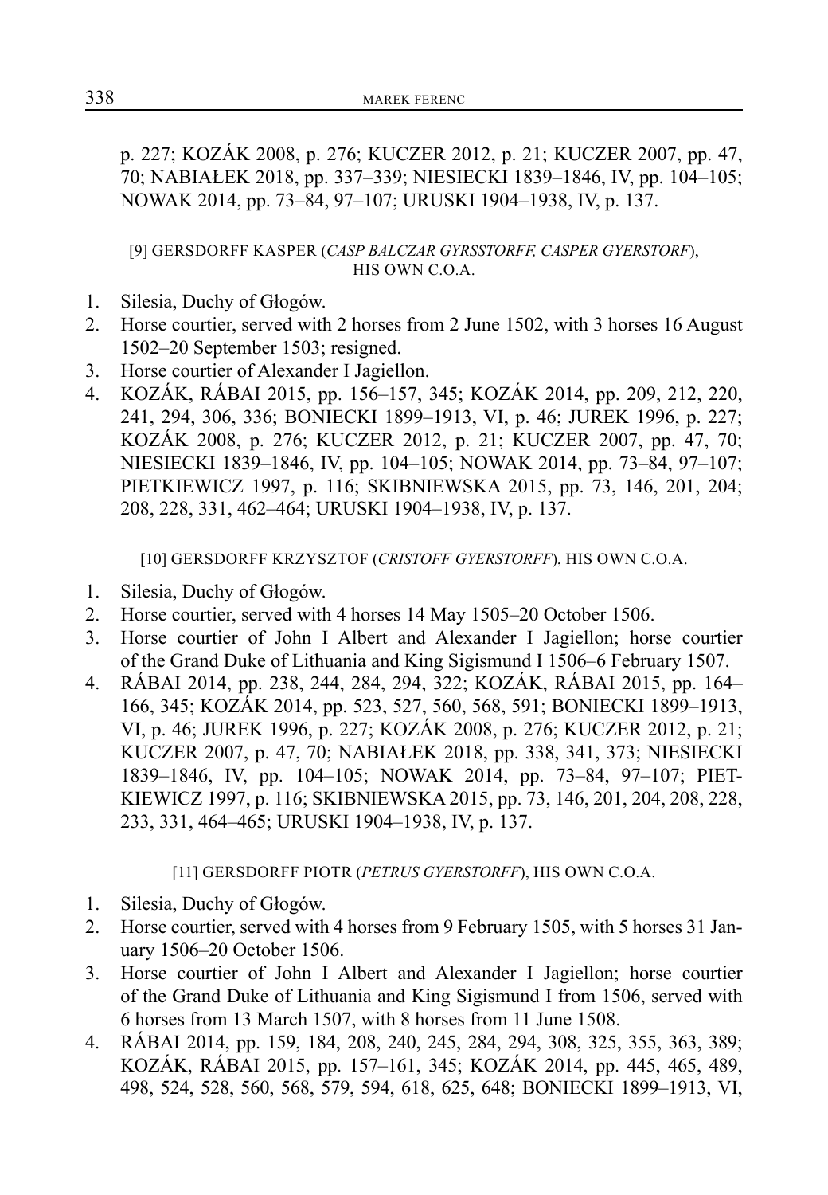p. 227; KOZÁK 2008, p. 276; KUCZER 2012, p. 21; KUCZER 2007, pp. 47, 70; NABIAŁEK 2018, pp. 337–339; NIESIECKI 1839–1846, IV, pp. 104–105; NOWAK 2014, pp. 73–84, 97–107; URUSKI 1904–1938, IV, p. 137.

[9] GERSDORFF KASPER (*CASP BALCZAR GYRSSTORFF, CASPER GYERSTORF*), HIS OWN C.O.A.

1. Silesia, Duchy of Głogów.
2. Horse courtier, served with 2 horses from 2 June 1502, with 3 horses 16 August 1502–20 September 1503; resigned.
3. Horse courtier of Alexander I Jagiellon.
4. KOZÁK, RÁBAI 2015, pp. 156–157, 345; KOZÁK 2014, pp. 209, 212, 220, 241, 294, 306, 336; BONIECKI 1899–1913, VI, p. 46; JUREK 1996, p. 227; KOZÁK 2008, p. 276; KUCZER 2012, p. 21; KUCZER 2007, pp. 47, 70; NIESIECKI 1839–1846, IV, pp. 104–105; NOWAK 2014, pp. 73–84, 97–107; PIETKIEWICZ 1997, p. 116; SKIBNIEWSKA 2015, pp. 73, 146, 201, 204; 208, 228, 331, 462–464; URUSKI 1904–1938, IV, p. 137.

[10] GERSDORFF KRZYSZTOF (*CRISTOFF GYERSTORFF*), HIS OWN C.O.A.

1. Silesia, Duchy of Głogów.
2. Horse courtier, served with 4 horses 14 May 1505–20 October 1506.
3. Horse courtier of John I Albert and Alexander I Jagiellon; horse courtier of the Grand Duke of Lithuania and King Sigismund I 1506–6 February 1507.
4. RÁBAI 2014, pp. 238, 244, 284, 294, 322; KOZÁK, RÁBAI 2015, pp. 164–166, 345; KOZÁK 2014, pp. 523, 527, 560, 568, 591; BONIECKI 1899–1913, VI, p. 46; JUREK 1996, p. 227; KOZÁK 2008, p. 276; KUCZER 2012, p. 21; KUCZER 2007, p. 47, 70; NABIAŁEK 2018, pp. 338, 341, 373; NIESIECKI 1839–1846, IV, pp. 104–105; NOWAK 2014, pp. 73–84, 97–107; PIETKIEWICZ 1997, p. 116; SKIBNIEWSKA 2015, pp. 73, 146, 201, 204, 208, 228, 233, 331, 464–465; URUSKI 1904–1938, IV, p. 137.

[11] GERSDORFF PIOTR (*PETRUS GYERSTORFF*), HIS OWN C.O.A.

1. Silesia, Duchy of Głogów.
2. Horse courtier, served with 4 horses from 9 February 1505, with 5 horses 31 January 1506–20 October 1506.
3. Horse courtier of John I Albert and Alexander I Jagiellon; horse courtier of the Grand Duke of Lithuania and King Sigismund I from 1506, served with 6 horses from 13 March 1507, with 8 horses from 11 June 1508.
4. RÁBAI 2014, pp. 159, 184, 208, 240, 245, 284, 294, 308, 325, 355, 363, 389; KOZÁK, RÁBAI 2015, pp. 157–161, 345; KOZÁK 2014, pp. 445, 465, 489, 498, 524, 528, 560, 568, 579, 594, 618, 625, 648; BONIECKI 1899–1913, VI,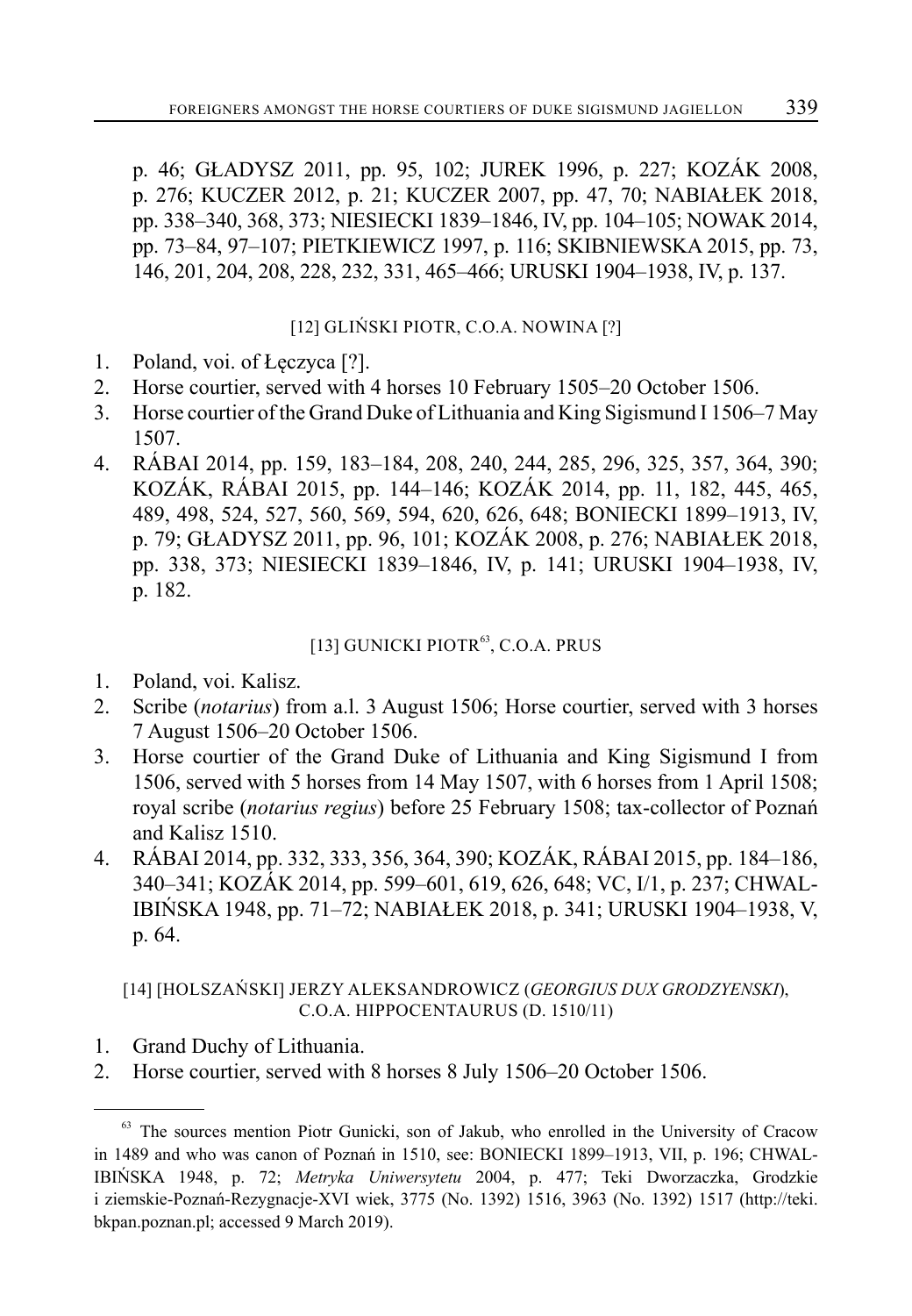p. 46; GŁADYSZ 2011, pp. 95, 102; JUREK 1996, p. 227; KOZÁK 2008, p. 276; KUCZER 2012, p. 21; KUCZER 2007, pp. 47, 70; NABIAŁEK 2018, pp. 338–340, 368, 373; NIESIECKI 1839–1846, IV, pp. 104–105; NOWAK 2014, pp. 73–84, 97–107; PIETKIEWICZ 1997, p. 116; SKIBNIEWSKA 2015, pp. 73, 146, 201, 204, 208, 228, 232, 331, 465–466; URUSKI 1904–1938, IV, p. 137.

### [12] GLIŃSKI PIOTR, C.O.A. NOWINA [?]

1. Poland, voi. of Łęczyca [?].
2. Horse courtier, served with 4 horses 10 February 1505–20 October 1506.
3. Horse courtier of the Grand Duke of Lithuania and King Sigismund I 1506–7 May 1507.
4. RÁBAI 2014, pp. 159, 183–184, 208, 240, 244, 285, 296, 325, 357, 364, 390; KOZÁK, RÁBAI 2015, pp. 144–146; KOZÁK 2014, pp. 11, 182, 445, 465, 489, 498, 524, 527, 560, 569, 594, 620, 626, 648; BONIECKI 1899–1913, IV, p. 79; GŁADYSZ 2011, pp. 96, 101; KOZÁK 2008, p. 276; NABIAŁEK 2018, pp. 338, 373; NIESIECKI 1839–1846, IV, p. 141; URUSKI 1904–1938, IV, p. 182.

### [13] GUNICKI PIOTR[63], C.O.A. PRUS

1. Poland, voi. Kalisz.
2. Scribe (*notarius*) from a.l. 3 August 1506; Horse courtier, served with 3 horses 7 August 1506–20 October 1506.
3. Horse courtier of the Grand Duke of Lithuania and King Sigismund I from 1506, served with 5 horses from 14 May 1507, with 6 horses from 1 April 1508; royal scribe (*notarius regius*) before 25 February 1508; tax-collector of Poznań and Kalisz 1510.
4. RÁBAI 2014, pp. 332, 333, 356, 364, 390; KOZÁK, RÁBAI 2015, pp. 184–186, 340–341; KOZÁK 2014, pp. 599–601, 619, 626, 648; VC, I/1, p. 237; CHWALIBIŃSKA 1948, pp. 71–72; NABIAŁEK 2018, p. 341; URUSKI 1904–1938, V, p. 64.

### [14] [HOLSZAŃSKI] JERZY ALEKSANDROWICZ (*GEORGIUS DUX GRODZYENSKI*), C.O.A. HIPPOCENTAURUS (D. 1510/11)

1. Grand Duchy of Lithuania.
2. Horse courtier, served with 8 horses 8 July 1506–20 October 1506.

---

[63] The sources mention Piotr Gunicki, son of Jakub, who enrolled in the University of Cracow in 1489 and who was canon of Poznań in 1510, see: BONIECKI 1899–1913, VII, p. 196; CHWALIBIŃSKA 1948, p. 72; *Metryka Uniwersytetu* 2004, p. 477; Teki Dworzaczka, Grodzkie i ziemskie-Poznań-Rezygnacje-XVI wiek, 3775 (No. 1392) 1516, 3963 (No. 1392) 1517 (http://teki.bkpan.poznan.pl; accessed 9 March 2019).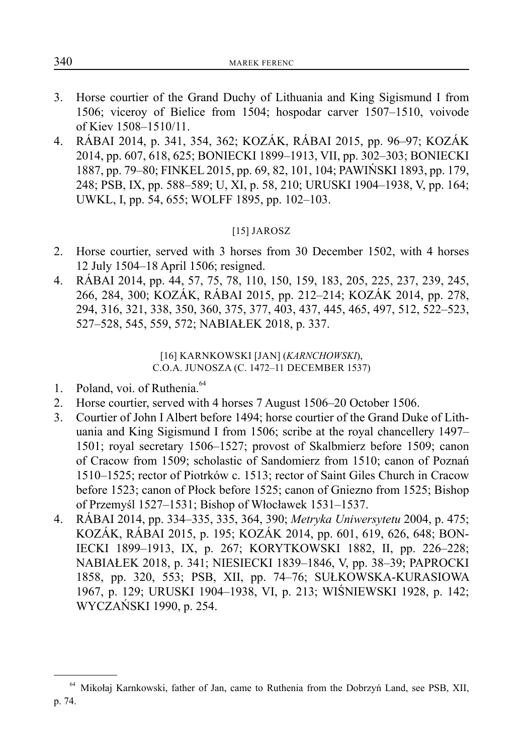3. Horse courtier of the Grand Duchy of Lithuania and King Sigismund I from 1506; viceroy of Bielice from 1504; hospodar carver 1507–1510, voivode of Kiev 1508–1510/11.
4. RÁBAI 2014, p. 341, 354, 362; KOZÁK, RÁBAI 2015, pp. 96–97; KOZÁK 2014, pp. 607, 618, 625; BONIECKI 1899–1913, VII, pp. 302–303; BONIECKI 1887, pp. 79–80; FINKEL 2015, pp. 69, 82, 101, 104; PAWIŃSKI 1893, pp. 179, 248; PSB, IX, pp. 588–589; U, XI, p. 58, 210; URUSKI 1904–1938, V, pp. 164; UWKL, I, pp. 54, 655; WOLFF 1895, pp. 102–103.

### [15] JAROSZ

2. Horse courtier, served with 3 horses from 30 December 1502, with 4 horses 12 July 1504–18 April 1506; resigned.
4. RÁBAI 2014, pp. 44, 57, 75, 78, 110, 150, 159, 183, 205, 225, 237, 239, 245, 266, 284, 300; KOZÁK, RÁBAI 2015, pp. 212–214; KOZÁK 2014, pp. 278, 294, 316, 321, 338, 350, 360, 375, 377, 403, 437, 445, 465, 497, 512, 522–523, 527–528, 545, 559, 572; NABIAŁEK 2018, p. 337.

### [16] KARNKOWSKI [JAN] (*KARNCHOWSKI*), C.O.A. JUNOSZA (C. 1472–11 DECEMBER 1537)

1. Poland, voi. of Ruthenia.[64]
2. Horse courtier, served with 4 horses 7 August 1506–20 October 1506.
3. Courtier of John I Albert before 1494; horse courtier of the Grand Duke of Lithuania and King Sigismund I from 1506; scribe at the royal chancellery 1497–1501; royal secretary 1506–1527; provost of Skalbmierz before 1509; canon of Cracow from 1509; scholastic of Sandomierz from 1510; canon of Poznań 1510–1525; rector of Piotrków c. 1513; rector of Saint Giles Church in Cracow before 1523; canon of Płock before 1525; canon of Gniezno from 1525; Bishop of Przemyśl 1527–1531; Bishop of Włocławek 1531–1537.
4. RÁBAI 2014, pp. 334–335, 335, 364, 390; *Metryka Uniwersytetu* 2004, p. 475; KOZÁK, RÁBAI 2015, p. 195; KOZÁK 2014, pp. 601, 619, 626, 648; BONIECKI 1899–1913, IX, p. 267; KORYTKOWSKI 1882, II, pp. 226–228; NABIAŁEK 2018, p. 341; NIESIECKI 1839–1846, V, pp. 38–39; PAPROCKI 1858, pp. 320, 553; PSB, XII, pp. 74–76; SUŁKOWSKA-KURASIOWA 1967, p. 129; URUSKI 1904–1938, VI, p. 213; WIŚNIEWSKI 1928, p. 142; WYCZAŃSKI 1990, p. 254.

---

[64] Mikołaj Karnkowski, father of Jan, came to Ruthenia from the Dobrzyń Land, see PSB, XII, p. 74.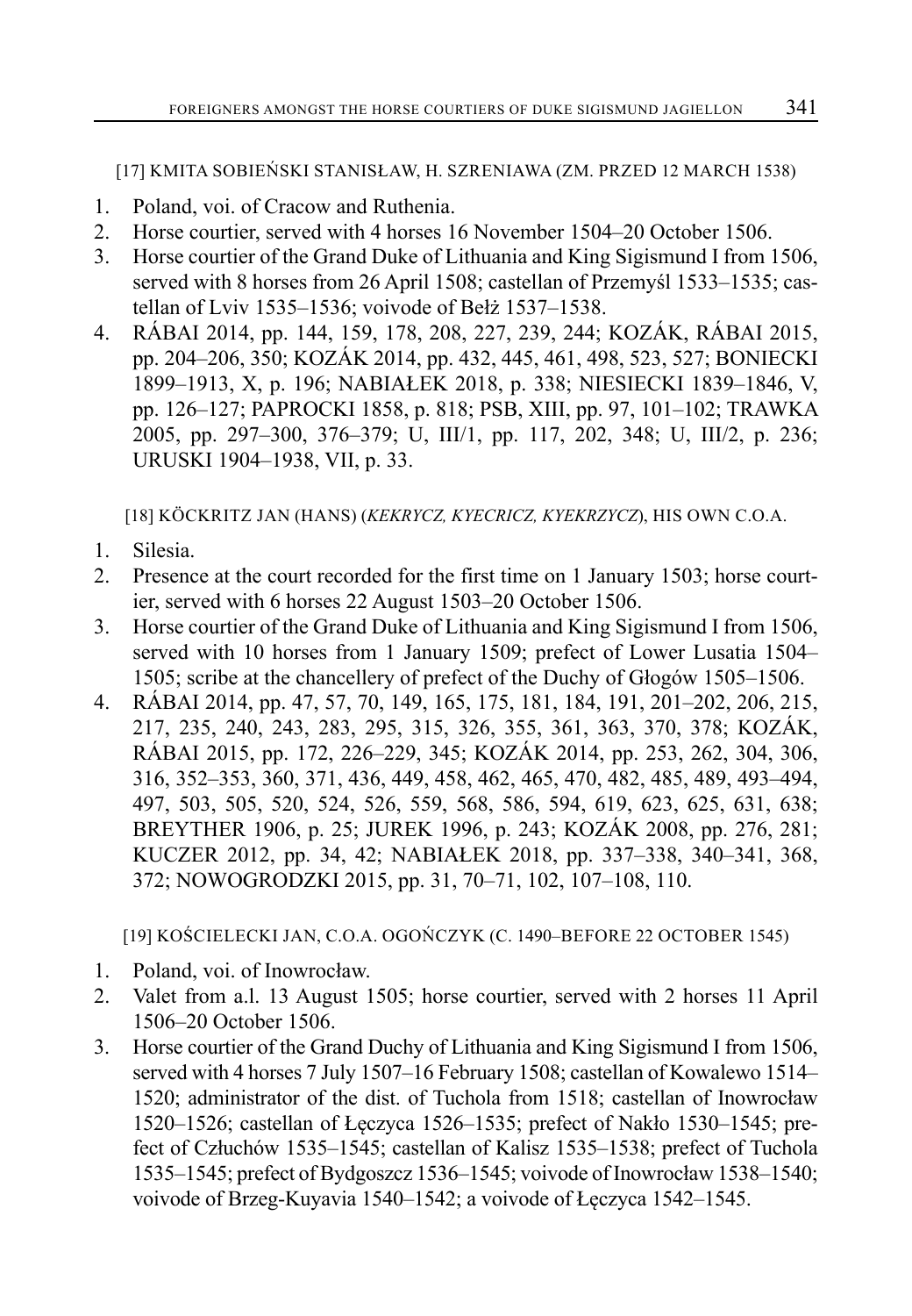[17] KMITA SOBIEŃSKI STANISŁAW, H. SZRENIAWA (ZM. PRZED 12 MARCH 1538)

1. Poland, voi. of Cracow and Ruthenia.
2. Horse courtier, served with 4 horses 16 November 1504–20 October 1506.
3. Horse courtier of the Grand Duke of Lithuania and King Sigismund I from 1506, served with 8 horses from 26 April 1508; castellan of Przemyśl 1533–1535; castellan of Lviv 1535–1536; voivode of Bełż 1537–1538.
4. RÁBAI 2014, pp. 144, 159, 178, 208, 227, 239, 244; KOZÁK, RÁBAI 2015, pp. 204–206, 350; KOZÁK 2014, pp. 432, 445, 461, 498, 523, 527; BONIECKI 1899–1913, X, p. 196; NABIAŁEK 2018, p. 338; NIESIECKI 1839–1846, V, pp. 126–127; PAPROCKI 1858, p. 818; PSB, XIII, pp. 97, 101–102; TRAWKA 2005, pp. 297–300, 376–379; U, III/1, pp. 117, 202, 348; U, III/2, p. 236; URUSKI 1904–1938, VII, p. 33.

[18] KÖCKRITZ JAN (HANS) (*KEKRYCZ, KYECRICZ, KYEKRZYCZ*), HIS OWN C.O.A.

1. Silesia.
2. Presence at the court recorded for the first time on 1 January 1503; horse courtier, served with 6 horses 22 August 1503–20 October 1506.
3. Horse courtier of the Grand Duke of Lithuania and King Sigismund I from 1506, served with 10 horses from 1 January 1509; prefect of Lower Lusatia 1504–1505; scribe at the chancellery of prefect of the Duchy of Głogów 1505–1506.
4. RÁBAI 2014, pp. 47, 57, 70, 149, 165, 175, 181, 184, 191, 201–202, 206, 215, 217, 235, 240, 243, 283, 295, 315, 326, 355, 361, 363, 370, 378; KOZÁK, RÁBAI 2015, pp. 172, 226–229, 345; KOZÁK 2014, pp. 253, 262, 304, 306, 316, 352–353, 360, 371, 436, 449, 458, 462, 465, 470, 482, 485, 489, 493–494, 497, 503, 505, 520, 524, 526, 559, 568, 586, 594, 619, 623, 625, 631, 638; BREYTHER 1906, p. 25; JUREK 1996, p. 243; KOZÁK 2008, pp. 276, 281; KUCZER 2012, pp. 34, 42; NABIAŁEK 2018, pp. 337–338, 340–341, 368, 372; NOWOGRODZKI 2015, pp. 31, 70–71, 102, 107–108, 110.

[19] KOŚCIELECKI JAN, C.O.A. OGOŃCZYK (C. 1490–BEFORE 22 OCTOBER 1545)

1. Poland, voi. of Inowrocław.
2. Valet from a.l. 13 August 1505; horse courtier, served with 2 horses 11 April 1506–20 October 1506.
3. Horse courtier of the Grand Duchy of Lithuania and King Sigismund I from 1506, served with 4 horses 7 July 1507–16 February 1508; castellan of Kowalewo 1514–1520; administrator of the dist. of Tuchola from 1518; castellan of Inowrocław 1520–1526; castellan of Łęczyca 1526–1535; prefect of Nakło 1530–1545; prefect of Człuchów 1535–1545; castellan of Kalisz 1535–1538; prefect of Tuchola 1535–1545; prefect of Bydgoszcz 1536–1545; voivode of Inowrocław 1538–1540; voivode of Brzeg-Kuyavia 1540–1542; a voivode of Łęczyca 1542–1545.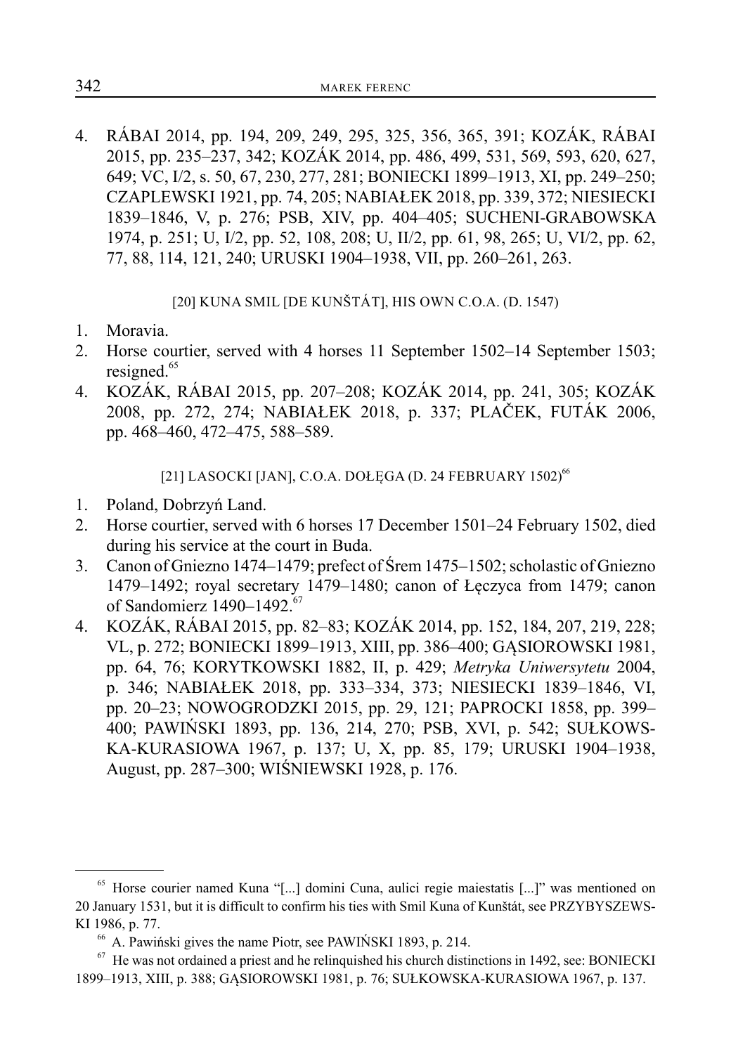4. RÁBAI 2014, pp. 194, 209, 249, 295, 325, 356, 365, 391; KOZÁK, RÁBAI 2015, pp. 235–237, 342; KOZÁK 2014, pp. 486, 499, 531, 569, 593, 620, 627, 649; VC, I/2, s. 50, 67, 230, 277, 281; BONIECKI 1899–1913, XI, pp. 249–250; CZAPLEWSKI 1921, pp. 74, 205; NABIAŁEK 2018, pp. 339, 372; NIESIECKI 1839–1846, V, p. 276; PSB, XIV, pp. 404–405; SUCHENI-GRABOWSKA 1974, p. 251; U, I/2, pp. 52, 108, 208; U, II/2, pp. 61, 98, 265; U, VI/2, pp. 62, 77, 88, 114, 121, 240; URUSKI 1904–1938, VII, pp. 260–261, 263.

### [20] KUNA SMIL [DE KUNŠTÁT], HIS OWN C.O.A. (D. 1547)

1. Moravia.
2. Horse courtier, served with 4 horses 11 September 1502–14 September 1503; resigned.[65]
4. KOZÁK, RÁBAI 2015, pp. 207–208; KOZÁK 2014, pp. 241, 305; KOZÁK 2008, pp. 272, 274; NABIAŁEK 2018, p. 337; PLAČEK, FUTÁK 2006, pp. 468–460, 472–475, 588–589.

### [21] LASOCKI [JAN], C.O.A. DOŁĘGA (D. 24 FEBRUARY 1502)[66]

1. Poland, Dobrzyń Land.
2. Horse courtier, served with 6 horses 17 December 1501–24 February 1502, died during his service at the court in Buda.
3. Canon of Gniezno 1474–1479; prefect of Śrem 1475–1502; scholastic of Gniezno 1479–1492; royal secretary 1479–1480; canon of Łęczyca from 1479; canon of Sandomierz 1490–1492.[67]
4. KOZÁK, RÁBAI 2015, pp. 82–83; KOZÁK 2014, pp. 152, 184, 207, 219, 228; VL, p. 272; BONIECKI 1899–1913, XIII, pp. 386–400; GĄSIOROWSKI 1981, pp. 64, 76; KORYTKOWSKI 1882, II, p. 429; *Metryka Uniwersytetu* 2004, p. 346; NABIAŁEK 2018, pp. 333–334, 373; NIESIECKI 1839–1846, VI, pp. 20–23; NOWOGRODZKI 2015, pp. 29, 121; PAPROCKI 1858, pp. 399–400; PAWIŃSKI 1893, pp. 136, 214, 270; PSB, XVI, p. 542; SUŁKOWSKA-KURASIOWA 1967, p. 137; U, X, pp. 85, 179; URUSKI 1904–1938, August, pp. 287–300; WIŚNIEWSKI 1928, p. 176.

---

[65] Horse courier named Kuna "[...] domini Cuna, aulici regie maiestatis [...]" was mentioned on 20 January 1531, but it is difficult to confirm his ties with Smil Kuna of Kunštát, see PRZYBYSZEWSKI 1986, p. 77.

[66] A. Pawiński gives the name Piotr, see PAWIŃSKI 1893, p. 214.

[67] He was not ordained a priest and he relinquished his church distinctions in 1492, see: BONIECKI 1899–1913, XIII, p. 388; GĄSIOROWSKI 1981, p. 76; SUŁKOWSKA-KURASIOWA 1967, p. 137.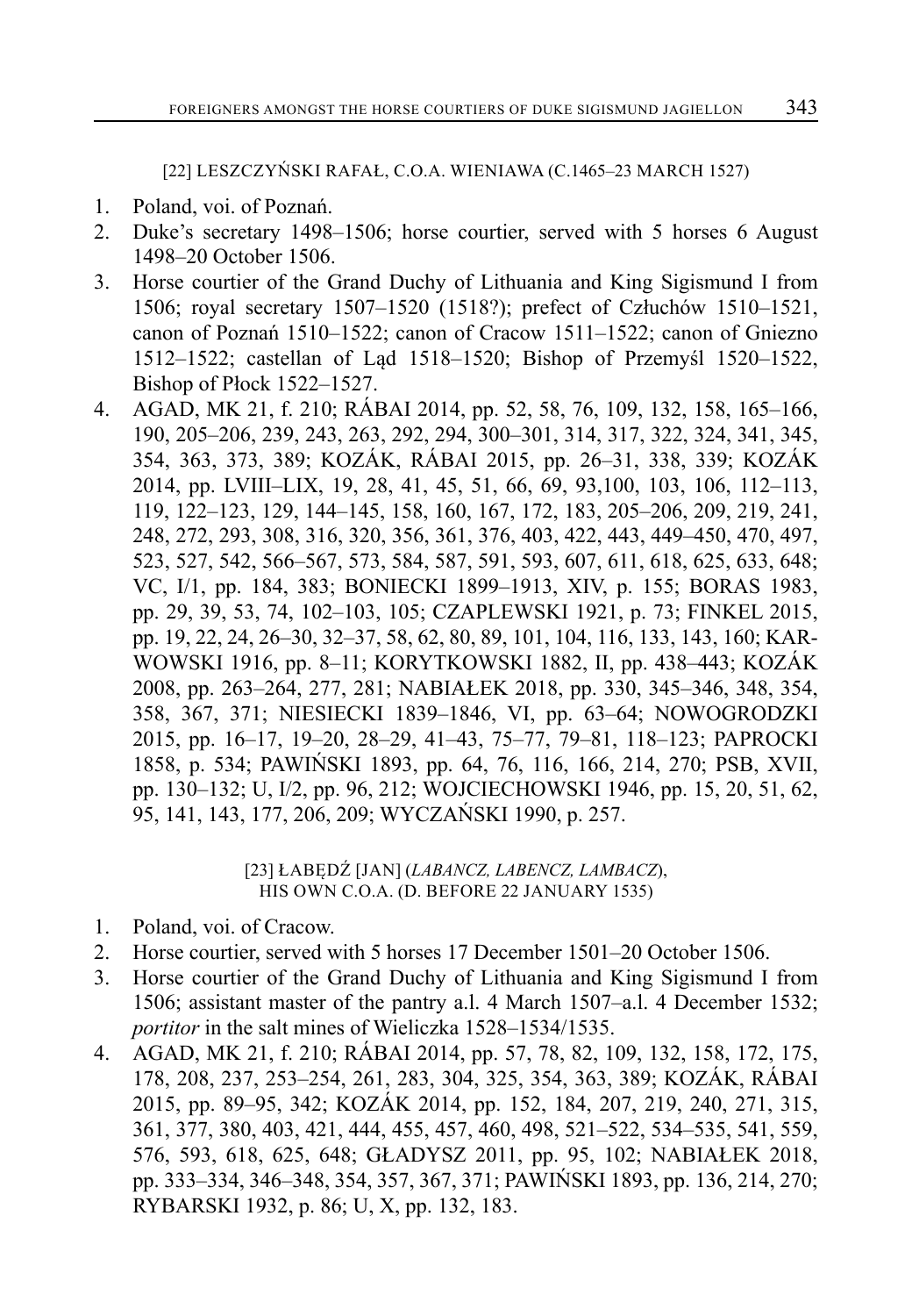[22] LESZCZYŃSKI RAFAŁ, C.O.A. WIENIAWA (C.1465–23 MARCH 1527)

1. Poland, voi. of Poznań.
2. Duke's secretary 1498–1506; horse courtier, served with 5 horses 6 August 1498–20 October 1506.
3. Horse courtier of the Grand Duchy of Lithuania and King Sigismund I from 1506; royal secretary 1507–1520 (1518?); prefect of Człuchów 1510–1521, canon of Poznań 1510–1522; canon of Cracow 1511–1522; canon of Gniezno 1512–1522; castellan of Ląd 1518–1520; Bishop of Przemyśl 1520–1522, Bishop of Płock 1522–1527.
4. AGAD, MK 21, f. 210; RÁBAI 2014, pp. 52, 58, 76, 109, 132, 158, 165–166, 190, 205–206, 239, 243, 263, 292, 294, 300–301, 314, 317, 322, 324, 341, 345, 354, 363, 373, 389; KOZÁK, RÁBAI 2015, pp. 26–31, 338, 339; KOZÁK 2014, pp. LVIII–LIX, 19, 28, 41, 45, 51, 66, 69, 93,100, 103, 106, 112–113, 119, 122–123, 129, 144–145, 158, 160, 167, 172, 183, 205–206, 209, 219, 241, 248, 272, 293, 308, 316, 320, 356, 361, 376, 403, 422, 443, 449–450, 470, 497, 523, 527, 542, 566–567, 573, 584, 587, 591, 593, 607, 611, 618, 625, 633, 648; VC, I/1, pp. 184, 383; BONIECKI 1899–1913, XIV, p. 155; BORAS 1983, pp. 29, 39, 53, 74, 102–103, 105; CZAPLEWSKI 1921, p. 73; FINKEL 2015, pp. 19, 22, 24, 26–30, 32–37, 58, 62, 80, 89, 101, 104, 116, 133, 143, 160; KARWOWSKI 1916, pp. 8–11; KORYTKOWSKI 1882, II, pp. 438–443; KOZÁK 2008, pp. 263–264, 277, 281; NABIAŁEK 2018, pp. 330, 345–346, 348, 354, 358, 367, 371; NIESIECKI 1839–1846, VI, pp. 63–64; NOWOGRODZKI 2015, pp. 16–17, 19–20, 28–29, 41–43, 75–77, 79–81, 118–123; PAPROCKI 1858, p. 534; PAWIŃSKI 1893, pp. 64, 76, 116, 166, 214, 270; PSB, XVII, pp. 130–132; U, I/2, pp. 96, 212; WOJCIECHOWSKI 1946, pp. 15, 20, 51, 62, 95, 141, 143, 177, 206, 209; WYCZAŃSKI 1990, p. 257.

[23] ŁABĘDŹ [JAN] (*LABANCZ, LABENCZ, LAMBACZ*), HIS OWN C.O.A. (D. BEFORE 22 JANUARY 1535)

1. Poland, voi. of Cracow.
2. Horse courtier, served with 5 horses 17 December 1501–20 October 1506.
3. Horse courtier of the Grand Duchy of Lithuania and King Sigismund I from 1506; assistant master of the pantry a.l. 4 March 1507–a.l. 4 December 1532; *portitor* in the salt mines of Wieliczka 1528–1534/1535.
4. AGAD, MK 21, f. 210; RÁBAI 2014, pp. 57, 78, 82, 109, 132, 158, 172, 175, 178, 208, 237, 253–254, 261, 283, 304, 325, 354, 363, 389; KOZÁK, RÁBAI 2015, pp. 89–95, 342; KOZÁK 2014, pp. 152, 184, 207, 219, 240, 271, 315, 361, 377, 380, 403, 421, 444, 455, 457, 460, 498, 521–522, 534–535, 541, 559, 576, 593, 618, 625, 648; GŁADYSZ 2011, pp. 95, 102; NABIAŁEK 2018, pp. 333–334, 346–348, 354, 357, 367, 371; PAWIŃSKI 1893, pp. 136, 214, 270; RYBARSKI 1932, p. 86; U, X, pp. 132, 183.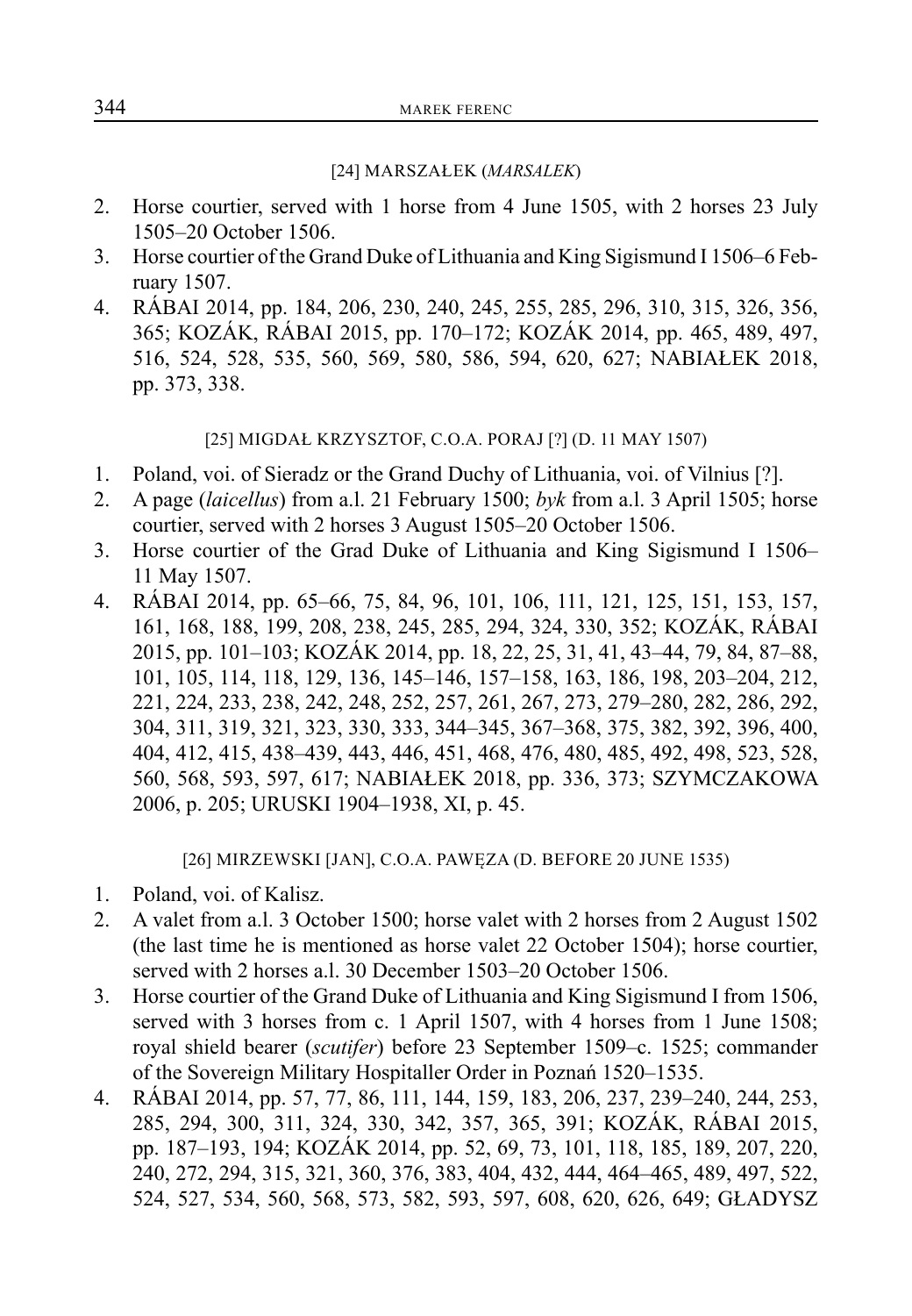### [24] MARSZAŁEK (*MARSALEK*)

2. Horse courtier, served with 1 horse from 4 June 1505, with 2 horses 23 July 1505–20 October 1506.
3. Horse courtier of the Grand Duke of Lithuania and King Sigismund I 1506–6 February 1507.
4. RÁBAI 2014, pp. 184, 206, 230, 240, 245, 255, 285, 296, 310, 315, 326, 356, 365; KOZÁK, RÁBAI 2015, pp. 170–172; KOZÁK 2014, pp. 465, 489, 497, 516, 524, 528, 535, 560, 569, 580, 586, 594, 620, 627; NABIAŁEK 2018, pp. 373, 338.

### [25] MIGDAŁ KRZYSZTOF, C.O.A. PORAJ [?] (D. 11 MAY 1507)

1. Poland, voi. of Sieradz or the Grand Duchy of Lithuania, voi. of Vilnius [?].
2. A page (*laicellus*) from a.l. 21 February 1500; *byk* from a.l. 3 April 1505; horse courtier, served with 2 horses 3 August 1505–20 October 1506.
3. Horse courtier of the Grad Duke of Lithuania and King Sigismund I 1506–11 May 1507.
4. RÁBAI 2014, pp. 65–66, 75, 84, 96, 101, 106, 111, 121, 125, 151, 153, 157, 161, 168, 188, 199, 208, 238, 245, 285, 294, 324, 330, 352; KOZÁK, RÁBAI 2015, pp. 101–103; KOZÁK 2014, pp. 18, 22, 25, 31, 41, 43–44, 79, 84, 87–88, 101, 105, 114, 118, 129, 136, 145–146, 157–158, 163, 186, 198, 203–204, 212, 221, 224, 233, 238, 242, 248, 252, 257, 261, 267, 273, 279–280, 282, 286, 292, 304, 311, 319, 321, 323, 330, 333, 344–345, 367–368, 375, 382, 392, 396, 400, 404, 412, 415, 438–439, 443, 446, 451, 468, 476, 480, 485, 492, 498, 523, 528, 560, 568, 593, 597, 617; NABIAŁEK 2018, pp. 336, 373; SZYMCZAKOWA 2006, p. 205; URUSKI 1904–1938, XI, p. 45.

### [26] MIRZEWSKI [JAN], C.O.A. PAWĘZA (D. BEFORE 20 JUNE 1535)

1. Poland, voi. of Kalisz.
2. A valet from a.l. 3 October 1500; horse valet with 2 horses from 2 August 1502 (the last time he is mentioned as horse valet 22 October 1504); horse courtier, served with 2 horses a.l. 30 December 1503–20 October 1506.
3. Horse courtier of the Grand Duke of Lithuania and King Sigismund I from 1506, served with 3 horses from c. 1 April 1507, with 4 horses from 1 June 1508; royal shield bearer (*scutifer*) before 23 September 1509–c. 1525; commander of the Sovereign Military Hospitaller Order in Poznań 1520–1535.
4. RÁBAI 2014, pp. 57, 77, 86, 111, 144, 159, 183, 206, 237, 239–240, 244, 253, 285, 294, 300, 311, 324, 330, 342, 357, 365, 391; KOZÁK, RÁBAI 2015, pp. 187–193, 194; KOZÁK 2014, pp. 52, 69, 73, 101, 118, 185, 189, 207, 220, 240, 272, 294, 315, 321, 360, 376, 383, 404, 432, 444, 464–465, 489, 497, 522, 524, 527, 534, 560, 568, 573, 582, 593, 597, 608, 620, 626, 649; GŁADYSZ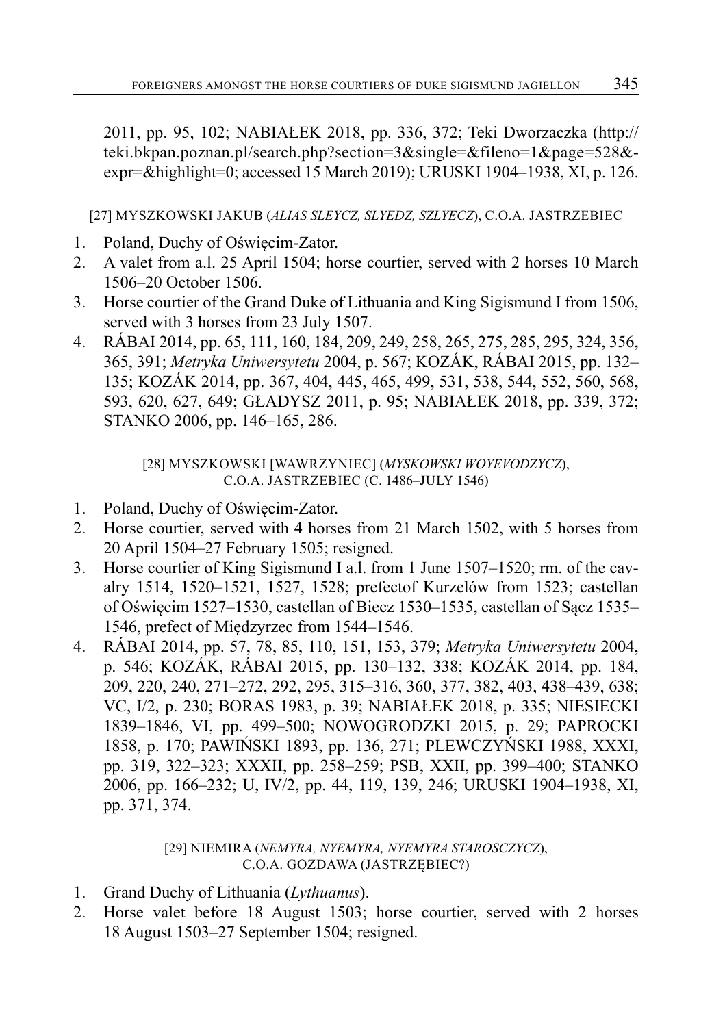2011, pp. 95, 102; NABIAŁEK 2018, pp. 336, 372; Teki Dworzaczka (http://teki.bkpan.poznan.pl/search.php?section=3&single=&fileno=1&page=528&-expr=&highlight=0; accessed 15 March 2019); URUSKI 1904–1938, XI, p. 126.

### [27] MYSZKOWSKI JAKUB (*ALIAS SLEYCZ, SLYEDZ, SZLYECZ*), C.O.A. JASTRZEBIEC

1. Poland, Duchy of Oświęcim-Zator.
2. A valet from a.l. 25 April 1504; horse courtier, served with 2 horses 10 March 1506–20 October 1506.
3. Horse courtier of the Grand Duke of Lithuania and King Sigismund I from 1506, served with 3 horses from 23 July 1507.
4. RÁBAI 2014, pp. 65, 111, 160, 184, 209, 249, 258, 265, 275, 285, 295, 324, 356, 365, 391; *Metryka Uniwersytetu* 2004, p. 567; KOZÁK, RÁBAI 2015, pp. 132–135; KOZÁK 2014, pp. 367, 404, 445, 465, 499, 531, 538, 544, 552, 560, 568, 593, 620, 627, 649; GŁADYSZ 2011, p. 95; NABIAŁEK 2018, pp. 339, 372; STANKO 2006, pp. 146–165, 286.

### [28] MYSZKOWSKI [WAWRZYNIEC] (*MYSKOWSKI WOYEVODZYCZ*), C.O.A. JASTRZEBIEC (C. 1486–JULY 1546)

1. Poland, Duchy of Oświęcim-Zator.
2. Horse courtier, served with 4 horses from 21 March 1502, with 5 horses from 20 April 1504–27 February 1505; resigned.
3. Horse courtier of King Sigismund I a.l. from 1 June 1507–1520; rm. of the cavalry 1514, 1520–1521, 1527, 1528; prefectof Kurzelów from 1523; castellan of Oświęcim 1527–1530, castellan of Biecz 1530–1535, castellan of Sącz 1535–1546, prefect of Międzyrzec from 1544–1546.
4. RÁBAI 2014, pp. 57, 78, 85, 110, 151, 153, 379; *Metryka Uniwersytetu* 2004, p. 546; KOZÁK, RÁBAI 2015, pp. 130–132, 338; KOZÁK 2014, pp. 184, 209, 220, 240, 271–272, 292, 295, 315–316, 360, 377, 382, 403, 438–439, 638; VC, I/2, p. 230; BORAS 1983, p. 39; NABIAŁEK 2018, p. 335; NIESIECKI 1839–1846, VI, pp. 499–500; NOWOGRODZKI 2015, p. 29; PAPROCKI 1858, p. 170; PAWIŃSKI 1893, pp. 136, 271; PLEWCZYŃSKI 1988, XXXI, pp. 319, 322–323; XXXII, pp. 258–259; PSB, XXII, pp. 399–400; STANKO 2006, pp. 166–232; U, IV/2, pp. 44, 119, 139, 246; URUSKI 1904–1938, XI, pp. 371, 374.

### [29] NIEMIRA (*NEMYRA, NYEMYRA, NYEMYRA STAROSCZYCZ*), C.O.A. GOZDAWA (JASTRZĘBIEC?)

1. Grand Duchy of Lithuania (*Lythuanus*).
2. Horse valet before 18 August 1503; horse courtier, served with 2 horses 18 August 1503–27 September 1504; resigned.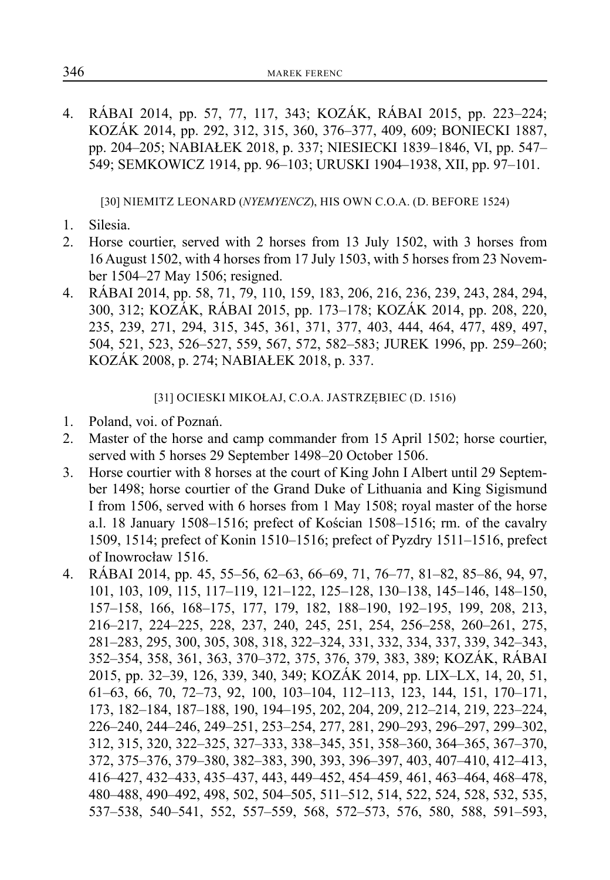4. RÁBAI 2014, pp. 57, 77, 117, 343; KOZÁK, RÁBAI 2015, pp. 223–224; KOZÁK 2014, pp. 292, 312, 315, 360, 376–377, 409, 609; BONIECKI 1887, pp. 204–205; NABIAŁEK 2018, p. 337; NIESIECKI 1839–1846, VI, pp. 547–549; SEMKOWICZ 1914, pp. 96–103; URUSKI 1904–1938, XII, pp. 97–101.

### [30] NIEMITZ LEONARD (*NYEMYENCZ*), HIS OWN C.O.A. (D. BEFORE 1524)

1. Silesia.
2. Horse courtier, served with 2 horses from 13 July 1502, with 3 horses from 16 August 1502, with 4 horses from 17 July 1503, with 5 horses from 23 November 1504–27 May 1506; resigned.
4. RÁBAI 2014, pp. 58, 71, 79, 110, 159, 183, 206, 216, 236, 239, 243, 284, 294, 300, 312; KOZÁK, RÁBAI 2015, pp. 173–178; KOZÁK 2014, pp. 208, 220, 235, 239, 271, 294, 315, 345, 361, 371, 377, 403, 444, 464, 477, 489, 497, 504, 521, 523, 526–527, 559, 567, 572, 582–583; JUREK 1996, pp. 259–260; KOZÁK 2008, p. 274; NABIAŁEK 2018, p. 337.

### [31] OCIESKI MIKOŁAJ, C.O.A. JASTRZĘBIEC (D. 1516)

1. Poland, voi. of Poznań.
2. Master of the horse and camp commander from 15 April 1502; horse courtier, served with 5 horses 29 September 1498–20 October 1506.
3. Horse courtier with 8 horses at the court of King John I Albert until 29 September 1498; horse courtier of the Grand Duke of Lithuania and King Sigismund I from 1506, served with 6 horses from 1 May 1508; royal master of the horse a.l. 18 January 1508–1516; prefect of Kościan 1508–1516; rm. of the cavalry 1509, 1514; prefect of Konin 1510–1516; prefect of Pyzdry 1511–1516, prefect of Inowrocław 1516.
4. RÁBAI 2014, pp. 45, 55–56, 62–63, 66–69, 71, 76–77, 81–82, 85–86, 94, 97, 101, 103, 109, 115, 117–119, 121–122, 125–128, 130–138, 145–146, 148–150, 157–158, 166, 168–175, 177, 179, 182, 188–190, 192–195, 199, 208, 213, 216–217, 224–225, 228, 237, 240, 245, 251, 254, 256–258, 260–261, 275, 281–283, 295, 300, 305, 308, 318, 322–324, 331, 332, 334, 337, 339, 342–343, 352–354, 358, 361, 363, 370–372, 375, 376, 379, 383, 389; KOZÁK, RÁBAI 2015, pp. 32–39, 126, 339, 340, 349; KOZÁK 2014, pp. LIX–LX, 14, 20, 51, 61–63, 66, 70, 72–73, 92, 100, 103–104, 112–113, 123, 144, 151, 170–171, 173, 182–184, 187–188, 190, 194–195, 202, 204, 209, 212–214, 219, 223–224, 226–240, 244–246, 249–251, 253–254, 277, 281, 290–293, 296–297, 299–302, 312, 315, 320, 322–325, 327–333, 338–345, 351, 358–360, 364–365, 367–370, 372, 375–376, 379–380, 382–383, 390, 393, 396–397, 403, 407–410, 412–413, 416–427, 432–433, 435–437, 443, 449–452, 454–459, 461, 463–464, 468–478, 480–488, 490–492, 498, 502, 504–505, 511–512, 514, 522, 524, 528, 532, 535, 537–538, 540–541, 552, 557–559, 568, 572–573, 576, 580, 588, 591–593,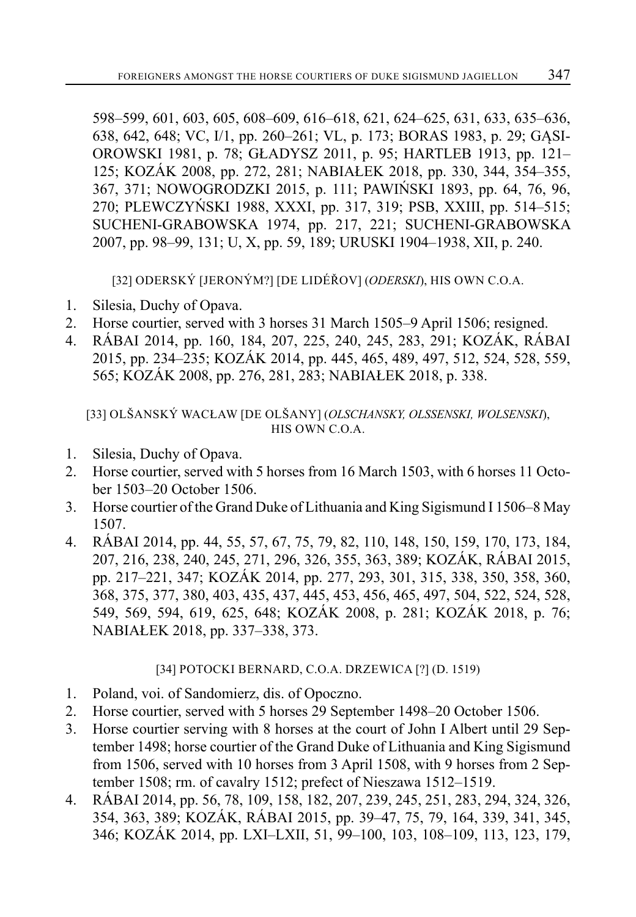598–599, 601, 603, 605, 608–609, 616–618, 621, 624–625, 631, 633, 635–636, 638, 642, 648; VC, I/1, pp. 260–261; VL, p. 173; BORAS 1983, p. 29; GĄSIOROWSKI 1981, p. 78; GŁADYSZ 2011, p. 95; HARTLEB 1913, pp. 121–125; KOZÁK 2008, pp. 272, 281; NABIAŁEK 2018, pp. 330, 344, 354–355, 367, 371; NOWOGRODZKI 2015, p. 111; PAWIŃSKI 1893, pp. 64, 76, 96, 270; PLEWCZYŃSKI 1988, XXXI, pp. 317, 319; PSB, XXIII, pp. 514–515; SUCHENI-GRABOWSKA 1974, pp. 217, 221; SUCHENI-GRABOWSKA 2007, pp. 98–99, 131; U, X, pp. 59, 189; URUSKI 1904–1938, XII, p. 240.

### [32] ODERSKÝ [JERONÝM?] [DE LIDÉŘOV] (*ODERSKI*), HIS OWN C.O.A.

1. Silesia, Duchy of Opava.
2. Horse courtier, served with 3 horses 31 March 1505–9 April 1506; resigned.
4. RÁBAI 2014, pp. 160, 184, 207, 225, 240, 245, 283, 291; KOZÁK, RÁBAI 2015, pp. 234–235; KOZÁK 2014, pp. 445, 465, 489, 497, 512, 524, 528, 559, 565; KOZÁK 2008, pp. 276, 281, 283; NABIAŁEK 2018, p. 338.

### [33] OLŠANSKÝ WACŁAW [DE OLŠANY] (*OLSCHANSKY, OLSSENSKI, WOLSENSKI*), HIS OWN C.O.A.

1. Silesia, Duchy of Opava.
2. Horse courtier, served with 5 horses from 16 March 1503, with 6 horses 11 October 1503–20 October 1506.
3. Horse courtier of the Grand Duke of Lithuania and King Sigismund I 1506–8 May 1507.
4. RÁBAI 2014, pp. 44, 55, 57, 67, 75, 79, 82, 110, 148, 150, 159, 170, 173, 184, 207, 216, 238, 240, 245, 271, 296, 326, 355, 363, 389; KOZÁK, RÁBAI 2015, pp. 217–221, 347; KOZÁK 2014, pp. 277, 293, 301, 315, 338, 350, 358, 360, 368, 375, 377, 380, 403, 435, 437, 445, 453, 456, 465, 497, 504, 522, 524, 528, 549, 569, 594, 619, 625, 648; KOZÁK 2008, p. 281; KOZÁK 2018, p. 76; NABIAŁEK 2018, pp. 337–338, 373.

### [34] POTOCKI BERNARD, C.O.A. DRZEWICA [?] (D. 1519)

1. Poland, voi. of Sandomierz, dis. of Opoczno.
2. Horse courtier, served with 5 horses 29 September 1498–20 October 1506.
3. Horse courtier serving with 8 horses at the court of John I Albert until 29 September 1498; horse courtier of the Grand Duke of Lithuania and King Sigismund from 1506, served with 10 horses from 3 April 1508, with 9 horses from 2 September 1508; rm. of cavalry 1512; prefect of Nieszawa 1512–1519.
4. RÁBAI 2014, pp. 56, 78, 109, 158, 182, 207, 239, 245, 251, 283, 294, 324, 326, 354, 363, 389; KOZÁK, RÁBAI 2015, pp. 39–47, 75, 79, 164, 339, 341, 345, 346; KOZÁK 2014, pp. LXI–LXII, 51, 99–100, 103, 108–109, 113, 123, 179,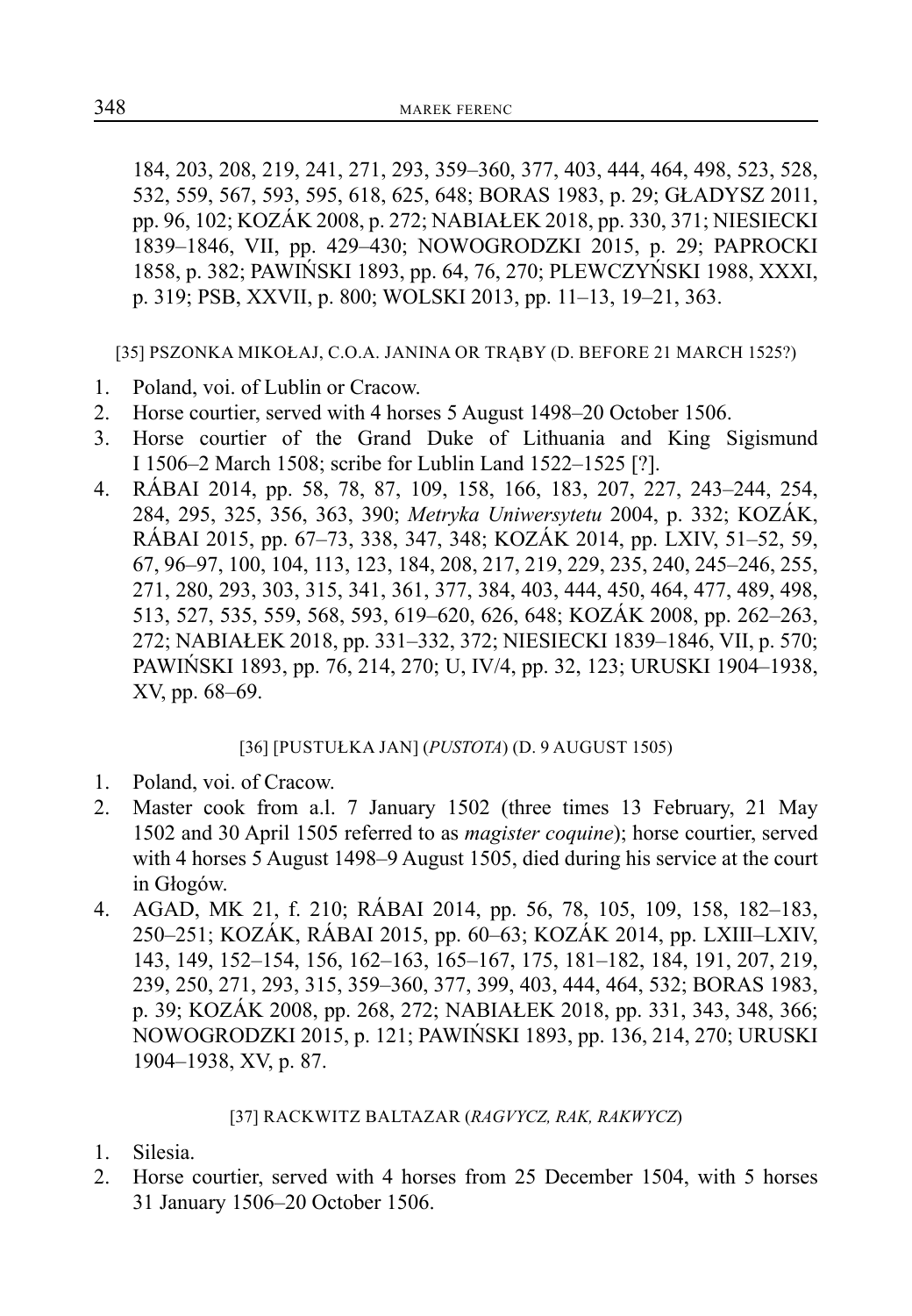184, 203, 208, 219, 241, 271, 293, 359–360, 377, 403, 444, 464, 498, 523, 528, 532, 559, 567, 593, 595, 618, 625, 648; BORAS 1983, p. 29; GŁADYSZ 2011, pp. 96, 102; KOZÁK 2008, p. 272; NABIAŁEK 2018, pp. 330, 371; NIESIECKI 1839–1846, VII, pp. 429–430; NOWOGRODZKI 2015, p. 29; PAPROCKI 1858, p. 382; PAWIŃSKI 1893, pp. 64, 76, 270; PLEWCZYŃSKI 1988, XXXI, p. 319; PSB, XXVII, p. 800; WOLSKI 2013, pp. 11–13, 19–21, 363.

[35] PSZONKA MIKOŁAJ, C.O.A. JANINA OR TRĄBY (D. BEFORE 21 MARCH 1525?)

1. Poland, voi. of Lublin or Cracow.
2. Horse courtier, served with 4 horses 5 August 1498–20 October 1506.
3. Horse courtier of the Grand Duke of Lithuania and King Sigismund I 1506–2 March 1508; scribe for Lublin Land 1522–1525 [?].
4. RÁBAI 2014, pp. 58, 78, 87, 109, 158, 166, 183, 207, 227, 243–244, 254, 284, 295, 325, 356, 363, 390; *Metryka Uniwersytetu* 2004, p. 332; KOZÁK, RÁBAI 2015, pp. 67–73, 338, 347, 348; KOZÁK 2014, pp. LXIV, 51–52, 59, 67, 96–97, 100, 104, 113, 123, 184, 208, 217, 219, 229, 235, 240, 245–246, 255, 271, 280, 293, 303, 315, 341, 361, 377, 384, 403, 444, 450, 464, 477, 489, 498, 513, 527, 535, 559, 568, 593, 619–620, 626, 648; KOZÁK 2008, pp. 262–263, 272; NABIAŁEK 2018, pp. 331–332, 372; NIESIECKI 1839–1846, VII, p. 570; PAWIŃSKI 1893, pp. 76, 214, 270; U, IV/4, pp. 32, 123; URUSKI 1904–1938, XV, pp. 68–69.

[36] [PUSTUŁKA JAN] (*PUSTOTA*) (D. 9 AUGUST 1505)

1. Poland, voi. of Cracow.
2. Master cook from a.l. 7 January 1502 (three times 13 February, 21 May 1502 and 30 April 1505 referred to as *magister coquine*); horse courtier, served with 4 horses 5 August 1498–9 August 1505, died during his service at the court in Głogów.
4. AGAD, MK 21, f. 210; RÁBAI 2014, pp. 56, 78, 105, 109, 158, 182–183, 250–251; KOZÁK, RÁBAI 2015, pp. 60–63; KOZÁK 2014, pp. LXIII–LXIV, 143, 149, 152–154, 156, 162–163, 165–167, 175, 181–182, 184, 191, 207, 219, 239, 250, 271, 293, 315, 359–360, 377, 399, 403, 444, 464, 532; BORAS 1983, p. 39; KOZÁK 2008, pp. 268, 272; NABIAŁEK 2018, pp. 331, 343, 348, 366; NOWOGRODZKI 2015, p. 121; PAWIŃSKI 1893, pp. 136, 214, 270; URUSKI 1904–1938, XV, p. 87.

[37] RACKWITZ BALTAZAR (*RAGVYCZ, RAK, RAKWYCZ*)

1. Silesia.
2. Horse courtier, served with 4 horses from 25 December 1504, with 5 horses 31 January 1506–20 October 1506.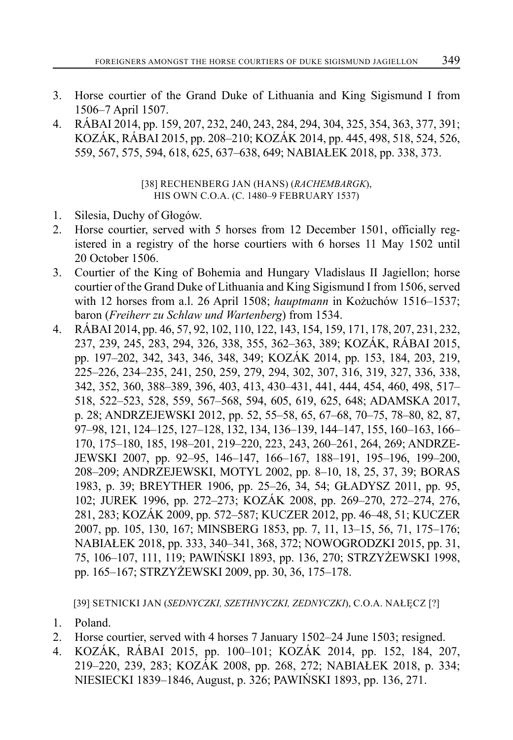3. Horse courtier of the Grand Duke of Lithuania and King Sigismund I from 1506–7 April 1507.
4. RÁBAI 2014, pp. 159, 207, 232, 240, 243, 284, 294, 304, 325, 354, 363, 377, 391; KOZÁK, RÁBAI 2015, pp. 208–210; KOZÁK 2014, pp. 445, 498, 518, 524, 526, 559, 567, 575, 594, 618, 625, 637–638, 649; NABIAŁEK 2018, pp. 338, 373.

[38] RECHENBERG JAN (HANS) (*RACHEMBARGK*), HIS OWN C.O.A. (C. 1480–9 FEBRUARY 1537)

1. Silesia, Duchy of Głogów.
2. Horse courtier, served with 5 horses from 12 December 1501, officially registered in a registry of the horse courtiers with 6 horses 11 May 1502 until 20 October 1506.
3. Courtier of the King of Bohemia and Hungary Vladislaus II Jagiellon; horse courtier of the Grand Duke of Lithuania and King Sigismund I from 1506, served with 12 horses from a.l. 26 April 1508; *hauptmann* in Kożuchów 1516–1537; baron (*Freiherr zu Schlaw und Wartenberg*) from 1534.
4. RÁBAI 2014, pp. 46, 57, 92, 102, 110, 122, 143, 154, 159, 171, 178, 207, 231, 232, 237, 239, 245, 283, 294, 326, 338, 355, 362–363, 389; KOZÁK, RÁBAI 2015, pp. 197–202, 342, 343, 346, 348, 349; KOZÁK 2014, pp. 153, 184, 203, 219, 225–226, 234–235, 241, 250, 259, 279, 294, 302, 307, 316, 319, 327, 336, 338, 342, 352, 360, 388–389, 396, 403, 413, 430–431, 441, 444, 454, 460, 498, 517–518, 522–523, 528, 559, 567–568, 594, 605, 619, 625, 648; ADAMSKA 2017, p. 28; ANDRZEJEWSKI 2012, pp. 52, 55–58, 65, 67–68, 70–75, 78–80, 82, 87, 97–98, 121, 124–125, 127–128, 132, 134, 136–139, 144–147, 155, 160–163, 166–170, 175–180, 185, 198–201, 219–220, 223, 243, 260–261, 264, 269; ANDRZEJEWSKI 2007, pp. 92–95, 146–147, 166–167, 188–191, 195–196, 199–200, 208–209; ANDRZEJEWSKI, MOTYL 2002, pp. 8–10, 18, 25, 37, 39; BORAS 1983, p. 39; BREYTHER 1906, pp. 25–26, 34, 54; GŁADYSZ 2011, pp. 95, 102; JUREK 1996, pp. 272–273; KOZÁK 2008, pp. 269–270, 272–274, 276, 281, 283; KOZÁK 2009, pp. 572–587; KUCZER 2012, pp. 46–48, 51; KUCZER 2007, pp. 105, 130, 167; MINSBERG 1853, pp. 7, 11, 13–15, 56, 71, 175–176; NABIAŁEK 2018, pp. 333, 340–341, 368, 372; NOWOGRODZKI 2015, pp. 31, 75, 106–107, 111, 119; PAWIŃSKI 1893, pp. 136, 270; STRZYŻEWSKI 1998, pp. 165–167; STRZYŻEWSKI 2009, pp. 30, 36, 175–178.

[39] SETNICKI JAN (*SEDNYCZKI, SZETHNYCZKI, ZEDNYCZKI*), C.O.A. NAŁĘCZ [?]

1. Poland.
2. Horse courtier, served with 4 horses 7 January 1502–24 June 1503; resigned.
4. KOZÁK, RÁBAI 2015, pp. 100–101; KOZÁK 2014, pp. 152, 184, 207, 219–220, 239, 283; KOZÁK 2008, pp. 268, 272; NABIAŁEK 2018, p. 334; NIESIECKI 1839–1846, August, p. 326; PAWIŃSKI 1893, pp. 136, 271.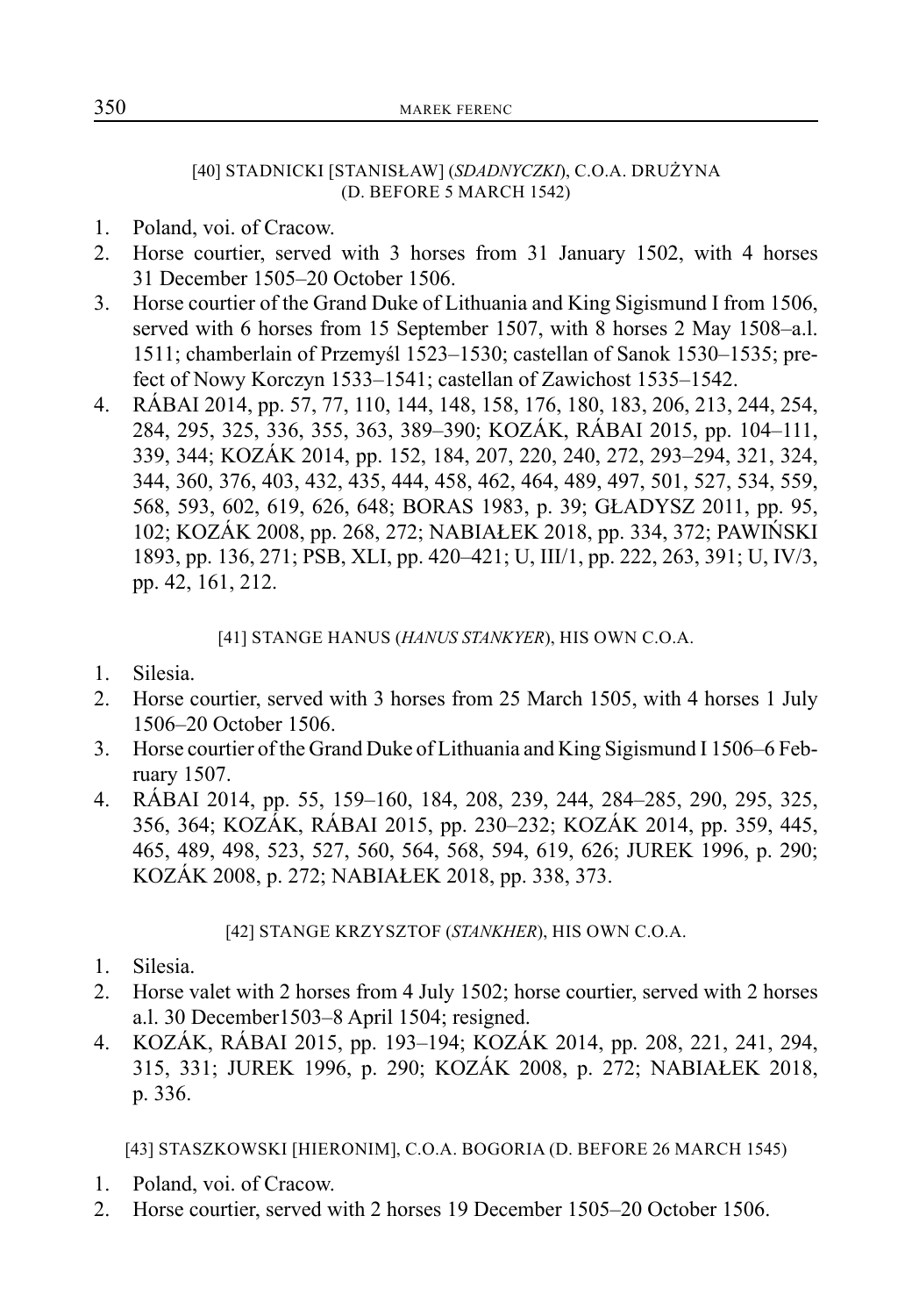### [40] STADNICKI [STANISŁAW] (*SADNYCZKI*), C.O.A. DRUŻYNA (D. BEFORE 5 MARCH 1542)

1. Poland, voi. of Cracow.
2. Horse courtier, served with 3 horses from 31 January 1502, with 4 horses 31 December 1505–20 October 1506.
3. Horse courtier of the Grand Duke of Lithuania and King Sigismund I from 1506, served with 6 horses from 15 September 1507, with 8 horses 2 May 1508–a.l. 1511; chamberlain of Przemyśl 1523–1530; castellan of Sanok 1530–1535; prefect of Nowy Korczyn 1533–1541; castellan of Zawichost 1535–1542.
4. RÁBAI 2014, pp. 57, 77, 110, 144, 148, 158, 176, 180, 183, 206, 213, 244, 254, 284, 295, 325, 336, 355, 363, 389–390; KOZÁK, RÁBAI 2015, pp. 104–111, 339, 344; KOZÁK 2014, pp. 152, 184, 207, 220, 240, 272, 293–294, 321, 324, 344, 360, 376, 403, 432, 435, 444, 458, 462, 464, 489, 497, 501, 527, 534, 559, 568, 593, 602, 619, 626, 648; BORAS 1983, p. 39; GŁADYSZ 2011, pp. 95, 102; KOZÁK 2008, pp. 268, 272; NABIAŁEK 2018, pp. 334, 372; PAWIŃSKI 1893, pp. 136, 271; PSB, XLI, pp. 420–421; U, III/1, pp. 222, 263, 391; U, IV/3, pp. 42, 161, 212.

### [41] STANGE HANUS (*HANUS STANKYER*), HIS OWN C.O.A.

1. Silesia.
2. Horse courtier, served with 3 horses from 25 March 1505, with 4 horses 1 July 1506–20 October 1506.
3. Horse courtier of the Grand Duke of Lithuania and King Sigismund I 1506–6 February 1507.
4. RÁBAI 2014, pp. 55, 159–160, 184, 208, 239, 244, 284–285, 290, 295, 325, 356, 364; KOZÁK, RÁBAI 2015, pp. 230–232; KOZÁK 2014, pp. 359, 445, 465, 489, 498, 523, 527, 560, 564, 568, 594, 619, 626; JUREK 1996, p. 290; KOZÁK 2008, p. 272; NABIAŁEK 2018, pp. 338, 373.

### [42] STANGE KRZYSZTOF (*STANKHER*), HIS OWN C.O.A.

1. Silesia.
2. Horse valet with 2 horses from 4 July 1502; horse courtier, served with 2 horses a.l. 30 December1503–8 April 1504; resigned.
4. KOZÁK, RÁBAI 2015, pp. 193–194; KOZÁK 2014, pp. 208, 221, 241, 294, 315, 331; JUREK 1996, p. 290; KOZÁK 2008, p. 272; NABIAŁEK 2018, p. 336.

### [43] STASZKOWSKI [HIERONIM], C.O.A. BOGORIA (D. BEFORE 26 MARCH 1545)

1. Poland, voi. of Cracow.
2. Horse courtier, served with 2 horses 19 December 1505–20 October 1506.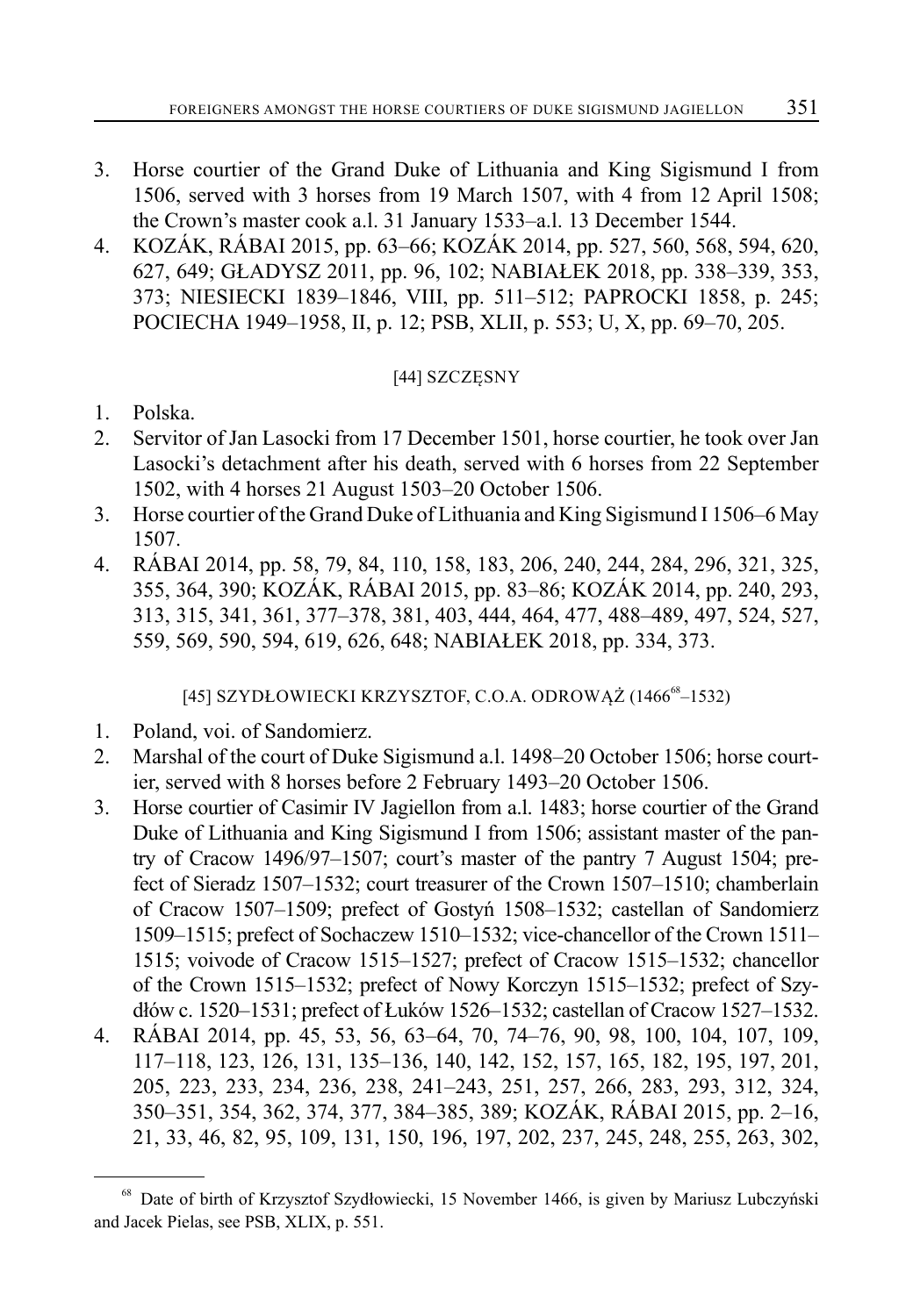3. Horse courtier of the Grand Duke of Lithuania and King Sigismund I from 1506, served with 3 horses from 19 March 1507, with 4 from 12 April 1508; the Crown's master cook a.l. 31 January 1533–a.l. 13 December 1544.
4. KOZÁK, RÁBAI 2015, pp. 63–66; KOZÁK 2014, pp. 527, 560, 568, 594, 620, 627, 649; GŁADYSZ 2011, pp. 96, 102; NABIAŁEK 2018, pp. 338–339, 353, 373; NIESIECKI 1839–1846, VIII, pp. 511–512; PAPROCKI 1858, p. 245; POCIECHA 1949–1958, II, p. 12; PSB, XLII, p. 553; U, X, pp. 69–70, 205.

### [44] SZCZĘSNY

1. Polska.
2. Servitor of Jan Lasocki from 17 December 1501, horse courtier, he took over Jan Lasocki's detachment after his death, served with 6 horses from 22 September 1502, with 4 horses 21 August 1503–20 October 1506.
3. Horse courtier of the Grand Duke of Lithuania and King Sigismund I 1506–6 May 1507.
4. RÁBAI 2014, pp. 58, 79, 84, 110, 158, 183, 206, 240, 244, 284, 296, 321, 325, 355, 364, 390; KOZÁK, RÁBAI 2015, pp. 83–86; KOZÁK 2014, pp. 240, 293, 313, 315, 341, 361, 377–378, 381, 403, 444, 464, 477, 488–489, 497, 524, 527, 559, 569, 590, 594, 619, 626, 648; NABIAŁEK 2018, pp. 334, 373.

### [45] SZYDŁOWIECKI KRZYSZTOF, C.O.A. ODROWĄŻ (1466[68]–1532)

1. Poland, voi. of Sandomierz.
2. Marshal of the court of Duke Sigismund a.l. 1498–20 October 1506; horse courtier, served with 8 horses before 2 February 1493–20 October 1506.
3. Horse courtier of Casimir IV Jagiellon from a.l. 1483; horse courtier of the Grand Duke of Lithuania and King Sigismund I from 1506; assistant master of the pantry of Cracow 1496/97–1507; court's master of the pantry 7 August 1504; prefect of Sieradz 1507–1532; court treasurer of the Crown 1507–1510; chamberlain of Cracow 1507–1509; prefect of Gostyń 1508–1532; castellan of Sandomierz 1509–1515; prefect of Sochaczew 1510–1532; vice-chancellor of the Crown 1511–1515; voivode of Cracow 1515–1527; prefect of Cracow 1515–1532; chancellor of the Crown 1515–1532; prefect of Nowy Korczyn 1515–1532; prefect of Szydłów c. 1520–1531; prefect of Łuków 1526–1532; castellan of Cracow 1527–1532.
4. RÁBAI 2014, pp. 45, 53, 56, 63–64, 70, 74–76, 90, 98, 100, 104, 107, 109, 117–118, 123, 126, 131, 135–136, 140, 142, 152, 157, 165, 182, 195, 197, 201, 205, 223, 233, 234, 236, 238, 241–243, 251, 257, 266, 283, 293, 312, 324, 350–351, 354, 362, 374, 377, 384–385, 389; KOZÁK, RÁBAI 2015, pp. 2–16, 21, 33, 46, 82, 95, 109, 131, 150, 196, 197, 202, 237, 245, 248, 255, 263, 302,

---

[68] Date of birth of Krzysztof Szydłowiecki, 15 November 1466, is given by Mariusz Lubczyński and Jacek Pielas, see PSB, XLIX, p. 551.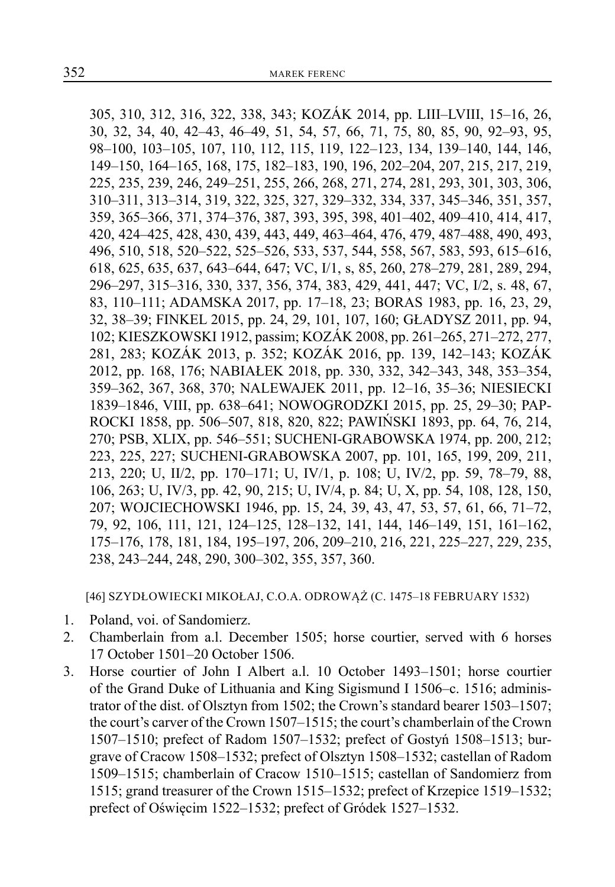305, 310, 312, 316, 322, 338, 343; KOZÁK 2014, pp. LIII–LVIII, 15–16, 26, 30, 32, 34, 40, 42–43, 46–49, 51, 54, 57, 66, 71, 75, 80, 85, 90, 92–93, 95, 98–100, 103–105, 107, 110, 112, 115, 119, 122–123, 134, 139–140, 144, 146, 149–150, 164–165, 168, 175, 182–183, 190, 196, 202–204, 207, 215, 217, 219, 225, 235, 239, 246, 249–251, 255, 266, 268, 271, 274, 281, 293, 301, 303, 306, 310–311, 313–314, 319, 322, 325, 327, 329–332, 334, 337, 345–346, 351, 357, 359, 365–366, 371, 374–376, 387, 393, 395, 398, 401–402, 409–410, 414, 417, 420, 424–425, 428, 430, 439, 443, 449, 463–464, 476, 479, 487–488, 490, 493, 496, 510, 518, 520–522, 525–526, 533, 537, 544, 558, 567, 583, 593, 615–616, 618, 625, 635, 637, 643–644, 647; VC, I/1, s, 85, 260, 278–279, 281, 289, 294, 296–297, 315–316, 330, 337, 356, 374, 383, 429, 441, 447; VC, I/2, s. 48, 67, 83, 110–111; ADAMSKA 2017, pp. 17–18, 23; BORAS 1983, pp. 16, 23, 29, 32, 38–39; FINKEL 2015, pp. 24, 29, 101, 107, 160; GŁADYSZ 2011, pp. 94, 102; KIESZKOWSKI 1912, passim; KOZÁK 2008, pp. 261–265, 271–272, 277, 281, 283; KOZÁK 2013, p. 352; KOZÁK 2016, pp. 139, 142–143; KOZÁK 2012, pp. 168, 176; NABIAŁEK 2018, pp. 330, 332, 342–343, 348, 353–354, 359–362, 367, 368, 370; NALEWAJEK 2011, pp. 12–16, 35–36; NIESIECKI 1839–1846, VIII, pp. 638–641; NOWOGRODZKI 2015, pp. 25, 29–30; PAPROCKI 1858, pp. 506–507, 818, 820, 822; PAWIŃSKI 1893, pp. 64, 76, 214, 270; PSB, XLIX, pp. 546–551; SUCHENI-GRABOWSKA 1974, pp. 200, 212; 223, 225, 227; SUCHENI-GRABOWSKA 2007, pp. 101, 165, 199, 209, 211, 213, 220; U, II/2, pp. 170–171; U, IV/1, p. 108; U, IV/2, pp. 59, 78–79, 88, 106, 263; U, IV/3, pp. 42, 90, 215; U, IV/4, p. 84; U, X, pp. 54, 108, 128, 150, 207; WOJCIECHOWSKI 1946, pp. 15, 24, 39, 43, 47, 53, 57, 61, 66, 71–72, 79, 92, 106, 111, 121, 124–125, 128–132, 141, 144, 146–149, 151, 161–162, 175–176, 178, 181, 184, 195–197, 206, 209–210, 216, 221, 225–227, 229, 235, 238, 243–244, 248, 290, 300–302, 355, 357, 360.

[46] SZYDŁOWIECKI MIKOŁAJ, C.O.A. ODROWĄŻ (C. 1475–18 FEBRUARY 1532)

1. Poland, voi. of Sandomierz.
2. Chamberlain from a.l. December 1505; horse courtier, served with 6 horses 17 October 1501–20 October 1506.
3. Horse courtier of John I Albert a.l. 10 October 1493–1501; horse courtier of the Grand Duke of Lithuania and King Sigismund I 1506–c. 1516; administrator of the dist. of Olsztyn from 1502; the Crown's standard bearer 1503–1507; the court's carver of the Crown 1507–1515; the court's chamberlain of the Crown 1507–1510; prefect of Radom 1507–1532; prefect of Gostyń 1508–1513; burgrave of Cracow 1508–1532; prefect of Olsztyn 1508–1532; castellan of Radom 1509–1515; chamberlain of Cracow 1510–1515; castellan of Sandomierz from 1515; grand treasurer of the Crown 1515–1532; prefect of Krzepice 1519–1532; prefect of Oświęcim 1522–1532; prefect of Gródek 1527–1532.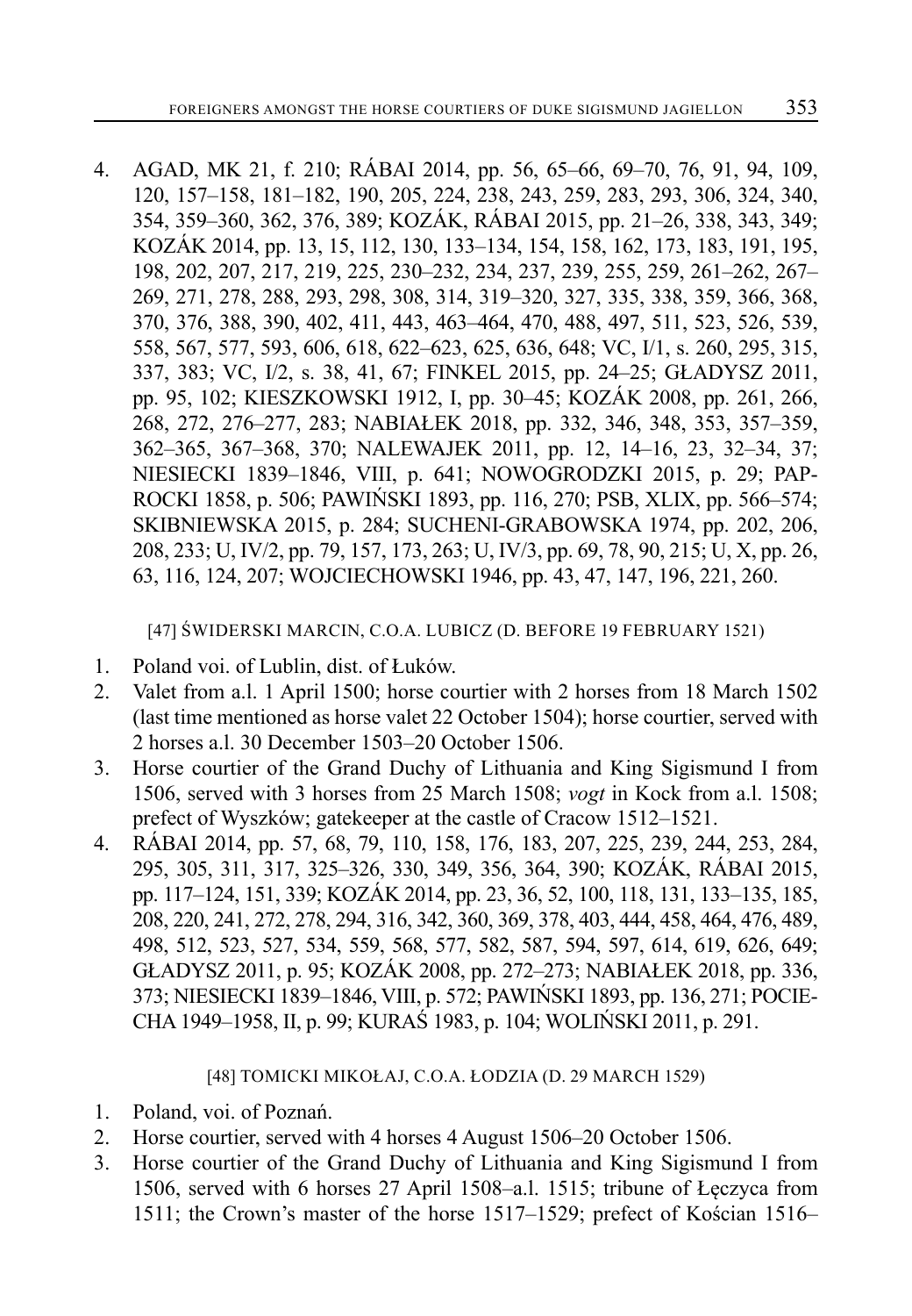4. AGAD, MK 21, f. 210; RÁBAI 2014, pp. 56, 65–66, 69–70, 76, 91, 94, 109, 120, 157–158, 181–182, 190, 205, 224, 238, 243, 259, 283, 293, 306, 324, 340, 354, 359–360, 362, 376, 389; KOZÁK, RÁBAI 2015, pp. 21–26, 338, 343, 349; KOZÁK 2014, pp. 13, 15, 112, 130, 133–134, 154, 158, 162, 173, 183, 191, 195, 198, 202, 207, 217, 219, 225, 230–232, 234, 237, 239, 255, 259, 261–262, 267–269, 271, 278, 288, 293, 298, 308, 314, 319–320, 327, 335, 338, 359, 366, 368, 370, 376, 388, 390, 402, 411, 443, 463–464, 470, 488, 497, 511, 523, 526, 539, 558, 567, 577, 593, 606, 618, 622–623, 625, 636, 648; VC, I/1, s. 260, 295, 315, 337, 383; VC, I/2, s. 38, 41, 67; FINKEL 2015, pp. 24–25; GŁADYSZ 2011, pp. 95, 102; KIESZKOWSKI 1912, I, pp. 30–45; KOZÁK 2008, pp. 261, 266, 268, 272, 276–277, 283; NABIAŁEK 2018, pp. 332, 346, 348, 353, 357–359, 362–365, 367–368, 370; NALEWAJEK 2011, pp. 12, 14–16, 23, 32–34, 37; NIESIECKI 1839–1846, VIII, p. 641; NOWOGRODZKI 2015, p. 29; PAPROCKI 1858, p. 506; PAWIŃSKI 1893, pp. 116, 270; PSB, XLIX, pp. 566–574; SKIBNIEWSKA 2015, p. 284; SUCHENI-GRABOWSKA 1974, pp. 202, 206, 208, 233; U, IV/2, pp. 79, 157, 173, 263; U, IV/3, pp. 69, 78, 90, 215; U, X, pp. 26, 63, 116, 124, 207; WOJCIECHOWSKI 1946, pp. 43, 47, 147, 196, 221, 260.

[47] ŚWIDERSKI MARCIN, C.O.A. LUBICZ (D. BEFORE 19 FEBRUARY 1521)

1. Poland voi. of Lublin, dist. of Łuków.
2. Valet from a.l. 1 April 1500; horse courtier with 2 horses from 18 March 1502 (last time mentioned as horse valet 22 October 1504); horse courtier, served with 2 horses a.l. 30 December 1503–20 October 1506.
3. Horse courtier of the Grand Duchy of Lithuania and King Sigismund I from 1506, served with 3 horses from 25 March 1508; *vogt* in Kock from a.l. 1508; prefect of Wyszków; gatekeeper at the castle of Cracow 1512–1521.
4. RÁBAI 2014, pp. 57, 68, 79, 110, 158, 176, 183, 207, 225, 239, 244, 253, 284, 295, 305, 311, 317, 325–326, 330, 349, 356, 364, 390; KOZÁK, RÁBAI 2015, pp. 117–124, 151, 339; KOZÁK 2014, pp. 23, 36, 52, 100, 118, 131, 133–135, 185, 208, 220, 241, 272, 278, 294, 316, 342, 360, 369, 378, 403, 444, 458, 464, 476, 489, 498, 512, 523, 527, 534, 559, 568, 577, 582, 587, 594, 597, 614, 619, 626, 649; GŁADYSZ 2011, p. 95; KOZÁK 2008, pp. 272–273; NABIAŁEK 2018, pp. 336, 373; NIESIECKI 1839–1846, VIII, p. 572; PAWIŃSKI 1893, pp. 136, 271; POCIECHA 1949–1958, II, p. 99; KURAŚ 1983, p. 104; WOLIŃSKI 2011, p. 291.

[48] TOMICKI MIKOŁAJ, C.O.A. ŁODZIA (D. 29 MARCH 1529)

1. Poland, voi. of Poznań.
2. Horse courtier, served with 4 horses 4 August 1506–20 October 1506.
3. Horse courtier of the Grand Duchy of Lithuania and King Sigismund I from 1506, served with 6 horses 27 April 1508–a.l. 1515; tribune of Łęczyca from 1511; the Crown's master of the horse 1517–1529; prefect of Kościan 1516–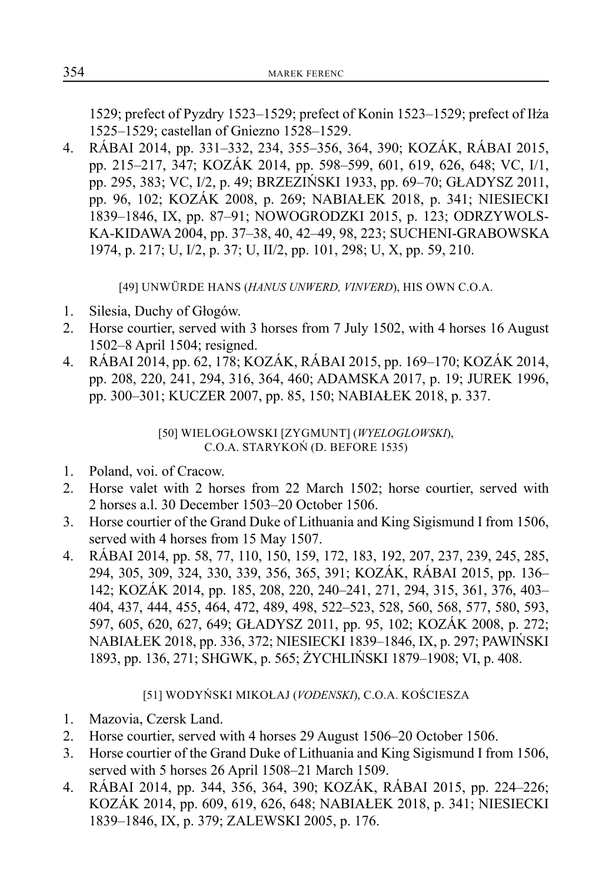1529; prefect of Pyzdry 1523–1529; prefect of Konin 1523–1529; prefect of Iłża 1525–1529; castellan of Gniezno 1528–1529.

4. RÁBAI 2014, pp. 331–332, 234, 355–356, 364, 390; KOZÁK, RÁBAI 2015, pp. 215–217, 347; KOZÁK 2014, pp. 598–599, 601, 619, 626, 648; VC, I/1, pp. 295, 383; VC, I/2, p. 49; BRZEZIŃSKI 1933, pp. 69–70; GŁADYSZ 2011, pp. 96, 102; KOZÁK 2008, p. 269; NABIAŁEK 2018, p. 341; NIESIECKI 1839–1846, IX, pp. 87–91; NOWOGRODZKI 2015, p. 123; ODRZYWOLSKA-KIDAWA 2004, pp. 37–38, 40, 42–49, 98, 223; SUCHENI-GRABOWSKA 1974, p. 217; U, I/2, p. 37; U, II/2, pp. 101, 298; U, X, pp. 59, 210.

[49] UNWÜRDE HANS (*HANUS UNWERD, VINVERD*), HIS OWN C.O.A.

1. Silesia, Duchy of Głogów.
2. Horse courtier, served with 3 horses from 7 July 1502, with 4 horses 16 August 1502–8 April 1504; resigned.
4. RÁBAI 2014, pp. 62, 178; KOZÁK, RÁBAI 2015, pp. 169–170; KOZÁK 2014, pp. 208, 220, 241, 294, 316, 364, 460; ADAMSKA 2017, p. 19; JUREK 1996, pp. 300–301; KUCZER 2007, pp. 85, 150; NABIAŁEK 2018, p. 337.

[50] WIELOGŁOWSKI [ZYGMUNT] (*WYELOGLOWSKI*), C.O.A. STARYKOŃ (D. BEFORE 1535)

1. Poland, voi. of Cracow.
2. Horse valet with 2 horses from 22 March 1502; horse courtier, served with 2 horses a.l. 30 December 1503–20 October 1506.
3. Horse courtier of the Grand Duke of Lithuania and King Sigismund I from 1506, served with 4 horses from 15 May 1507.
4. RÁBAI 2014, pp. 58, 77, 110, 150, 159, 172, 183, 192, 207, 237, 239, 245, 285, 294, 305, 309, 324, 330, 339, 356, 365, 391; KOZÁK, RÁBAI 2015, pp. 136–142; KOZÁK 2014, pp. 185, 208, 220, 240–241, 271, 294, 315, 361, 376, 403–404, 437, 444, 455, 464, 472, 489, 498, 522–523, 528, 560, 568, 577, 580, 593, 597, 605, 620, 627, 649; GŁADYSZ 2011, pp. 95, 102; KOZÁK 2008, p. 272; NABIAŁEK 2018, pp. 336, 372; NIESIECKI 1839–1846, IX, p. 297; PAWIŃSKI 1893, pp. 136, 271; SHGWK, p. 565; ŻYCHLIŃSKI 1879–1908; VI, p. 408.

[51] WODYŃSKI MIKOŁAJ (*VODENSKI*), C.O.A. KOŚCIESZA

1. Mazovia, Czersk Land.
2. Horse courtier, served with 4 horses 29 August 1506–20 October 1506.
3. Horse courtier of the Grand Duke of Lithuania and King Sigismund I from 1506, served with 5 horses 26 April 1508–21 March 1509.
4. RÁBAI 2014, pp. 344, 356, 364, 390; KOZÁK, RÁBAI 2015, pp. 224–226; KOZÁK 2014, pp. 609, 619, 626, 648; NABIAŁEK 2018, p. 341; NIESIECKI 1839–1846, IX, p. 379; ZALEWSKI 2005, p. 176.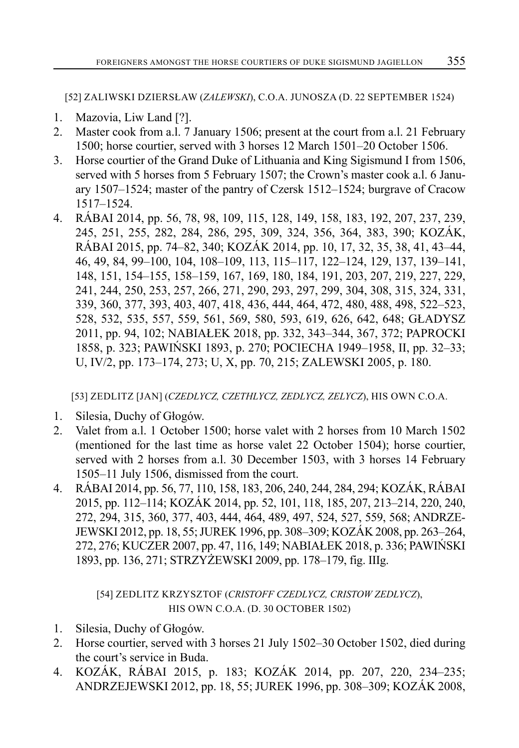[52] ZALIWSKI DZIERSŁAW (*ZALEWSKI*), C.O.A. JUNOSZA (D. 22 SEPTEMBER 1524)

1. Mazovia, Liw Land [?].
2. Master cook from a.l. 7 January 1506; present at the court from a.l. 21 February 1500; horse courtier, served with 3 horses 12 March 1501–20 October 1506.
3. Horse courtier of the Grand Duke of Lithuania and King Sigismund I from 1506, served with 5 horses from 5 February 1507; the Crown's master cook a.l. 6 January 1507–1524; master of the pantry of Czersk 1512–1524; burgrave of Cracow 1517–1524.
4. RÁBAI 2014, pp. 56, 78, 98, 109, 115, 128, 149, 158, 183, 192, 207, 237, 239, 245, 251, 255, 282, 284, 286, 295, 309, 324, 356, 364, 383, 390; KOZÁK, RÁBAI 2015, pp. 74–82, 340; KOZÁK 2014, pp. 10, 17, 32, 35, 38, 41, 43–44, 46, 49, 84, 99–100, 104, 108–109, 113, 115–117, 122–124, 129, 137, 139–141, 148, 151, 154–155, 158–159, 167, 169, 180, 184, 191, 203, 207, 219, 227, 229, 241, 244, 250, 253, 257, 266, 271, 290, 293, 297, 299, 304, 308, 315, 324, 331, 339, 360, 377, 393, 403, 407, 418, 436, 444, 464, 472, 480, 488, 498, 522–523, 528, 532, 535, 557, 559, 561, 569, 580, 593, 619, 626, 642, 648; GŁADYSZ 2011, pp. 94, 102; NABIAŁEK 2018, pp. 332, 343–344, 367, 372; PAPROCKI 1858, p. 323; PAWIŃSKI 1893, p. 270; POCIECHA 1949–1958, II, pp. 32–33; U, IV/2, pp. 173–174, 273; U, X, pp. 70, 215; ZALEWSKI 2005, p. 180.

[53] ZEDLITZ [JAN] (*CZEDLYCZ, CZETHLYCZ, ZEDLYCZ, ZELYCZ*), HIS OWN C.O.A.

1. Silesia, Duchy of Głogów.
2. Valet from a.l. 1 October 1500; horse valet with 2 horses from 10 March 1502 (mentioned for the last time as horse valet 22 October 1504); horse courtier, served with 2 horses from a.l. 30 December 1503, with 3 horses 14 February 1505–11 July 1506, dismissed from the court.
4. RÁBAI 2014, pp. 56, 77, 110, 158, 183, 206, 240, 244, 284, 294; KOZÁK, RÁBAI 2015, pp. 112–114; KOZÁK 2014, pp. 52, 101, 118, 185, 207, 213–214, 220, 240, 272, 294, 315, 360, 377, 403, 444, 464, 489, 497, 524, 527, 559, 568; ANDRZEJEWSKI 2012, pp. 18, 55; JUREK 1996, pp. 308–309; KOZÁK 2008, pp. 263–264, 272, 276; KUCZER 2007, pp. 47, 116, 149; NABIAŁEK 2018, p. 336; PAWIŃSKI 1893, pp. 136, 271; STRZYŻEWSKI 2009, pp. 178–179, fig. IIIg.

[54] ZEDLITZ KRZYSZTOF (*CRISTOFF CZEDLYCZ, CRISTOW ZEDLYCZ*), HIS OWN C.O.A. (D. 30 OCTOBER 1502)

1. Silesia, Duchy of Głogów.
2. Horse courtier, served with 3 horses 21 July 1502–30 October 1502, died during the court's service in Buda.
4. KOZÁK, RÁBAI 2015, p. 183; KOZÁK 2014, pp. 207, 220, 234–235; ANDRZEJEWSKI 2012, pp. 18, 55; JUREK 1996, pp. 308–309; KOZÁK 2008,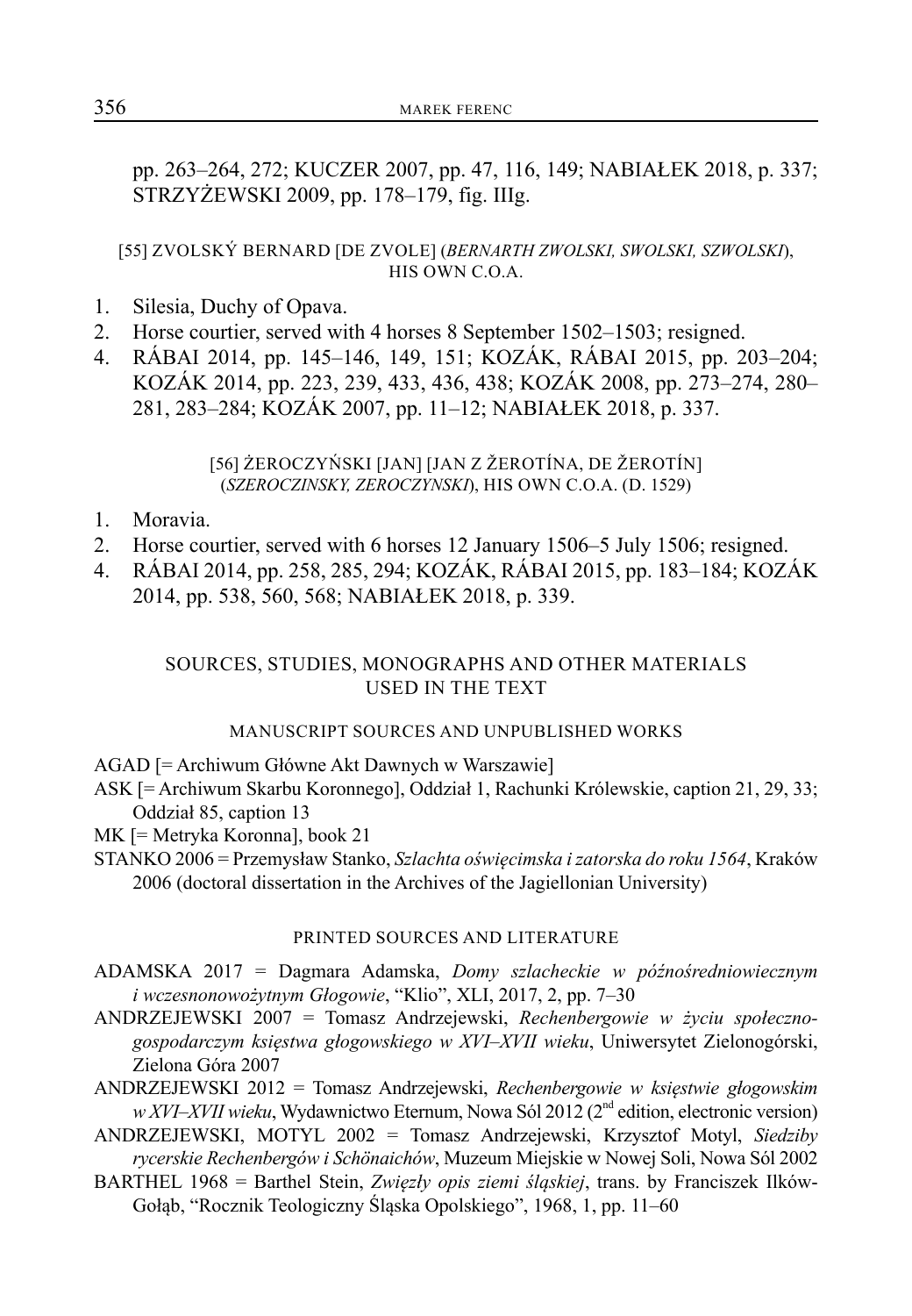pp. 263–264, 272; KUCZER 2007, pp. 47, 116, 149; NABIAŁEK 2018, p. 337; STRZYŻEWSKI 2009, pp. 178–179, fig. IIIg.

[55] ZVOLSKÝ BERNARD [DE ZVOLE] (*BERNARTH ZWOLSKI, SWOLSKI, SZWOLSKI*), HIS OWN C.O.A.

1. Silesia, Duchy of Opava.
2. Horse courtier, served with 4 horses 8 September 1502–1503; resigned.
4. RÁBAI 2014, pp. 145–146, 149, 151; KOZÁK, RÁBAI 2015, pp. 203–204; KOZÁK 2014, pp. 223, 239, 433, 436, 438; KOZÁK 2008, pp. 273–274, 280–281, 283–284; KOZÁK 2007, pp. 11–12; NABIAŁEK 2018, p. 337.

[56] ŻEROCZYŃSKI [JAN] [JAN Z ŽEROTÍNA, DE ŽEROTÍN] (*SZEROCZINSKY, ZEROCZYNSKI*), HIS OWN C.O.A. (D. 1529)

1. Moravia.
2. Horse courtier, served with 6 horses 12 January 1506–5 July 1506; resigned.
4. RÁBAI 2014, pp. 258, 285, 294; KOZÁK, RÁBAI 2015, pp. 183–184; KOZÁK 2014, pp. 538, 560, 568; NABIAŁEK 2018, p. 339.

## SOURCES, STUDIES, MONOGRAPHS AND OTHER MATERIALS USED IN THE TEXT

### MANUSCRIPT SOURCES AND UNPUBLISHED WORKS

AGAD [= Archiwum Główne Akt Dawnych w Warszawie]

ASK [= Archiwum Skarbu Koronnego], Oddział 1, Rachunki Królewskie, caption 21, 29, 33; Oddział 85, caption 13

MK [= Metryka Koronna], book 21

STANKO 2006 = Przemysław Stanko, *Szlachta oświęcimska i zatorska do roku 1564*, Kraków 2006 (doctoral dissertation in the Archives of the Jagiellonian University)

### PRINTED SOURCES AND LITERATURE

ADAMSKA 2017 = Dagmara Adamska, *Domy szlacheckie w późnośredniowiecznym i wczesnonowożytnym Głogowie*, "Klio", XLI, 2017, 2, pp. 7–30

ANDRZEJEWSKI 2007 = Tomasz Andrzejewski, *Rechenbergowie w życiu społeczno-gospodarczym księstwa głogowskiego w XVI–XVII wieku*, Uniwersytet Zielonogórski, Zielona Góra 2007

ANDRZEJEWSKI 2012 = Tomasz Andrzejewski, *Rechenbergowie w księstwie głogowskim w XVI–XVII wieku*, Wydawnictwo Eternum, Nowa Sól 2012 (2nd edition, electronic version)

ANDRZEJEWSKI, MOTYL 2002 = Tomasz Andrzejewski, Krzysztof Motyl, *Siedziby rycerskie Rechenbergów i Schönaichów*, Muzeum Miejskie w Nowej Soli, Nowa Sól 2002

BARTHEL 1968 = Barthel Stein, *Zwięzły opis ziemi śląskiej*, trans. by Franciszek Ilków-Gołąb, "Rocznik Teologiczny Śląska Opolskiego", 1968, 1, pp. 11–60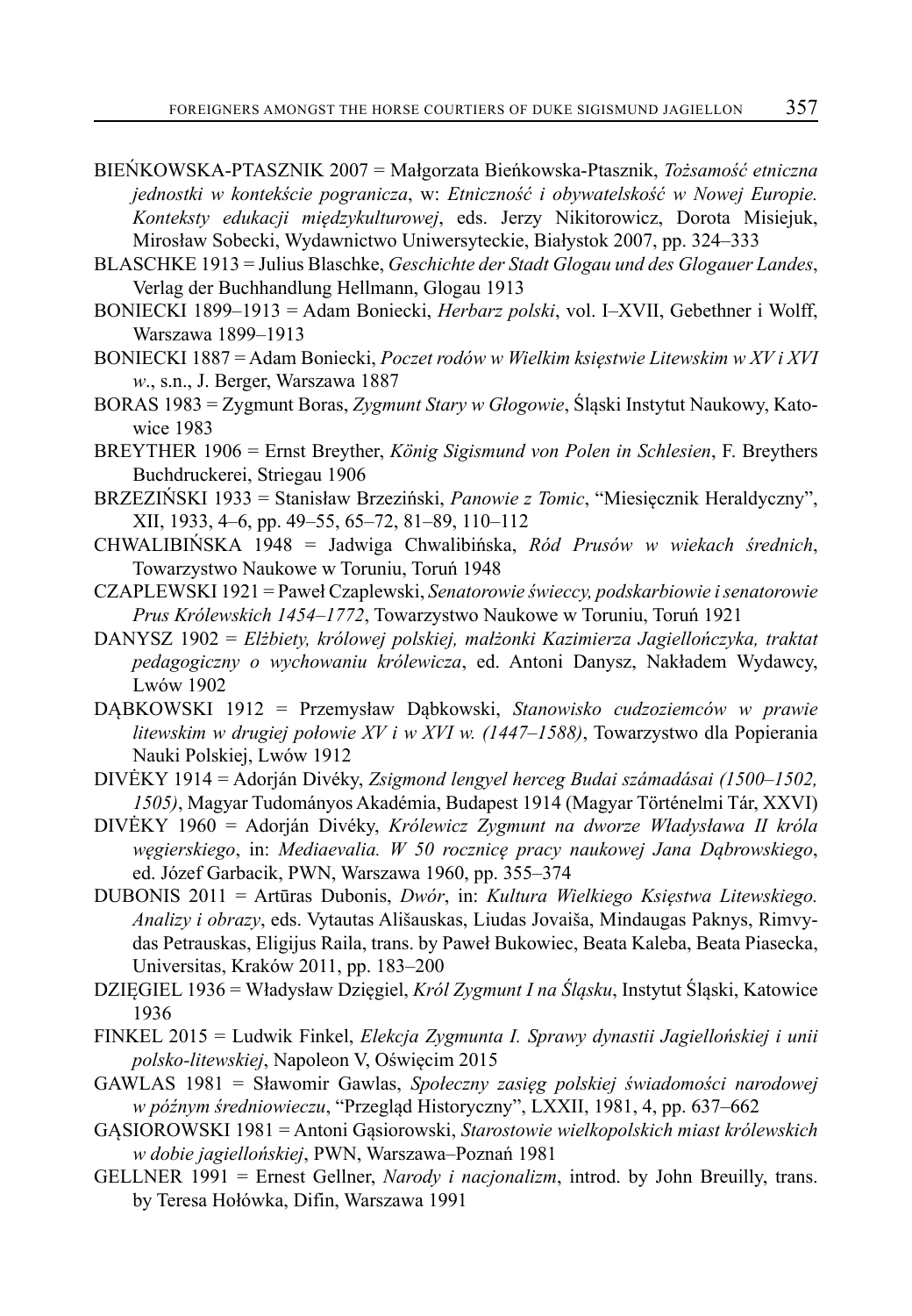BIEŃKOWSKA-PTASZNIK 2007 = Małgorzata Bieńkowska-Ptasznik, *Tożsamość etniczna jednostki w kontekście pogranicza*, w: *Etniczność i obywatelskość w Nowej Europie. Konteksty edukacji międzykulturowej*, eds. Jerzy Nikitorowicz, Dorota Misiejuk, Mirosław Sobecki, Wydawnictwo Uniwersyteckie, Białystok 2007, pp. 324–333

BLASCHKE 1913 = Julius Blaschke, *Geschichte der Stadt Glogau und des Glogauer Landes*, Verlag der Buchhandlung Hellmann, Glogau 1913

BONIECKI 1899–1913 = Adam Boniecki, *Herbarz polski*, vol. I–XVII, Gebethner i Wolff, Warszawa 1899–1913

BONIECKI 1887 = Adam Boniecki, *Poczet rodów w Wielkim księstwie Litewskim w XV i XVI w*., s.n., J. Berger, Warszawa 1887

BORAS 1983 = Zygmunt Boras, *Zygmunt Stary w Głogowie*, Śląski Instytut Naukowy, Katowice 1983

BREYTHER 1906 = Ernst Breyther, *König Sigismund von Polen in Schlesien*, F. Breythers Buchdruckerei, Striegau 1906

BRZEZIŃSKI 1933 = Stanisław Brzeziński, *Panowie z Tomic*, "Miesięcznik Heraldyczny", XII, 1933, 4–6, pp. 49–55, 65–72, 81–89, 110–112

CHWALIBIŃSKA 1948 = Jadwiga Chwalibińska, *Ród Prusów w wiekach średnich*, Towarzystwo Naukowe w Toruniu, Toruń 1948

CZAPLEWSKI 1921 = Paweł Czaplewski, *Senatorowie świeccy, podskarbiowie i senatorowie Prus Królewskich 1454–1772*, Towarzystwo Naukowe w Toruniu, Toruń 1921

DANYSZ 1902 = *Elżbiety, królowej polskiej, małżonki Kazimierza Jagiellończyka, traktat pedagogiczny o wychowaniu królewicza*, ed. Antoni Danysz, Nakładem Wydawcy, Lwów 1902

DĄBKOWSKI 1912 = Przemysław Dąbkowski, *Stanowisko cudzoziemców w prawie litewskim w drugiej połowie XV i w XVI w. (1447–1588)*, Towarzystwo dla Popierania Nauki Polskiej, Lwów 1912

DIVÉKY 1914 = Adorján Divéky, *Zsigmond lengyel herceg Budai számadásai (1500–1502, 1505)*, Magyar Tudományos Akadémia, Budapest 1914 (Magyar Történelmi Tár, XXVI)

DIVÉKY 1960 = Adorján Divéky, *Królewicz Zygmunt na dworze Władysława II króla węgierskiego*, in: *Mediaevalia. W 50 rocznicę pracy naukowej Jana Dąbrowskiego*, ed. Józef Garbacik, PWN, Warszawa 1960, pp. 355–374

DUBONIS 2011 = Artūras Dubonis, *Dwór*, in: *Kultura Wielkiego Księstwa Litewskiego. Analizy i obrazy*, eds. Vytautas Ališauskas, Liudas Jovaiša, Mindaugas Paknys, Rimvydas Petrauskas, Eligijus Raila, trans. by Paweł Bukowiec, Beata Kaleba, Beata Piasecka, Universitas, Kraków 2011, pp. 183–200

DZIĘGIEL 1936 = Władysław Dzięgiel, *Król Zygmunt I na Śląsku*, Instytut Śląski, Katowice 1936

FINKEL 2015 = Ludwik Finkel, *Elekcja Zygmunta I. Sprawy dynastii Jagiellońskiej i unii polsko-litewskiej*, Napoleon V, Oświęcim 2015

GAWLAS 1981 = Sławomir Gawlas, *Społeczny zasięg polskiej świadomości narodowej w późnym średniowieczu*, "Przegląd Historyczny", LXXII, 1981, 4, pp. 637–662

GĄSIOROWSKI 1981 = Antoni Gąsiorowski, *Starostowie wielkopolskich miast królewskich w dobie jagiellońskiej*, PWN, Warszawa–Poznań 1981

GELLNER 1991 = Ernest Gellner, *Narody i nacjonalizm*, introd. by John Breuilly, trans. by Teresa Hołówka, Difin, Warszawa 1991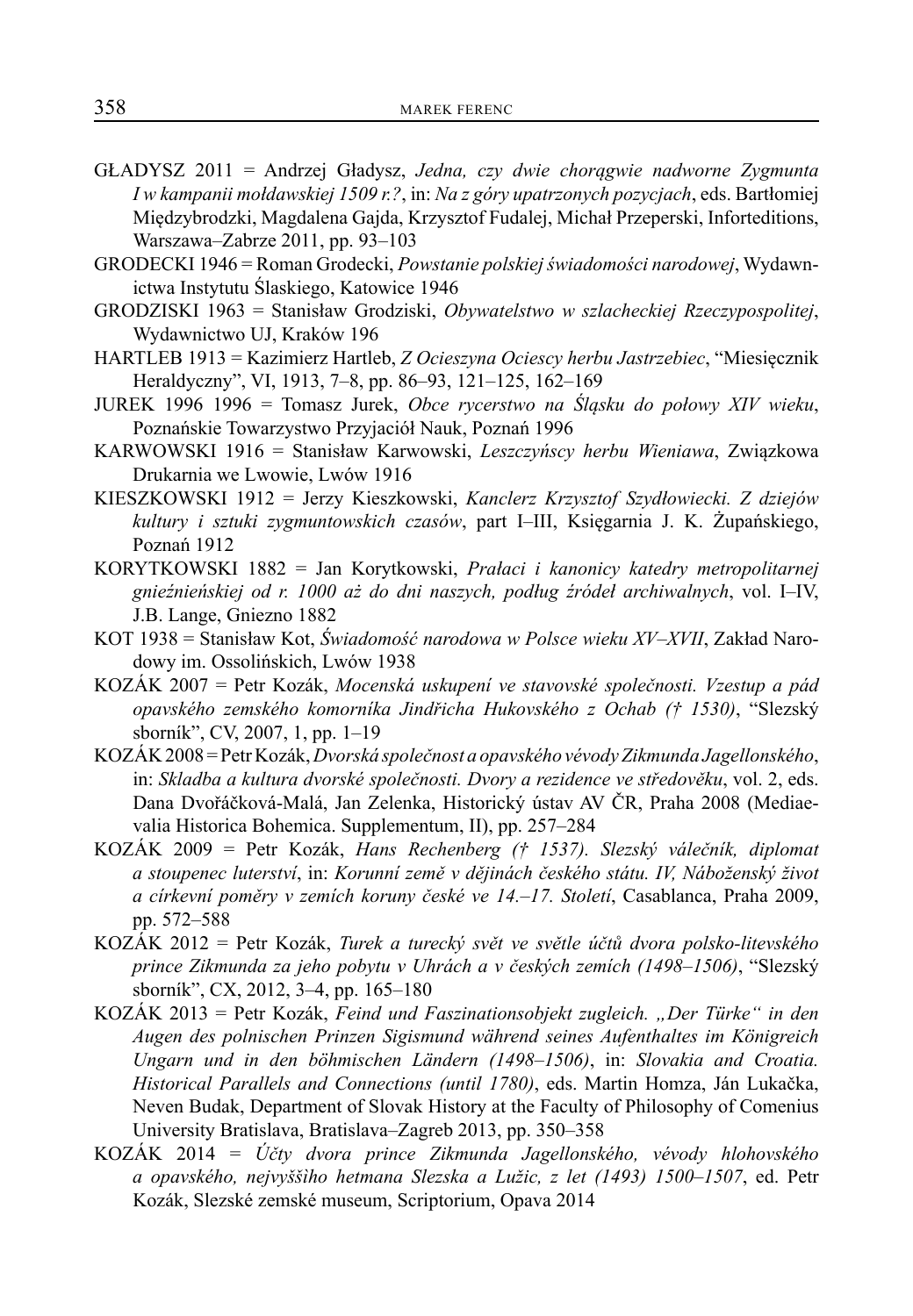GŁADYSZ 2011 = Andrzej Gładysz, *Jedna, czy dwie chorągwie nadworne Zygmunta I w kampanii mołdawskiej 1509 r.?*, in: *Na z góry upatrzonych pozycjach*, eds. Bartłomiej Międzybrodzki, Magdalena Gajda, Krzysztof Fudalej, Michał Przeperski, Inforteditions, Warszawa–Zabrze 2011, pp. 93–103

GRODECKI 1946 = Roman Grodecki, *Powstanie polskiej świadomości narodowej*, Wydawnictwa Instytutu Ślaskiego, Katowice 1946

GRODZISKI 1963 = Stanisław Grodziski, *Obywatelstwo w szlacheckiej Rzeczypospolitej*, Wydawnictwo UJ, Kraków 196

HARTLEB 1913 = Kazimierz Hartleb, *Z Ocieszyna Ociescy herbu Jastrzebiec*, "Miesięcznik Heraldyczny", VI, 1913, 7–8, pp. 86–93, 121–125, 162–169

JUREK 1996 1996 = Tomasz Jurek, *Obce rycerstwo na Śląsku do połowy XIV wieku*, Poznańskie Towarzystwo Przyjaciół Nauk, Poznań 1996

KARWOWSKI 1916 = Stanisław Karwowski, *Leszczyńscy herbu Wieniawa*, Związkowa Drukarnia we Lwowie, Lwów 1916

KIESZKOWSKI 1912 = Jerzy Kieszkowski, *Kanclerz Krzysztof Szydłowiecki. Z dziejów kultury i sztuki zygmuntowskich czasów*, part I–III, Księgarnia J. K. Żupańskiego, Poznań 1912

KORYTKOWSKI 1882 = Jan Korytkowski, *Prałaci i kanonicy katedry metropolitarnej gnieźnieńskiej od r. 1000 aż do dni naszych, podług źródeł archiwalnych*, vol. I–IV, J.B. Lange, Gniezno 1882

KOT 1938 = Stanisław Kot, *Świadomość narodowa w Polsce wieku XV–XVII*, Zakład Narodowy im. Ossolińskich, Lwów 1938

KOZÁK 2007 = Petr Kozák, *Mocenská uskupení ve stavovské společnosti. Vzestup a pád opavského zemského komorníka Jindřicha Hukovského z Ochab († 1530)*, "Slezský sborník", CV, 2007, 1, pp. 1–19

KOZÁK 2008 = Petr Kozák, *Dvorská společnost a opavského vévody Zikmunda Jagellonského*, in: *Skladba a kultura dvorské společnosti. Dvory a rezidence ve středověku*, vol. 2, eds. Dana Dvořáčková-Malá, Jan Zelenka, Historický ústav AV ČR, Praha 2008 (Mediaevalia Historica Bohemica. Supplementum, II), pp. 257–284

KOZÁK 2009 = Petr Kozák, *Hans Rechenberg († 1537). Slezský válečník, diplomat a stoupenec luterství*, in: *Korunní země v dějinách českého státu. IV, Náboženský život a církevní poměry v zemích koruny české ve 14.–17. Století*, Casablanca, Praha 2009, pp. 572–588

KOZÁK 2012 = Petr Kozák, *Turek a turecký svět ve světle účtů dvora polsko-litevského prince Zikmunda za jeho pobytu v Uhrách a v českých zemích (1498–1506)*, "Slezský sborník", CX, 2012, 3–4, pp. 165–180

KOZÁK 2013 = Petr Kozák, *Feind und Faszinationsobjekt zugleich. „Der Türke" in den Augen des polnischen Prinzen Sigismund während seines Aufenthaltes im Königreich Ungarn und in den böhmischen Ländern (1498–1506)*, in: *Slovakia and Croatia. Historical Parallels and Connections (until 1780)*, eds. Martin Homza, Ján Lukačka, Neven Budak, Department of Slovak History at the Faculty of Philosophy of Comenius University Bratislava, Bratislava–Zagreb 2013, pp. 350–358

KOZÁK 2014 = *Účty dvora prince Zikmunda Jagellonského, vévody hlohovského a opavského, nejvyššího hetmana Slezska a Lužic, z let (1493) 1500–1507*, ed. Petr Kozák, Slezské zemské museum, Scriptorium, Opava 2014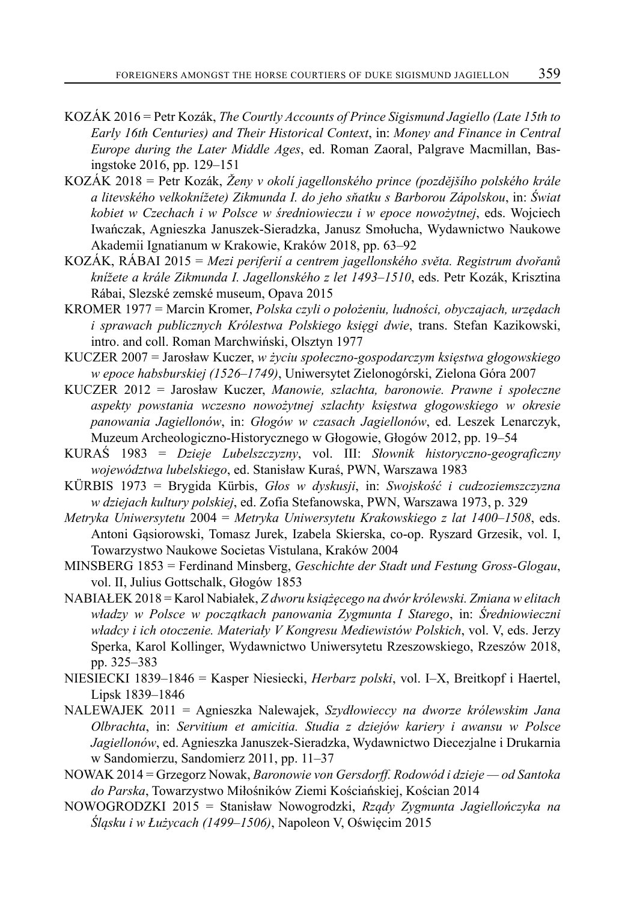KOZÁK 2016 = Petr Kozák, *The Courtly Accounts of Prince Sigismund Jagiello (Late 15th to Early 16th Centuries) and Their Historical Context*, in: *Money and Finance in Central Europe during the Later Middle Ages*, ed. Roman Zaoral, Palgrave Macmillan, Basingstoke 2016, pp. 129–151

KOZÁK 2018 = Petr Kozák, *Ženy v okolí jagellonského prince (pozdějšího polského krále a litevského velkoknížete) Zikmunda I. do jeho sňatku s Barborou Zápolskou*, in: *Świat kobiet w Czechach i w Polsce w średniowieczu i w epoce nowożytnej*, eds. Wojciech Iwańczak, Agnieszka Januszek-Sieradzka, Janusz Smołucha, Wydawnictwo Naukowe Akademii Ignatianum w Krakowie, Kraków 2018, pp. 63–92

KOZÁK, RÁBAI 2015 = *Mezi periferií a centrem jagellonského světa. Registrum dvořanů knížete a krále Zikmunda I. Jagellonského z let 1493–1510*, eds. Petr Kozák, Krisztina Rábai, Slezské zemské museum, Opava 2015

KROMER 1977 = Marcin Kromer, *Polska czyli o położeniu, ludności, obyczajach, urzędach i sprawach publicznych Królestwa Polskiego księgi dwie*, trans. Stefan Kazikowski, intro. and coll. Roman Marchwiński, Olsztyn 1977

KUCZER 2007 = Jarosław Kuczer, *w życiu społeczno-gospodarczym księstwa głogowskiego w epoce habsburskiej (1526–1749)*, Uniwersytet Zielonogórski, Zielona Góra 2007

KUCZER 2012 = Jarosław Kuczer, *Manowie, szlachta, baronowie. Prawne i społeczne aspekty powstania wczesno nowożytnej szlachty księstwa głogowskiego w okresie panowania Jagiellonów*, in: *Głogów w czasach Jagiellonów*, ed. Leszek Lenarczyk, Muzeum Archeologiczno-Historycznego w Głogowie, Głogów 2012, pp. 19–54

KURAŚ 1983 = *Dzieje Lubelszczyzny*, vol. III: *Słownik historyczno-geograficzny województwa lubelskiego*, ed. Stanisław Kuraś, PWN, Warszawa 1983

KÜRBIS 1973 = Brygida Kürbis, *Głos w dyskusji*, in: *Swojskość i cudzoziemszczyzna w dziejach kultury polskiej*, ed. Zofia Stefanowska, PWN, Warszawa 1973, p. 329

*Metryka Uniwersytetu* 2004 = *Metryka Uniwersytetu Krakowskiego z lat 1400–1508*, eds. Antoni Gąsiorowski, Tomasz Jurek, Izabela Skierska, co-op. Ryszard Grzesik, vol. I, Towarzystwo Naukowe Societas Vistulana, Kraków 2004

MINSBERG 1853 = Ferdinand Minsberg, *Geschichte der Stadt und Festung Gross-Glogau*, vol. II, Julius Gottschalk, Głogów 1853

NABIAŁEK 2018 = Karol Nabiałek, *Z dworu książęcego na dwór królewski. Zmiana w elitach władzy w Polsce w początkach panowania Zygmunta I Starego*, in: *Średniowieczni władcy i ich otoczenie. Materiały V Kongresu Mediewistów Polskich*, vol. V, eds. Jerzy Sperka, Karol Kollinger, Wydawnictwo Uniwersytetu Rzeszowskiego, Rzeszów 2018, pp. 325–383

NIESIECKI 1839–1846 = Kasper Niesiecki, *Herbarz polski*, vol. I–X, Breitkopf i Haertel, Lipsk 1839–1846

NALEWAJEK 2011 = Agnieszka Nalewajek, *Szydłowieccy na dworze królewskim Jana Olbrachta*, in: *Servitium et amicitia. Studia z dziejów kariery i awansu w Polsce Jagiellonów*, ed. Agnieszka Januszek-Sieradzka, Wydawnictwo Diecezjalne i Drukarnia w Sandomierzu, Sandomierz 2011, pp. 11–37

NOWAK 2014 = Grzegorz Nowak, *Baronowie von Gersdorff. Rodowód i dzieje — od Santoka do Parska*, Towarzystwo Miłośników Ziemi Kościańskiej, Kościan 2014

NOWOGRODZKI 2015 = Stanisław Nowogrodzki, *Rządy Zygmunta Jagiellończyka na Śląsku i w Łużycach (1499–1506)*, Napoleon V, Oświęcim 2015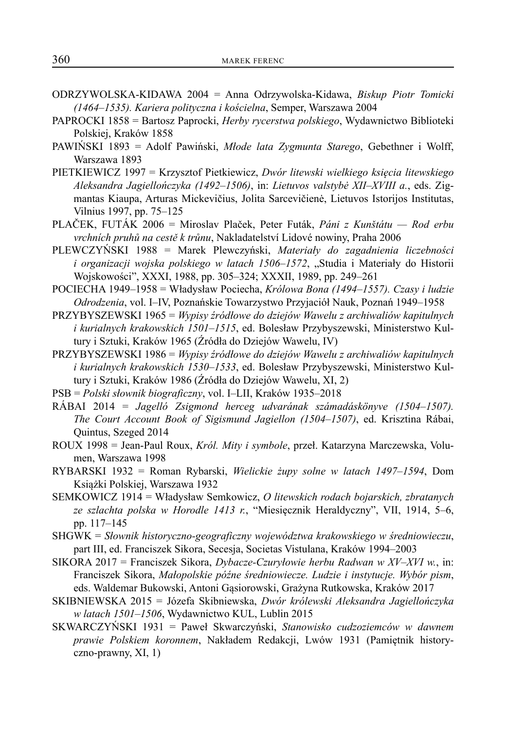ODRZYWOLSKA-KIDAWA 2004 = Anna Odrzywolska-Kidawa, *Biskup Piotr Tomicki (1464–1535). Kariera polityczna i kościelna*, Semper, Warszawa 2004

PAPROCKI 1858 = Bartosz Paprocki, *Herby rycerstwa polskiego*, Wydawnictwo Biblioteki Polskiej, Kraków 1858

PAWIŃSKI 1893 = Adolf Pawiński, *Młode lata Zygmunta Starego*, Gebethner i Wolff, Warszawa 1893

PIETKIEWICZ 1997 = Krzysztof Pietkiewicz, *Dwór litewski wielkiego księcia litewskiego Aleksandra Jagiellończyka (1492–1506)*, in: *Lietuvos valstybė XII–XVIII a.*, eds. Zigmantas Kiaupa, Arturas Mickevičius, Jolita Sarcevičienė, Lietuvos Istorijos Institutas, Vilnius 1997, pp. 75–125

PLAČEK, FUTÁK 2006 = Miroslav Plaček, Peter Futák, *Páni z Kunštátu — Rod erbu vrchních pruhů na cestě k trůnu*, Nakladatelství Lidové noviny, Praha 2006

PLEWCZYŃSKI 1988 = Marek Plewczyński, *Materiały do zagadnienia liczebności i organizacji wojska polskiego w latach 1506–1572*, „Studia i Materiały do Historii Wojskowości", XXXI, 1988, pp. 305–324; XXXII, 1989, pp. 249–261

POCIECHA 1949–1958 = Władysław Pociecha, *Królowa Bona (1494–1557). Czasy i ludzie Odrodzenia*, vol. I–IV, Poznańskie Towarzystwo Przyjaciół Nauk, Poznań 1949–1958

PRZYBYSZEWSKI 1965 = *Wypisy źródłowe do dziejów Wawelu z archiwaliów kapitulnych i kurialnych krakowskich 1501–1515*, ed. Bolesław Przybyszewski, Ministerstwo Kultury i Sztuki, Kraków 1965 (Źródła do Dziejów Wawelu, IV)

PRZYBYSZEWSKI 1986 = *Wypisy źródłowe do dziejów Wawelu z archiwaliów kapitulnych i kurialnych krakowskich 1530–1533*, ed. Bolesław Przybyszewski, Ministerstwo Kultury i Sztuki, Kraków 1986 (Źródła do Dziejów Wawelu, XI, 2)

PSB = *Polski słownik biograficzny*, vol. I–LII, Kraków 1935–2018

RÁBAI 2014 = *Jagelló Zsigmond herceg udvarának számadáskönyve (1504–1507). The Court Account Book of Sigismund Jagiellon (1504–1507)*, ed. Krisztina Rábai, Quintus, Szeged 2014

ROUX 1998 = Jean-Paul Roux, *Król. Mity i symbole*, przeł. Katarzyna Marczewska, Volumen, Warszawa 1998

RYBARSKI 1932 = Roman Rybarski, *Wielickie żupy solne w latach 1497–1594*, Dom Książki Polskiej, Warszawa 1932

SEMKOWICZ 1914 = Władysław Semkowicz, *O litewskich rodach bojarskich, zbratanych ze szlachta polska w Horodle 1413 r.*, "Miesięcznik Heraldyczny", VII, 1914, 5–6, pp. 117–145

SHGWK = *Słownik historyczno-geograficzny województwa krakowskiego w średniowieczu*, part III, ed. Franciszek Sikora, Secesja, Societas Vistulana, Kraków 1994–2003

SIKORA 2017 = Franciszek Sikora, *Dybacze-Czuryłowie herbu Radwan w XV–XVI w.*, in: Franciszek Sikora, *Małopolskie późne średniowiecze. Ludzie i instytucje. Wybór pism*, eds. Waldemar Bukowski, Antoni Gąsiorowski, Grażyna Rutkowska, Kraków 2017

SKIBNIEWSKA 2015 = Józefa Skibniewska, *Dwór królewski Aleksandra Jagiellończyka w latach 1501–1506*, Wydawnictwo KUL, Lublin 2015

SKWARCZYŃSKI 1931 = Paweł Skwarczyński, *Stanowisko cudzoziemców w dawnem prawie Polskiem koronnem*, Nakładem Redakcji, Lwów 1931 (Pamiętnik historyczno-prawny, XI, 1)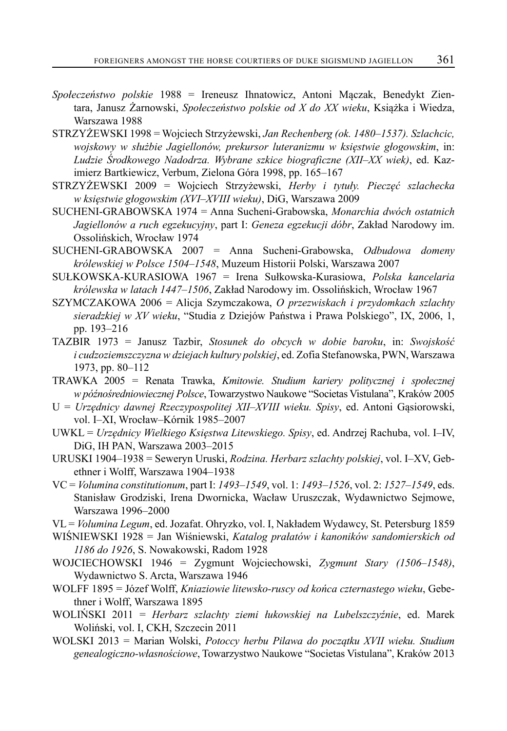*Społeczeństwo polskie* 1988 = Ireneusz Ihnatowicz, Antoni Mączak, Benedykt Zientara, Janusz Żarnowski, *Społeczeństwo polskie od X do XX wieku*, Książka i Wiedza, Warszawa 1988

STRZYŻEWSKI 1998 = Wojciech Strzyżewski, *Jan Rechenberg (ok. 1480–1537). Szlachcic, wojskowy w służbie Jagiellonów, prekursor luteranizmu w księstwie głogowskim*, in: *Ludzie Środkowego Nadodrza. Wybrane szkice biograficzne (XII–XX wiek)*, ed. Kazimierz Bartkiewicz, Verbum, Zielona Góra 1998, pp. 165–167

STRZYŻEWSKI 2009 = Wojciech Strzyżewski, *Herby i tytuły. Pieczęć szlachecka w księstwie głogowskim (XVI–XVIII wieku)*, DiG, Warszawa 2009

SUCHENI-GRABOWSKA 1974 = Anna Sucheni-Grabowska, *Monarchia dwóch ostatnich Jagiellonów a ruch egzekucyjny*, part I: *Geneza egzekucji dóbr*, Zakład Narodowy im. Ossolińskich, Wrocław 1974

SUCHENI-GRABOWSKA 2007 = Anna Sucheni-Grabowska, *Odbudowa domeny królewskiej w Polsce 1504–1548*, Muzeum Historii Polski, Warszawa 2007

SUŁKOWSKA-KURASIOWA 1967 = Irena Sułkowska-Kurasiowa, *Polska kancelaria królewska w latach 1447–1506*, Zakład Narodowy im. Ossolińskich, Wrocław 1967

SZYMCZAKOWA 2006 = Alicja Szymczakowa, *O przezwiskach i przydomkach szlachty sieradzkiej w XV wieku*, "Studia z Dziejów Państwa i Prawa Polskiego", IX, 2006, 1, pp. 193–216

TAZBIR 1973 = Janusz Tazbir, *Stosunek do obcych w dobie baroku*, in: *Swojskość i cudzoziemszczyzna w dziejach kultury polskiej*, ed. Zofia Stefanowska, PWN, Warszawa 1973, pp. 80–112

TRAWKA 2005 = Renata Trawka, *Kmitowie. Studium kariery politycznej i społecznej w późnośredniowiecznej Polsce*, Towarzystwo Naukowe "Societas Vistulana", Kraków 2005

U = *Urzędnicy dawnej Rzeczypospolitej XII–XVIII wieku. Spisy*, ed. Antoni Gąsiorowski, vol. I–XI, Wrocław–Kórnik 1985–2007

UWKL = *Urzędnicy Wielkiego Księstwa Litewskiego. Spisy*, ed. Andrzej Rachuba, vol. I–IV, DiG, IH PAN, Warszawa 2003–2015

URUSKI 1904–1938 = Seweryn Uruski, *Rodzina. Herbarz szlachty polskiej*, vol. I–XV, Gebethner i Wolff, Warszawa 1904–1938

VC = *Volumina constitutionum*, part I: *1493–1549*, vol. 1: *1493–1526*, vol. 2: *1527–1549*, eds. Stanisław Grodziski, Irena Dwornicka, Wacław Uruszczak, Wydawnictwo Sejmowe, Warszawa 1996–2000

VL = *Volumina Legum*, ed. Jozafat. Ohryzko, vol. I, Nakładem Wydawcy, St. Petersburg 1859

WIŚNIEWSKI 1928 = Jan Wiśniewski, *Katalog prałatów i kanoników sandomierskich od 1186 do 1926*, S. Nowakowski, Radom 1928

WOJCIECHOWSKI 1946 = Zygmunt Wojciechowski, *Zygmunt Stary (1506–1548)*, Wydawnictwo S. Arcta, Warszawa 1946

WOLFF 1895 = Józef Wolff, *Kniaziowie litewsko-ruscy od końca czternastego wieku*, Gebethner i Wolff, Warszawa 1895

WOLIŃSKI 2011 = *Herbarz szlachty ziemi łukowskiej na Lubelszczyźnie*, ed. Marek Woliński, vol. I, CKH, Szczecin 2011

WOLSKI 2013 = Marian Wolski, *Potoccy herbu Pilawa do początku XVII wieku. Studium genealogiczno-własnościowe*, Towarzystwo Naukowe "Societas Vistulana", Kraków 2013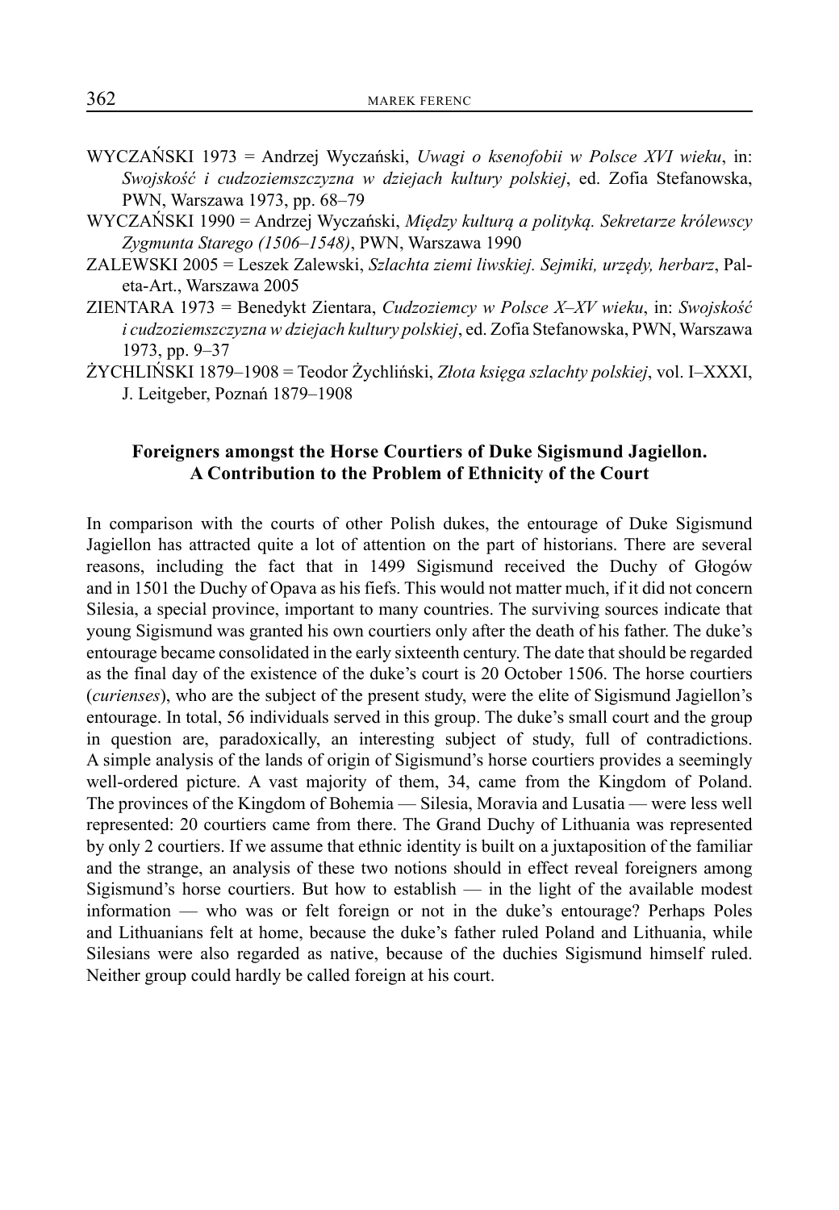WYCZAŃSKI 1973 = Andrzej Wyczański, *Uwagi o ksenofobii w Polsce XVI wieku*, in: *Swojskość i cudzoziemszczyzna w dziejach kultury polskiej*, ed. Zofia Stefanowska, PWN, Warszawa 1973, pp. 68–79

WYCZAŃSKI 1990 = Andrzej Wyczański, *Między kulturą a polityką. Sekretarze królewscy Zygmunta Starego (1506–1548)*, PWN, Warszawa 1990

ZALEWSKI 2005 = Leszek Zalewski, *Szlachta ziemi liwskiej. Sejmiki, urzędy, herbarz*, Paleta-Art., Warszawa 2005

ZIENTARA 1973 = Benedykt Zientara, *Cudzoziemcy w Polsce X–XV wieku*, in: *Swojskość i cudzoziemszczyzna w dziejach kultury polskiej*, ed. Zofia Stefanowska, PWN, Warszawa 1973, pp. 9–37

ŻYCHLIŃSKI 1879–1908 = Teodor Żychliński, *Złota księga szlachty polskiej*, vol. I–XXXI, J. Leitgeber, Poznań 1879–1908

**Foreigners amongst the Horse Courtiers of Duke Sigismund Jagiellon. A Contribution to the Problem of Ethnicity of the Court**

In comparison with the courts of other Polish dukes, the entourage of Duke Sigismund Jagiellon has attracted quite a lot of attention on the part of historians. There are several reasons, including the fact that in 1499 Sigismund received the Duchy of Głogów and in 1501 the Duchy of Opava as his fiefs. This would not matter much, if it did not concern Silesia, a special province, important to many countries. The surviving sources indicate that young Sigismund was granted his own courtiers only after the death of his father. The duke's entourage became consolidated in the early sixteenth century. The date that should be regarded as the final day of the existence of the duke's court is 20 October 1506. The horse courtiers (*curienses*), who are the subject of the present study, were the elite of Sigismund Jagiellon's entourage. In total, 56 individuals served in this group. The duke's small court and the group in question are, paradoxically, an interesting subject of study, full of contradictions. A simple analysis of the lands of origin of Sigismund's horse courtiers provides a seemingly well-ordered picture. A vast majority of them, 34, came from the Kingdom of Poland. The provinces of the Kingdom of Bohemia — Silesia, Moravia and Lusatia — were less well represented: 20 courtiers came from there. The Grand Duchy of Lithuania was represented by only 2 courtiers. If we assume that ethnic identity is built on a juxtaposition of the familiar and the strange, an analysis of these two notions should in effect reveal foreigners among Sigismund's horse courtiers. But how to establish — in the light of the available modest information — who was or felt foreign or not in the duke's entourage? Perhaps Poles and Lithuanians felt at home, because the duke's father ruled Poland and Lithuania, while Silesians were also regarded as native, because of the duchies Sigismund himself ruled. Neither group could hardly be called foreign at his court.